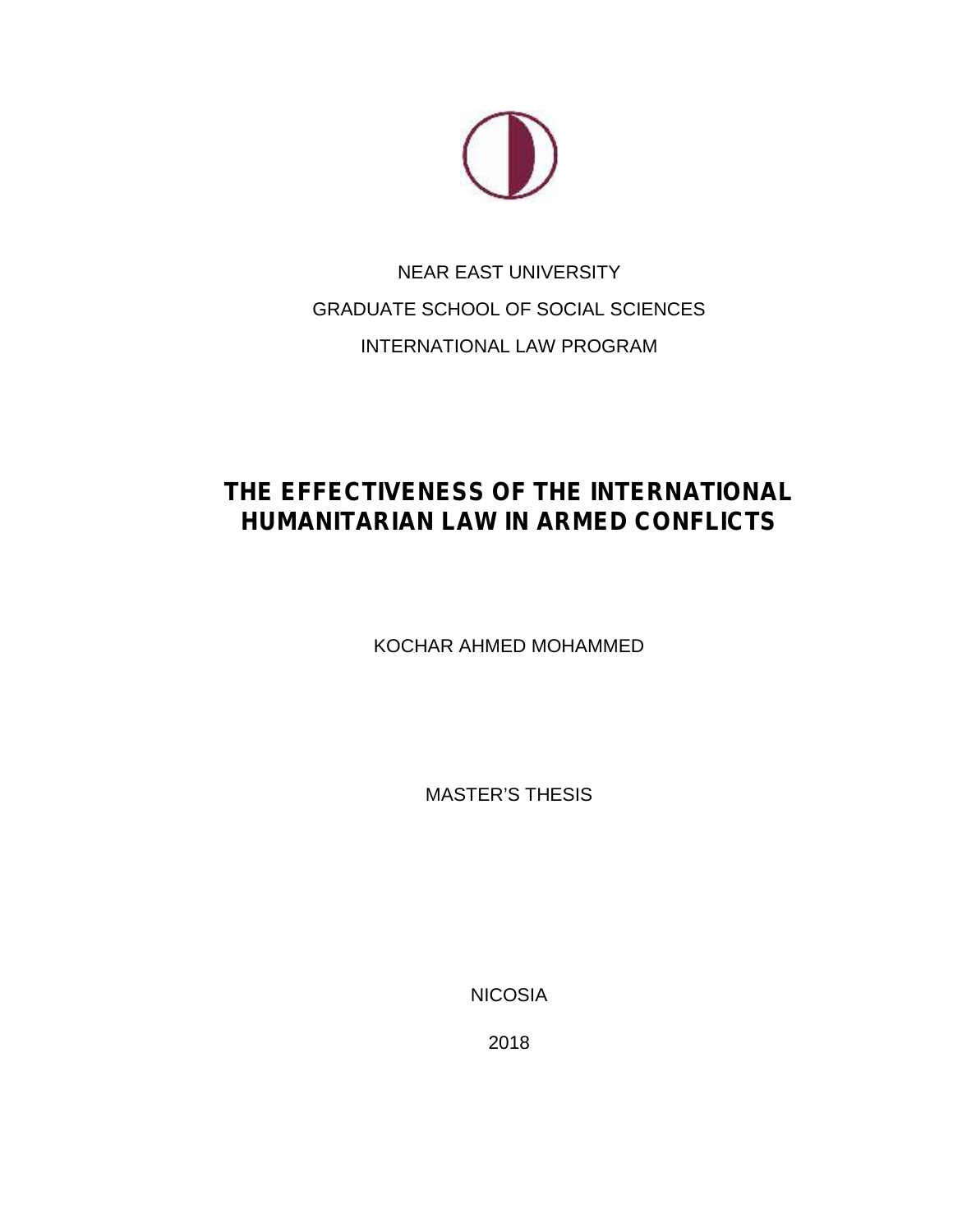NEAR EAST UNIVERSITY

GRADUATE SCHOOL OF SOCIAL SCIENCES

INTERNATIONAL LAW PROGRAM

# THE EFFECTIVENESS OF THE INTERNATIONAL HUMANITARIAN LAW IN ARMED CONFLICTS

KOCHAR AHMED MOHAMMED

MASTER'S THESIS

NICOSIA

2018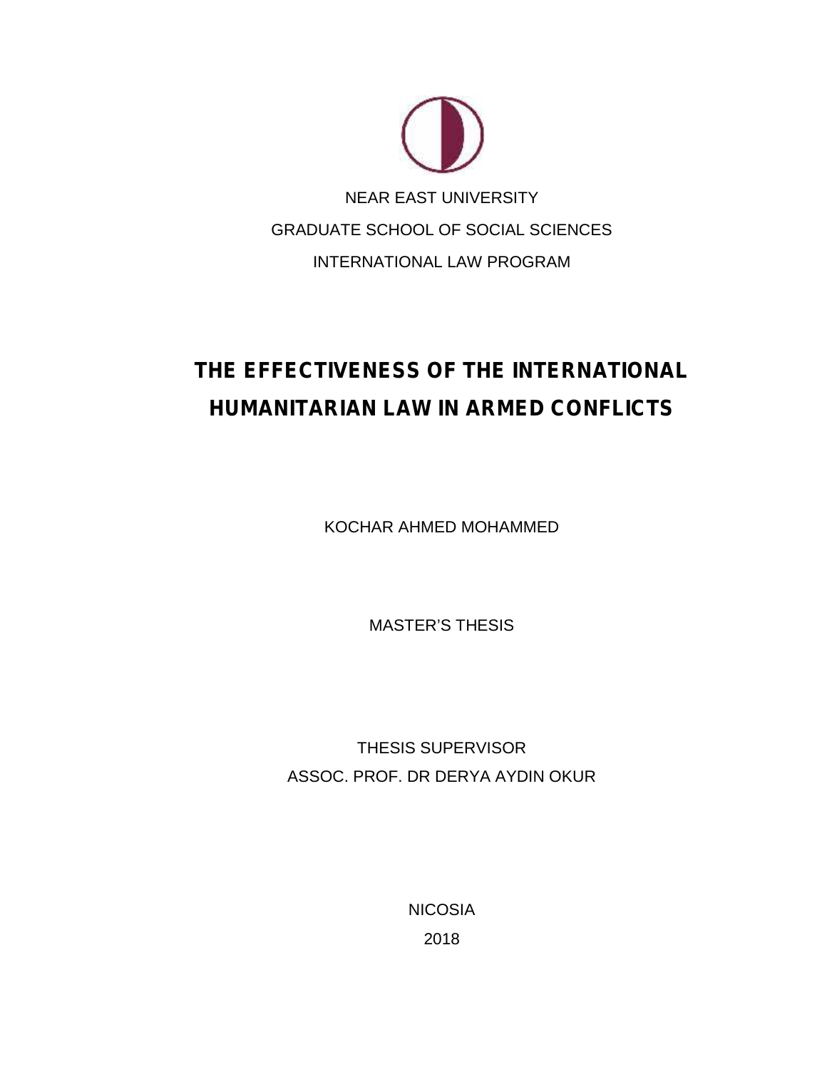NEAR EAST UNIVERSITY

GRADUATE SCHOOL OF SOCIAL SCIENCES

INTERNATIONAL LAW PROGRAM

# THE EFFECTIVENESS OF THE INTERNATIONAL HUMANITARIAN LAW IN ARMED CONFLICTS

KOCHAR AHMED MOHAMMED

MASTER'S THESIS

THESIS SUPERVISOR

ASSOC. PROF. DR DERYA AYDIN OKUR

NICOSIA

2018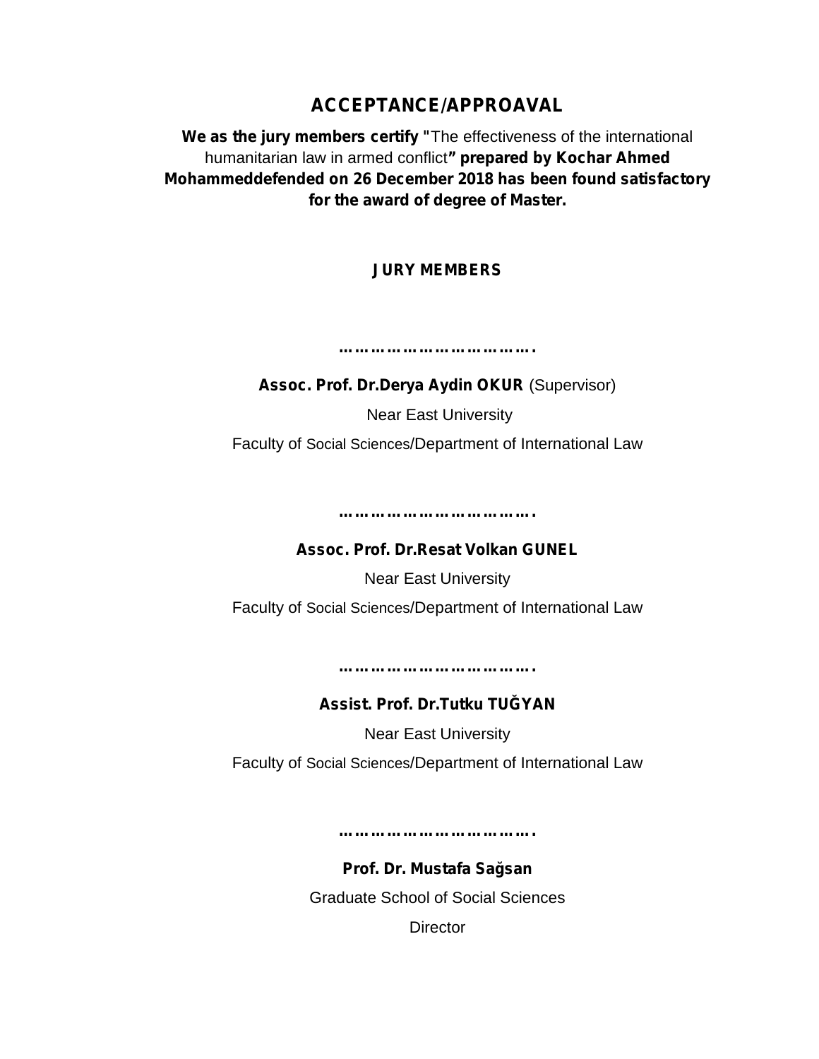## ACCEPTANCE/APPROAVAL

**We as the jury members certify "**The effectiveness of the international humanitarian law in armed conflict**" prepared by Kochar Ahmed Mohammeddefended on 26 December 2018 has been found satisfactory for the award of degree of Master.**

**JURY MEMBERS**

**……………………………….**

**Assoc. Prof. Dr.Derya Aydin OKUR** (Supervisor)

Near East University

Faculty of Social Sciences/Department of International Law

**……………………………….**

**Assoc. Prof. Dr.Resat Volkan GUNEL**

Near East University

Faculty of Social Sciences/Department of International Law

**……………………………….**

**Assist. Prof. Dr.Tutku TUĞYAN**

Near East University

Faculty of Social Sciences/Department of International Law

**……………………………….**

**Prof. Dr. Mustafa Sağsan**

Graduate School of Social Sciences

Director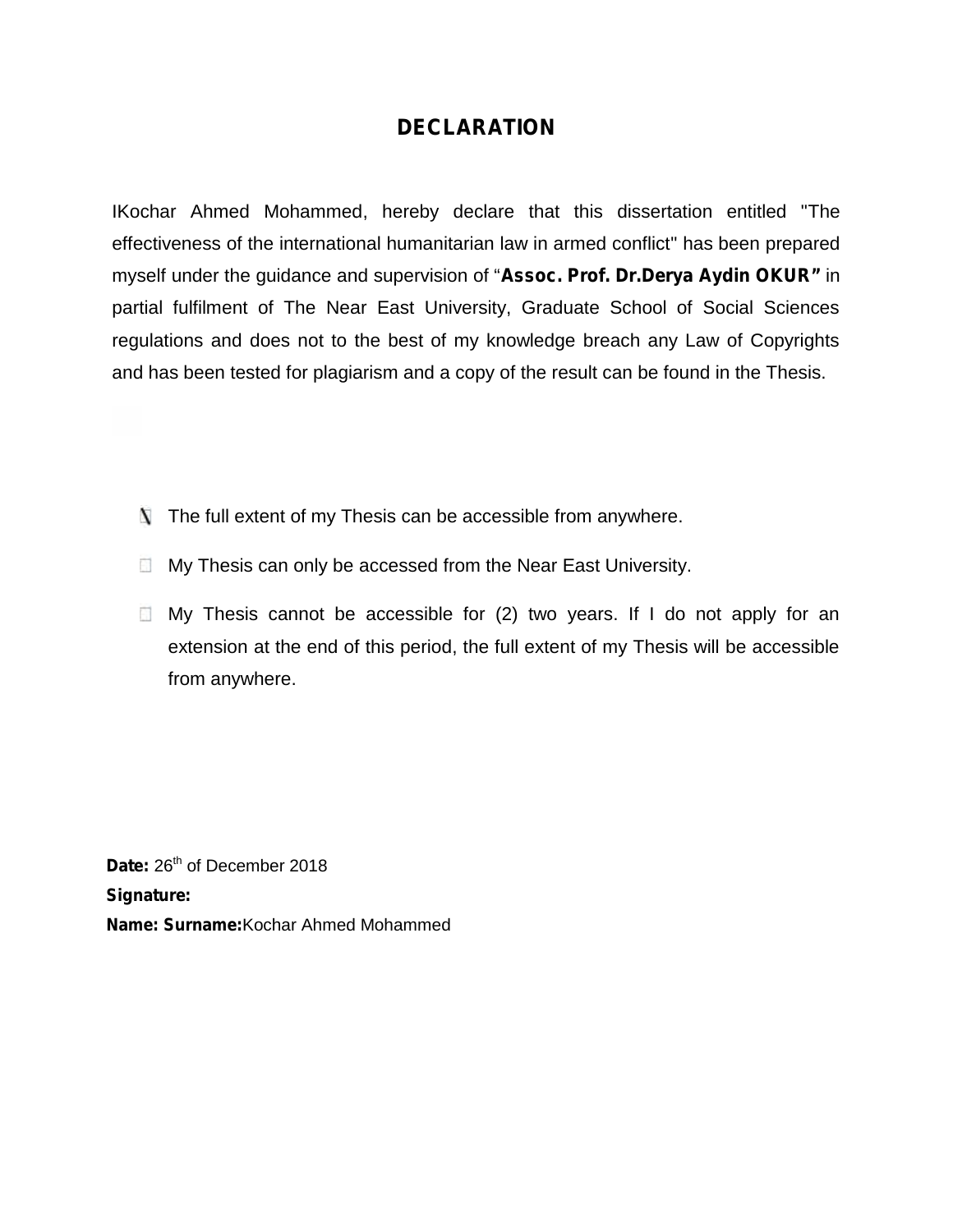# DECLARATION

IKochar Ahmed Mohammed, hereby declare that this dissertation entitled "The effectiveness of the international humanitarian law in armed conflict" has been prepared myself under the guidance and supervision of "**Assoc. Prof. Dr.Derya Aydin OKUR"** in partial fulfilment of The Near East University, Graduate School of Social Sciences regulations and does not to the best of my knowledge breach any Law of Copyrights and has been tested for plagiarism and a copy of the result can be found in the Thesis.

- [x] The full extent of my Thesis can be accessible from anywhere.
- [ ] My Thesis can only be accessed from the Near East University.
- [ ] My Thesis cannot be accessible for (2) two years. If I do not apply for an extension at the end of this period, the full extent of my Thesis will be accessible from anywhere.

**Date:** 26th of December 2018

**Signature:**

**Name: Surname:**Kochar Ahmed Mohammed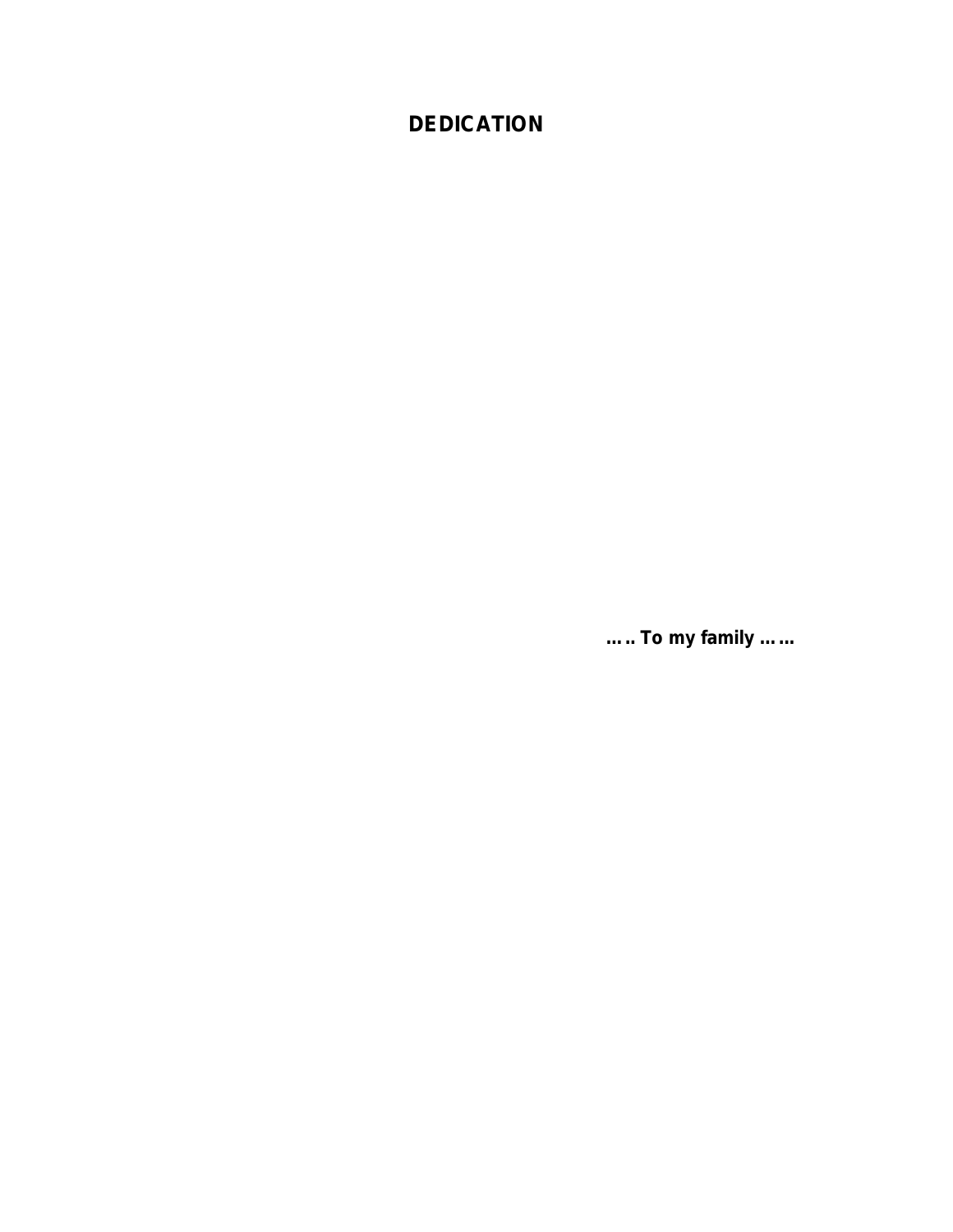# DEDICATION

**….. To my family ……**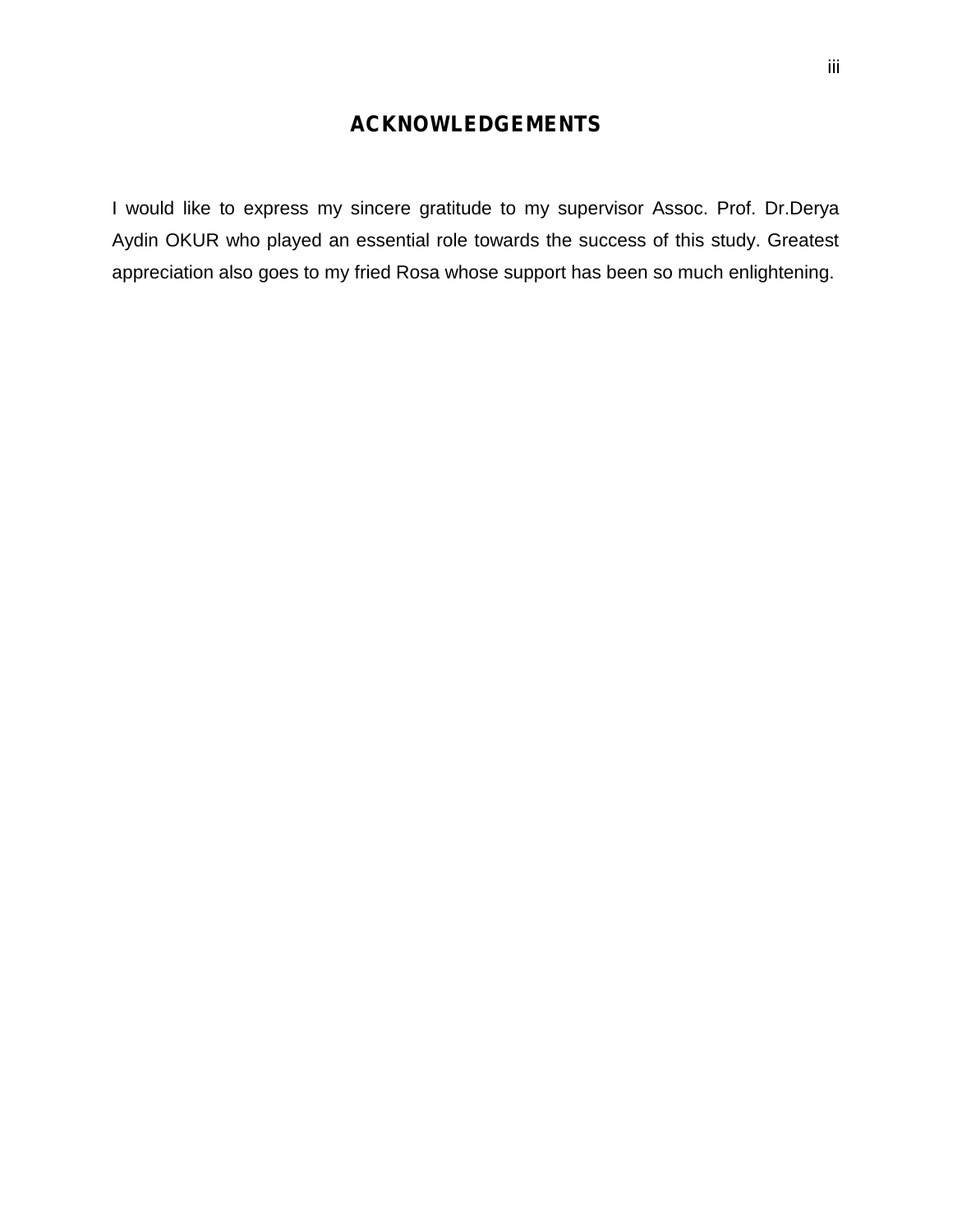## ACKNOWLEDGEMENTS

I would like to express my sincere gratitude to my supervisor Assoc. Prof. Dr.Derya Aydin OKUR who played an essential role towards the success of this study. Greatest appreciation also goes to my fried Rosa whose support has been so much enlightening.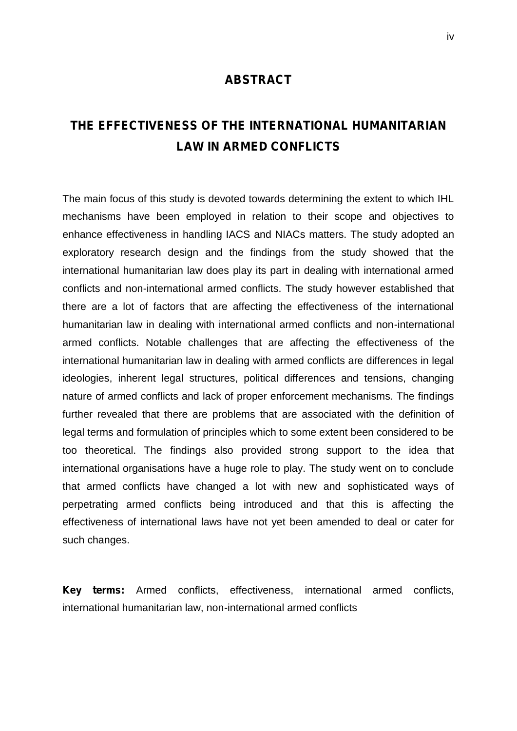# ABSTRACT

## THE EFFECTIVENESS OF THE INTERNATIONAL HUMANITARIAN LAW IN ARMED CONFLICTS

The main focus of this study is devoted towards determining the extent to which IHL mechanisms have been employed in relation to their scope and objectives to enhance effectiveness in handling IACS and NIACs matters. The study adopted an exploratory research design and the findings from the study showed that the international humanitarian law does play its part in dealing with international armed conflicts and non-international armed conflicts. The study however established that there are a lot of factors that are affecting the effectiveness of the international humanitarian law in dealing with international armed conflicts and non-international armed conflicts. Notable challenges that are affecting the effectiveness of the international humanitarian law in dealing with armed conflicts are differences in legal ideologies, inherent legal structures, political differences and tensions, changing nature of armed conflicts and lack of proper enforcement mechanisms. The findings further revealed that there are problems that are associated with the definition of legal terms and formulation of principles which to some extent been considered to be too theoretical. The findings also provided strong support to the idea that international organisations have a huge role to play. The study went on to conclude that armed conflicts have changed a lot with new and sophisticated ways of perpetrating armed conflicts being introduced and that this is affecting the effectiveness of international laws have not yet been amended to deal or cater for such changes.

**Key terms:** Armed conflicts, effectiveness, international armed conflicts, international humanitarian law, non-international armed conflicts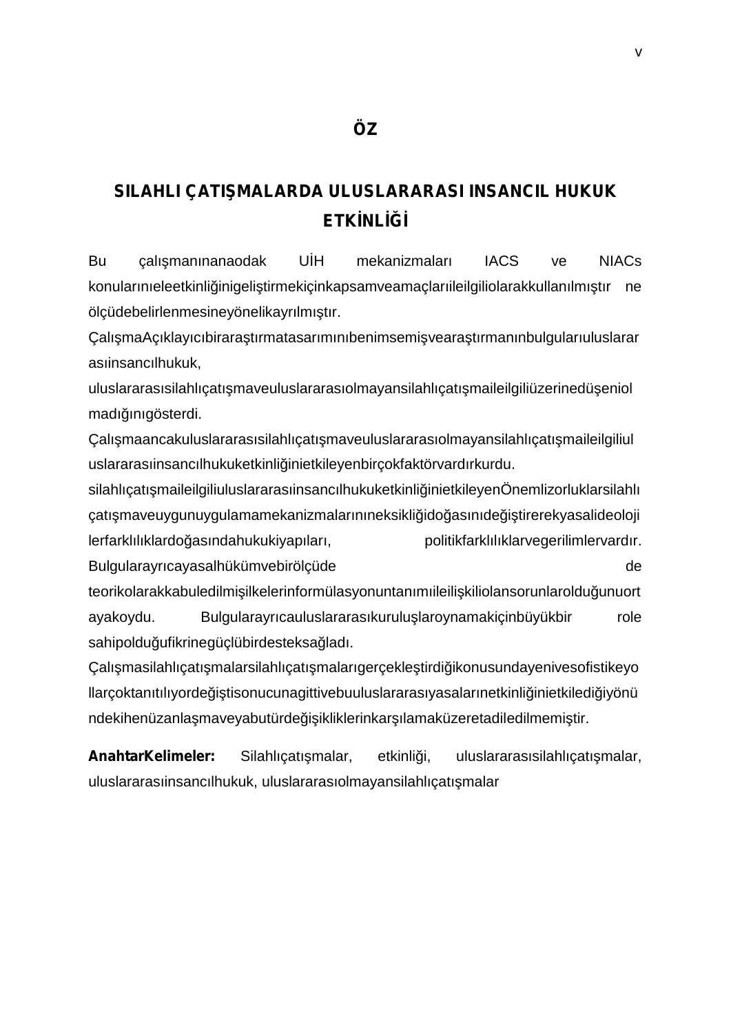# ÖZ

## SILAHLI ÇATIŞMALARDA ULUSLARARASI INSANCIL HUKUK ETKİNLİĞİ

Bu çalışmanınanaodak UİH mekanizmaları IACS ve NIACs konularınıeleetkinliğinigeliştirmekiçinkapsamveamaçlarıileilgiliolarakkullanılmıştır ne ölçüdebelirlenmesineyönelikayrılmıştır. ÇalışmaAçıklayıcıbiraraştırmatasarımınıbenimsemişvearaştırmanınbulgularıuluslararasıinsancılhukuk, uluslararasısilahlıçatışmaveuluslararasıolmayansilahlıçatışmaileilgiliüzerinedüşeniolmadığınıgösterdi. Çalışmaancakuluslararasısilahlıçatışmaveuluslararasıolmayansilahlıçatışmaileilgiliuluslararasıinsancılhukuketkinliğinietkileyenbirçokfaktörvardırkurdu. silahlıçatışmaileilgiliuluslararasıinsancılhukuketkinliğinietkileyenÖnemlizorluklarsilahlıçatışmaveuygunuygulamamekanizmalarınıneksikliğidoğasınıdeğiştirerekyasalideolojilerfarklılıklardoğasındahukukiyapıları, politikfarklılıklarvegerilimlervardır. Bulgularayrıcayasalhükümvebirölçüde de teorikolarakkabuledilmişilkelerinformülasyonuntanımıileilişkiliolansorunlarolduğunuortayakoydu. Bulgularayrıcauluslararasıkuruluşlaroynamakiçinbüyükbir role sahipolduğufikrinegüçlübirdesteksağladı. Çalışmasilahlıçatışmalarsilahlıçatışmalarıgerçekleştirdiğikonusundayenivesofistikeyollarçoktanıtılıyordeğiştisonucunagittivebuuluslararasıyasalarınetkinliğinietkilediğiyönündekihenüzanlaşmaveyabutürdeğişikliklerinkarşılamaküzeretadiledilmemiştir.

**AnahtarKelimeler:** Silahlıçatışmalar, etkinliği, uluslararasısilahlıçatışmalar, uluslararasıinsancılhukuk, uluslararasıolmayansilahlıçatışmalar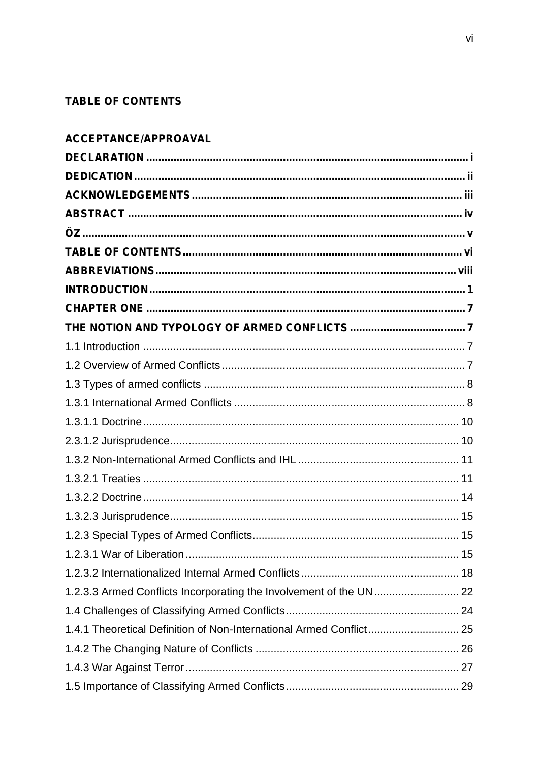**TABLE OF CONTENTS**

**ACCEPTANCE/APPROAVAL**

**DECLARATION** .......... i

**DEDICATION** .......... ii

**ACKNOWLEDGEMENTS** .......... iii

**ABSTRACT** .......... iv

**ÖZ** .......... v

**TABLE OF CONTENTS** .......... vi

**ABBREVIATIONS** .......... viii

**INTRODUCTION** .......... 1

**CHAPTER ONE** .......... 7

**THE NOTION AND TYPOLOGY OF ARMED CONFLICTS** .......... 7

1.1 Introduction .......... 7

1.2 Overview of Armed Conflicts .......... 7

1.3 Types of armed conflicts .......... 8

1.3.1 International Armed Conflicts .......... 8

1.3.1.1 Doctrine .......... 10

2.3.1.2 Jurisprudence .......... 10

1.3.2 Non-International Armed Conflicts and IHL .......... 11

1.3.2.1 Treaties .......... 11

1.3.2.2 Doctrine .......... 14

1.3.2.3 Jurisprudence .......... 15

1.2.3 Special Types of Armed Conflicts .......... 15

1.2.3.1 War of Liberation .......... 15

1.2.3.2 Internationalized Internal Armed Conflicts .......... 18

1.2.3.3 Armed Conflicts Incorporating the Involvement of the UN .......... 22

1.4 Challenges of Classifying Armed Conflicts .......... 24

1.4.1 Theoretical Definition of Non-International Armed Conflict .......... 25

1.4.2 The Changing Nature of Conflicts .......... 26

1.4.3 War Against Terror .......... 27

1.5 Importance of Classifying Armed Conflicts .......... 29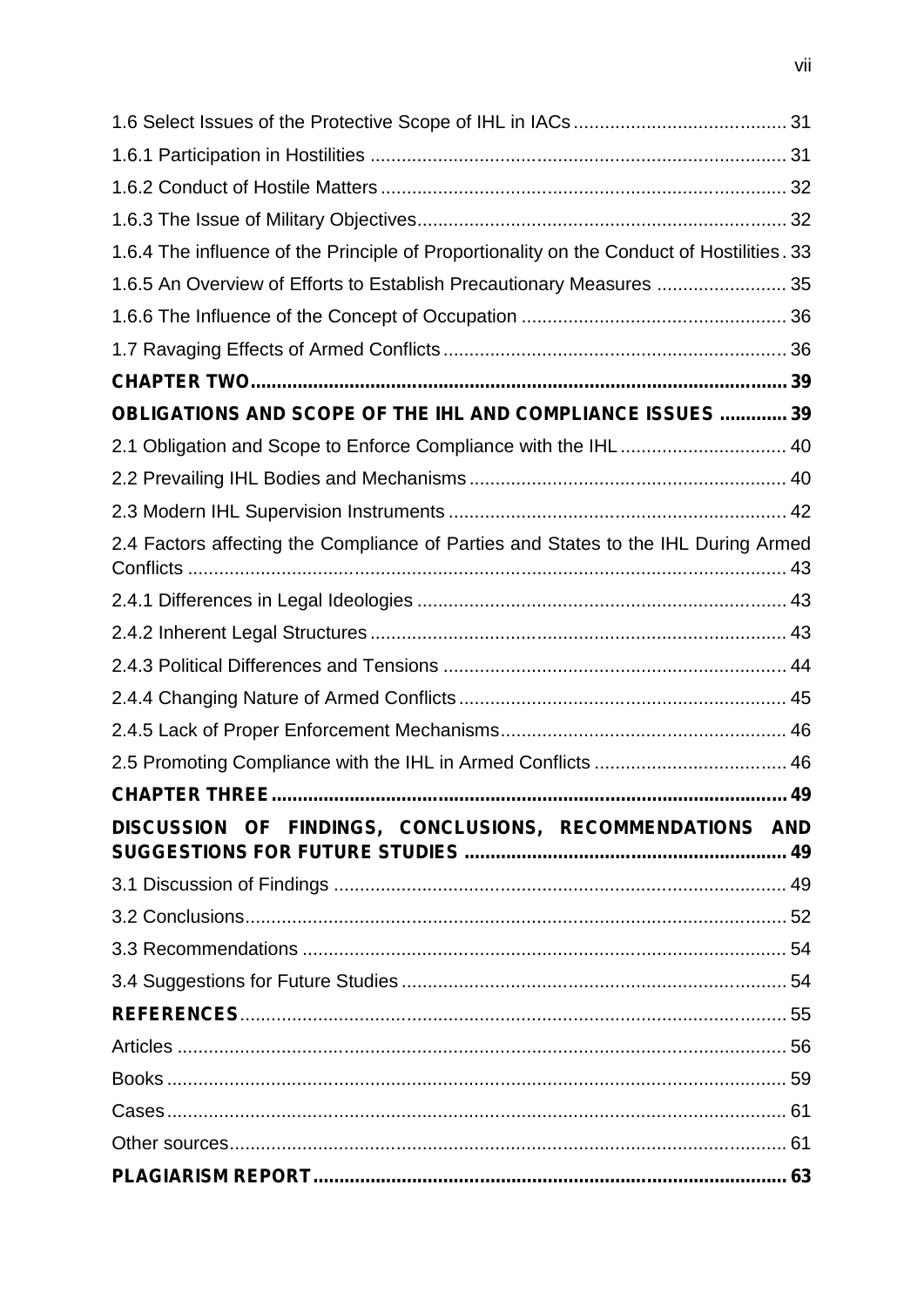1.6 Select Issues of the Protective Scope of IHL in IACs ......................................... 31

1.6.1 Participation in Hostilities ................................................................................ 31

1.6.2 Conduct of Hostile Matters .............................................................................. 32

1.6.3 The Issue of Military Objectives....................................................................... 32

1.6.4 The influence of the Principle of Proportionality on the Conduct of Hostilities . 33

1.6.5 An Overview of Efforts to Establish Precautionary Measures ......................... 35

1.6.6 The Influence of the Concept of Occupation ................................................... 36

1.7 Ravaging Effects of Armed Conflicts .................................................................. 36

**CHAPTER TWO....................................................................................................... 39**

**OBLIGATIONS AND SCOPE OF THE IHL AND COMPLIANCE ISSUES ............ 39**

2.1 Obligation and Scope to Enforce Compliance with the IHL ................................ 40

2.2 Prevailing IHL Bodies and Mechanisms ............................................................. 40

2.3 Modern IHL Supervision Instruments ................................................................. 42

2.4 Factors affecting the Compliance of Parties and States to the IHL During Armed Conflicts ................................................................................................................... 43

2.4.1 Differences in Legal Ideologies ....................................................................... 43

2.4.2 Inherent Legal Structures ................................................................................ 43

2.4.3 Political Differences and Tensions .................................................................. 44

2.4.4 Changing Nature of Armed Conflicts ............................................................... 45

2.4.5 Lack of Proper Enforcement Mechanisms....................................................... 46

2.5 Promoting Compliance with the IHL in Armed Conflicts ..................................... 46

**CHAPTER THREE ................................................................................................... 49**

**DISCUSSION OF FINDINGS, CONCLUSIONS, RECOMMENDATIONS AND SUGGESTIONS FOR FUTURE STUDIES ............................................................. 49**

3.1 Discussion of Findings ....................................................................................... 49

3.2 Conclusions........................................................................................................ 52

3.3 Recommendations ............................................................................................. 54

3.4 Suggestions for Future Studies .......................................................................... 54

**REFERENCES**......................................................................................................... 55

Articles ..................................................................................................................... 56

Books ....................................................................................................................... 59

Cases ....................................................................................................................... 61

Other sources ........................................................................................................... 61

**PLAGIARISM REPORT .......................................................................................... 63**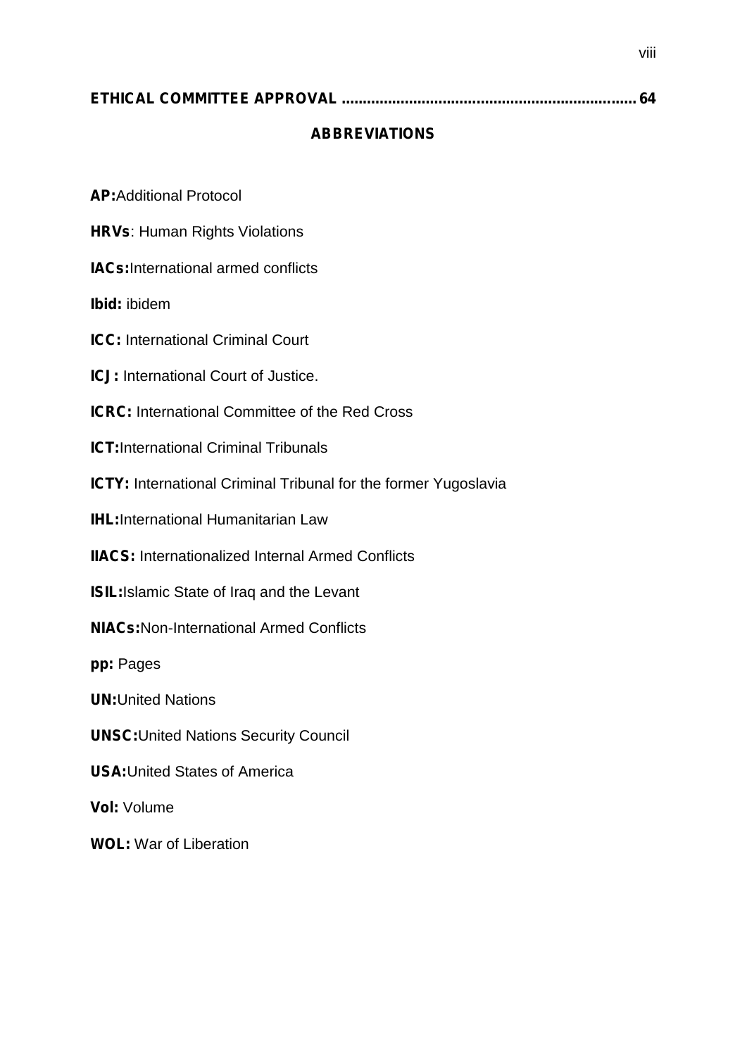**ETHICAL COMMITTEE APPROVAL .................................................................... 64**

## ABBREVIATIONS

**AP:**Additional Protocol

**HRVs**: Human Rights Violations

**IACs:**International armed conflicts

**Ibid:** ibidem

**ICC:** International Criminal Court

**ICJ:** International Court of Justice.

**ICRC:** International Committee of the Red Cross

**ICT:**International Criminal Tribunals

**ICTY:** International Criminal Tribunal for the former Yugoslavia

**IHL:**International Humanitarian Law

**IIACS:** Internationalized Internal Armed Conflicts

**ISIL:**Islamic State of Iraq and the Levant

**NIACs:**Non-International Armed Conflicts

**pp:** Pages

**UN:**United Nations

**UNSC:**United Nations Security Council

**USA:**United States of America

**Vol:** Volume

**WOL:** War of Liberation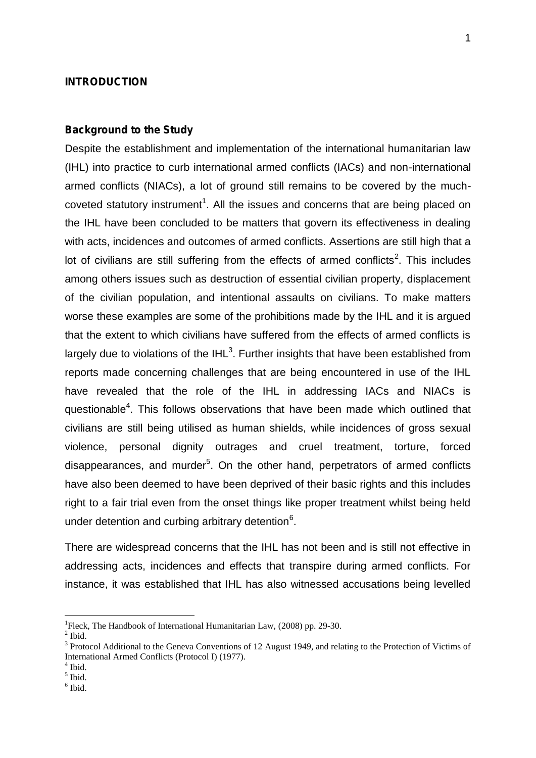## INTRODUCTION

### Background to the Study

Despite the establishment and implementation of the international humanitarian law (IHL) into practice to curb international armed conflicts (IACs) and non-international armed conflicts (NIACs), a lot of ground still remains to be covered by the much-coveted statutory instrument[1]. All the issues and concerns that are being placed on the IHL have been concluded to be matters that govern its effectiveness in dealing with acts, incidences and outcomes of armed conflicts. Assertions are still high that a lot of civilians are still suffering from the effects of armed conflicts[2]. This includes among others issues such as destruction of essential civilian property, displacement of the civilian population, and intentional assaults on civilians. To make matters worse these examples are some of the prohibitions made by the IHL and it is argued that the extent to which civilians have suffered from the effects of armed conflicts is largely due to violations of the IHL[3]. Further insights that have been established from reports made concerning challenges that are being encountered in use of the IHL have revealed that the role of the IHL in addressing IACs and NIACs is questionable[4]. This follows observations that have been made which outlined that civilians are still being utilised as human shields, while incidences of gross sexual violence, personal dignity outrages and cruel treatment, torture, forced disappearances, and murder[5]. On the other hand, perpetrators of armed conflicts have also been deemed to have been deprived of their basic rights and this includes right to a fair trial even from the onset things like proper treatment whilst being held under detention and curbing arbitrary detention[6].

There are widespread concerns that the IHL has not been and is still not effective in addressing acts, incidences and effects that transpire during armed conflicts. For instance, it was established that IHL has also witnessed accusations being levelled

---

[1] Fleck, The Handbook of International Humanitarian Law, (2008) pp. 29-30.

[2] Ibid.

[3] Protocol Additional to the Geneva Conventions of 12 August 1949, and relating to the Protection of Victims of International Armed Conflicts (Protocol I) (1977).

[4] Ibid.

[5] Ibid.

[6] Ibid.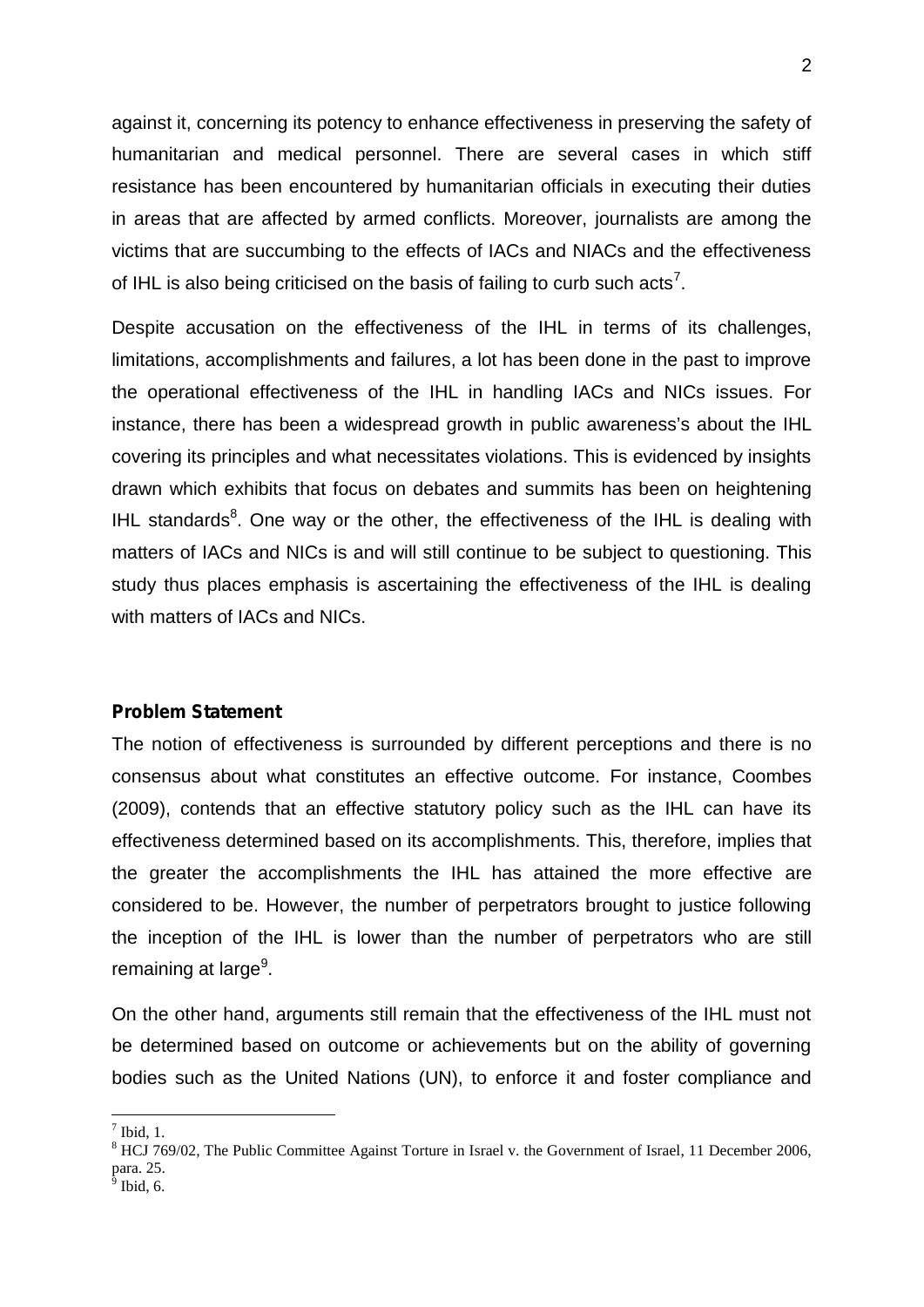against it, concerning its potency to enhance effectiveness in preserving the safety of humanitarian and medical personnel. There are several cases in which stiff resistance has been encountered by humanitarian officials in executing their duties in areas that are affected by armed conflicts. Moreover, journalists are among the victims that are succumbing to the effects of IACs and NIACs and the effectiveness of IHL is also being criticised on the basis of failing to curb such acts[7].

Despite accusation on the effectiveness of the IHL in terms of its challenges, limitations, accomplishments and failures, a lot has been done in the past to improve the operational effectiveness of the IHL in handling IACs and NICs issues. For instance, there has been a widespread growth in public awareness's about the IHL covering its principles and what necessitates violations. This is evidenced by insights drawn which exhibits that focus on debates and summits has been on heightening IHL standards[8]. One way or the other, the effectiveness of the IHL is dealing with matters of IACs and NICs is and will still continue to be subject to questioning. This study thus places emphasis is ascertaining the effectiveness of the IHL is dealing with matters of IACs and NICs.

**Problem Statement**

The notion of effectiveness is surrounded by different perceptions and there is no consensus about what constitutes an effective outcome. For instance, Coombes (2009), contends that an effective statutory policy such as the IHL can have its effectiveness determined based on its accomplishments. This, therefore, implies that the greater the accomplishments the IHL has attained the more effective are considered to be. However, the number of perpetrators brought to justice following the inception of the IHL is lower than the number of perpetrators who are still remaining at large[9].

On the other hand, arguments still remain that the effectiveness of the IHL must not be determined based on outcome or achievements but on the ability of governing bodies such as the United Nations (UN), to enforce it and foster compliance and

---

[7] Ibid, 1.

[8] HCJ 769/02, The Public Committee Against Torture in Israel v. the Government of Israel, 11 December 2006, para. 25.

[9] Ibid, 6.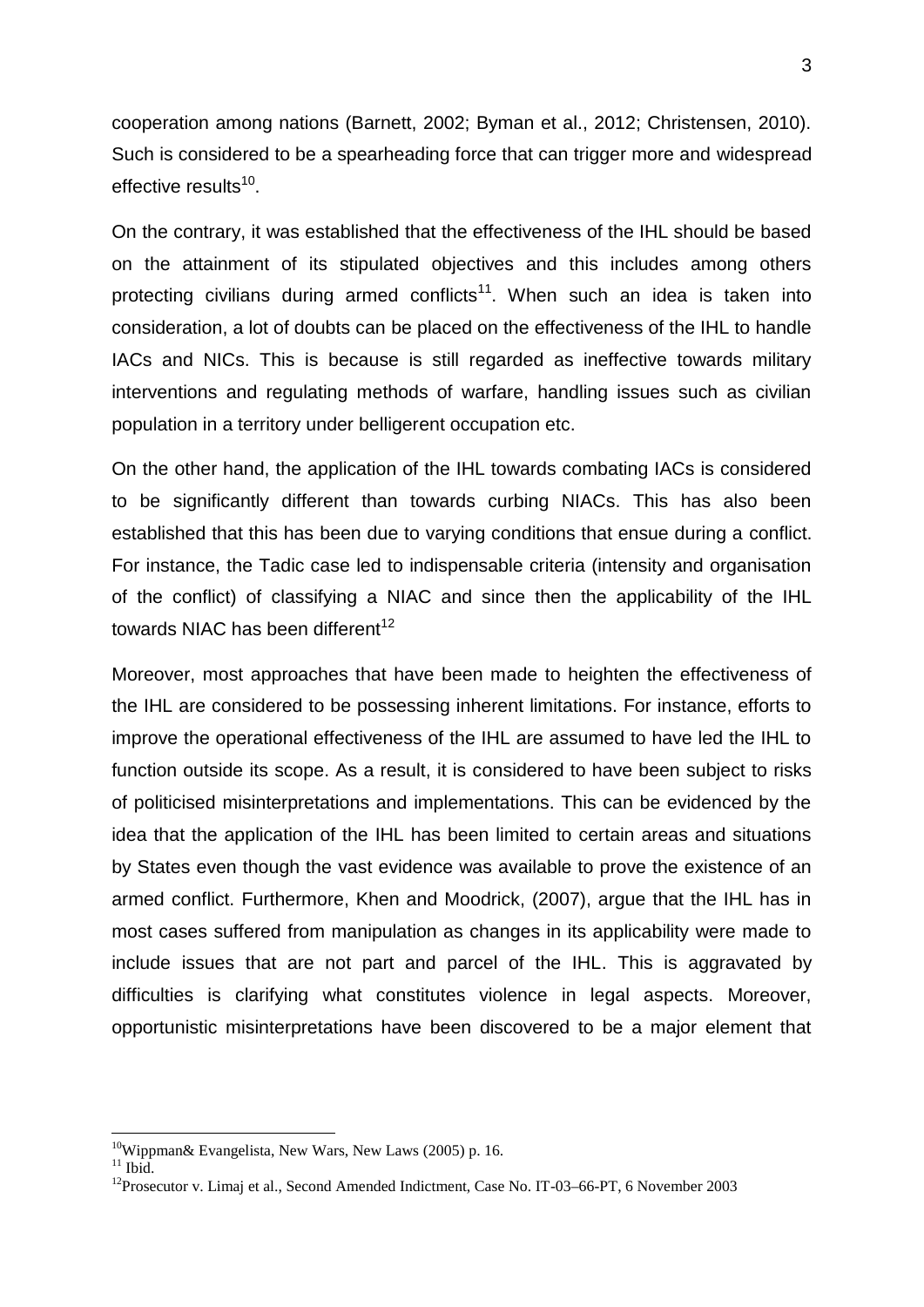cooperation among nations (Barnett, 2002; Byman et al., 2012; Christensen, 2010). Such is considered to be a spearheading force that can trigger more and widespread effective results[10].

On the contrary, it was established that the effectiveness of the IHL should be based on the attainment of its stipulated objectives and this includes among others protecting civilians during armed conflicts[11]. When such an idea is taken into consideration, a lot of doubts can be placed on the effectiveness of the IHL to handle IACs and NICs. This is because is still regarded as ineffective towards military interventions and regulating methods of warfare, handling issues such as civilian population in a territory under belligerent occupation etc.

On the other hand, the application of the IHL towards combating IACs is considered to be significantly different than towards curbing NIACs. This has also been established that this has been due to varying conditions that ensue during a conflict. For instance, the Tadic case led to indispensable criteria (intensity and organisation of the conflict) of classifying a NIAC and since then the applicability of the IHL towards NIAC has been different[12]

Moreover, most approaches that have been made to heighten the effectiveness of the IHL are considered to be possessing inherent limitations. For instance, efforts to improve the operational effectiveness of the IHL are assumed to have led the IHL to function outside its scope. As a result, it is considered to have been subject to risks of politicised misinterpretations and implementations. This can be evidenced by the idea that the application of the IHL has been limited to certain areas and situations by States even though the vast evidence was available to prove the existence of an armed conflict. Furthermore, Khen and Moodrick, (2007), argue that the IHL has in most cases suffered from manipulation as changes in its applicability were made to include issues that are not part and parcel of the IHL. This is aggravated by difficulties is clarifying what constitutes violence in legal aspects. Moreover, opportunistic misinterpretations have been discovered to be a major element that

---

[10]Wippman& Evangelista, New Wars, New Laws (2005) p. 16.

[11] Ibid.

[12]Prosecutor v. Limaj et al., Second Amended Indictment, Case No. IT-03–66-PT, 6 November 2003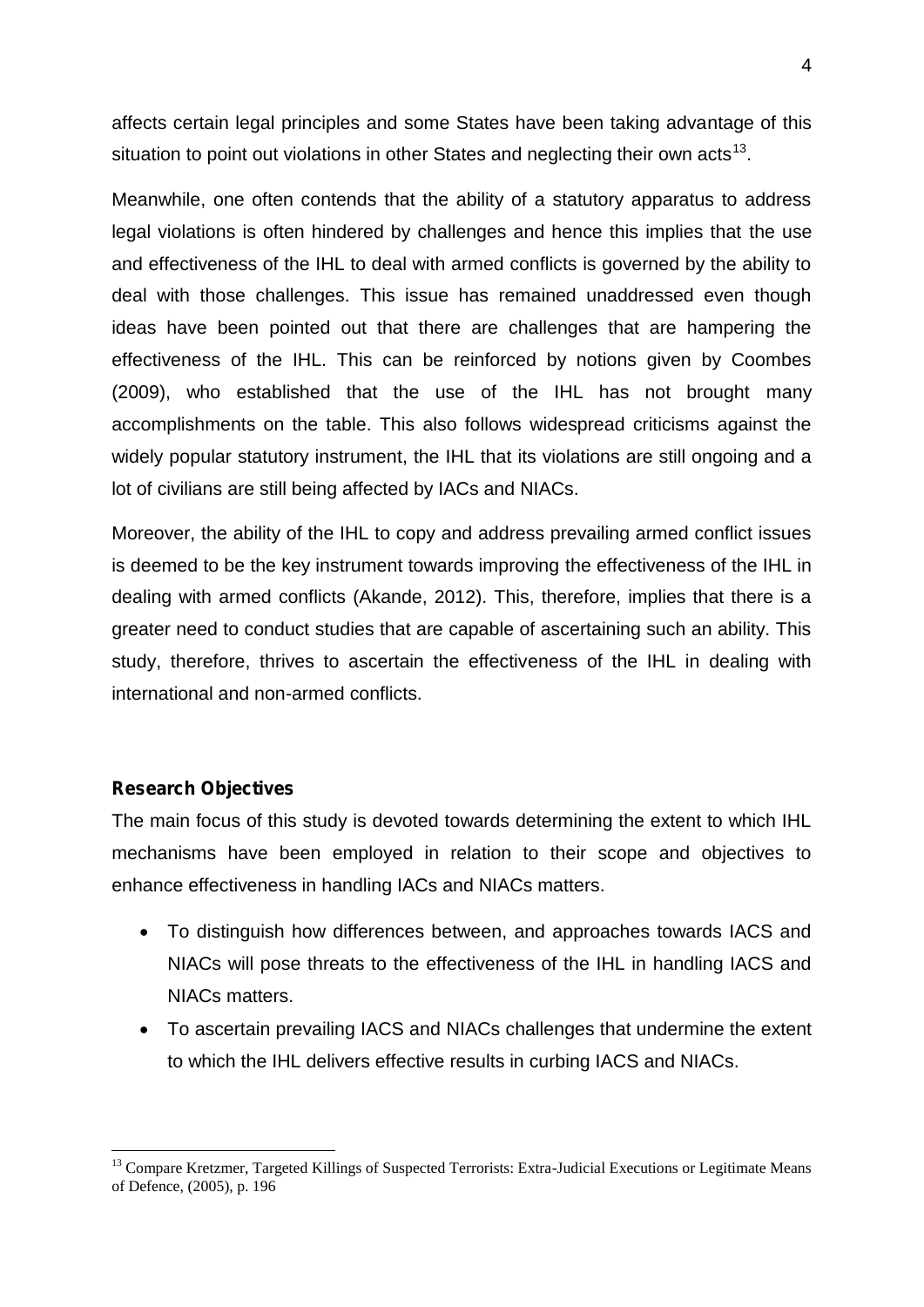affects certain legal principles and some States have been taking advantage of this situation to point out violations in other States and neglecting their own acts[13].

Meanwhile, one often contends that the ability of a statutory apparatus to address legal violations is often hindered by challenges and hence this implies that the use and effectiveness of the IHL to deal with armed conflicts is governed by the ability to deal with those challenges. This issue has remained unaddressed even though ideas have been pointed out that there are challenges that are hampering the effectiveness of the IHL. This can be reinforced by notions given by Coombes (2009), who established that the use of the IHL has not brought many accomplishments on the table. This also follows widespread criticisms against the widely popular statutory instrument, the IHL that its violations are still ongoing and a lot of civilians are still being affected by IACs and NIACs.

Moreover, the ability of the IHL to copy and address prevailing armed conflict issues is deemed to be the key instrument towards improving the effectiveness of the IHL in dealing with armed conflicts (Akande, 2012). This, therefore, implies that there is a greater need to conduct studies that are capable of ascertaining such an ability. This study, therefore, thrives to ascertain the effectiveness of the IHL in dealing with international and non-armed conflicts.

**Research Objectives**

The main focus of this study is devoted towards determining the extent to which IHL mechanisms have been employed in relation to their scope and objectives to enhance effectiveness in handling IACs and NIACs matters.

- To distinguish how differences between, and approaches towards IACS and NIACs will pose threats to the effectiveness of the IHL in handling IACS and NIACs matters.
- To ascertain prevailing IACS and NIACs challenges that undermine the extent to which the IHL delivers effective results in curbing IACS and NIACs.

[13] Compare Kretzmer, Targeted Killings of Suspected Terrorists: Extra-Judicial Executions or Legitimate Means of Defence, (2005), p. 196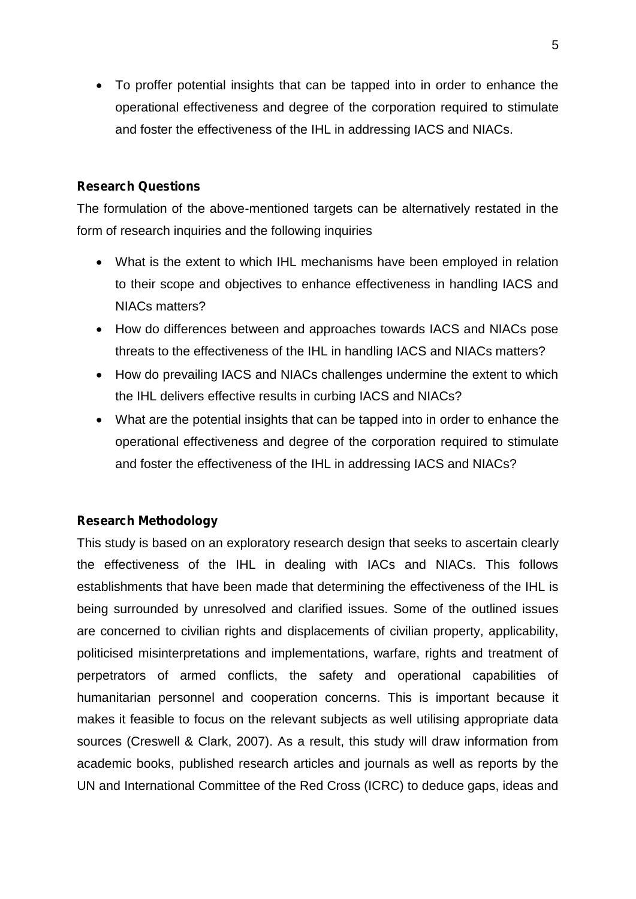- To proffer potential insights that can be tapped into in order to enhance the operational effectiveness and degree of the corporation required to stimulate and foster the effectiveness of the IHL in addressing IACS and NIACs.

**Research Questions**

The formulation of the above-mentioned targets can be alternatively restated in the form of research inquiries and the following inquiries

- What is the extent to which IHL mechanisms have been employed in relation to their scope and objectives to enhance effectiveness in handling IACS and NIACs matters?
- How do differences between and approaches towards IACS and NIACs pose threats to the effectiveness of the IHL in handling IACS and NIACs matters?
- How do prevailing IACS and NIACs challenges undermine the extent to which the IHL delivers effective results in curbing IACS and NIACs?
- What are the potential insights that can be tapped into in order to enhance the operational effectiveness and degree of the corporation required to stimulate and foster the effectiveness of the IHL in addressing IACS and NIACs?

**Research Methodology**

This study is based on an exploratory research design that seeks to ascertain clearly the effectiveness of the IHL in dealing with IACs and NIACs. This follows establishments that have been made that determining the effectiveness of the IHL is being surrounded by unresolved and clarified issues. Some of the outlined issues are concerned to civilian rights and displacements of civilian property, applicability, politicised misinterpretations and implementations, warfare, rights and treatment of perpetrators of armed conflicts, the safety and operational capabilities of humanitarian personnel and cooperation concerns. This is important because it makes it feasible to focus on the relevant subjects as well utilising appropriate data sources (Creswell & Clark, 2007). As a result, this study will draw information from academic books, published research articles and journals as well as reports by the UN and International Committee of the Red Cross (ICRC) to deduce gaps, ideas and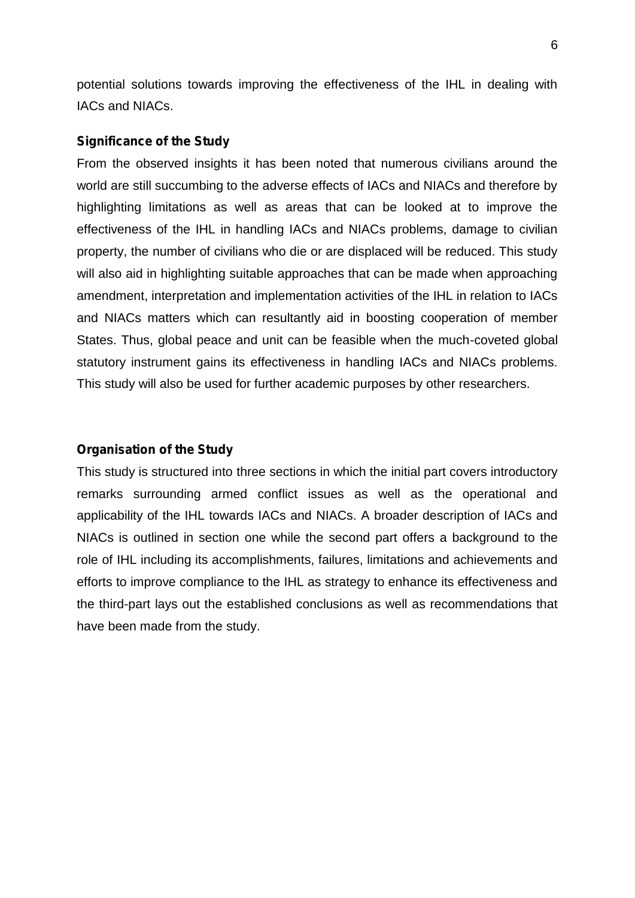potential solutions towards improving the effectiveness of the IHL in dealing with IACs and NIACs.

### Significance of the Study

From the observed insights it has been noted that numerous civilians around the world are still succumbing to the adverse effects of IACs and NIACs and therefore by highlighting limitations as well as areas that can be looked at to improve the effectiveness of the IHL in handling IACs and NIACs problems, damage to civilian property, the number of civilians who die or are displaced will be reduced. This study will also aid in highlighting suitable approaches that can be made when approaching amendment, interpretation and implementation activities of the IHL in relation to IACs and NIACs matters which can resultantly aid in boosting cooperation of member States. Thus, global peace and unit can be feasible when the much-coveted global statutory instrument gains its effectiveness in handling IACs and NIACs problems. This study will also be used for further academic purposes by other researchers.

### Organisation of the Study

This study is structured into three sections in which the initial part covers introductory remarks surrounding armed conflict issues as well as the operational and applicability of the IHL towards IACs and NIACs. A broader description of IACs and NIACs is outlined in section one while the second part offers a background to the role of IHL including its accomplishments, failures, limitations and achievements and efforts to improve compliance to the IHL as strategy to enhance its effectiveness and the third-part lays out the established conclusions as well as recommendations that have been made from the study.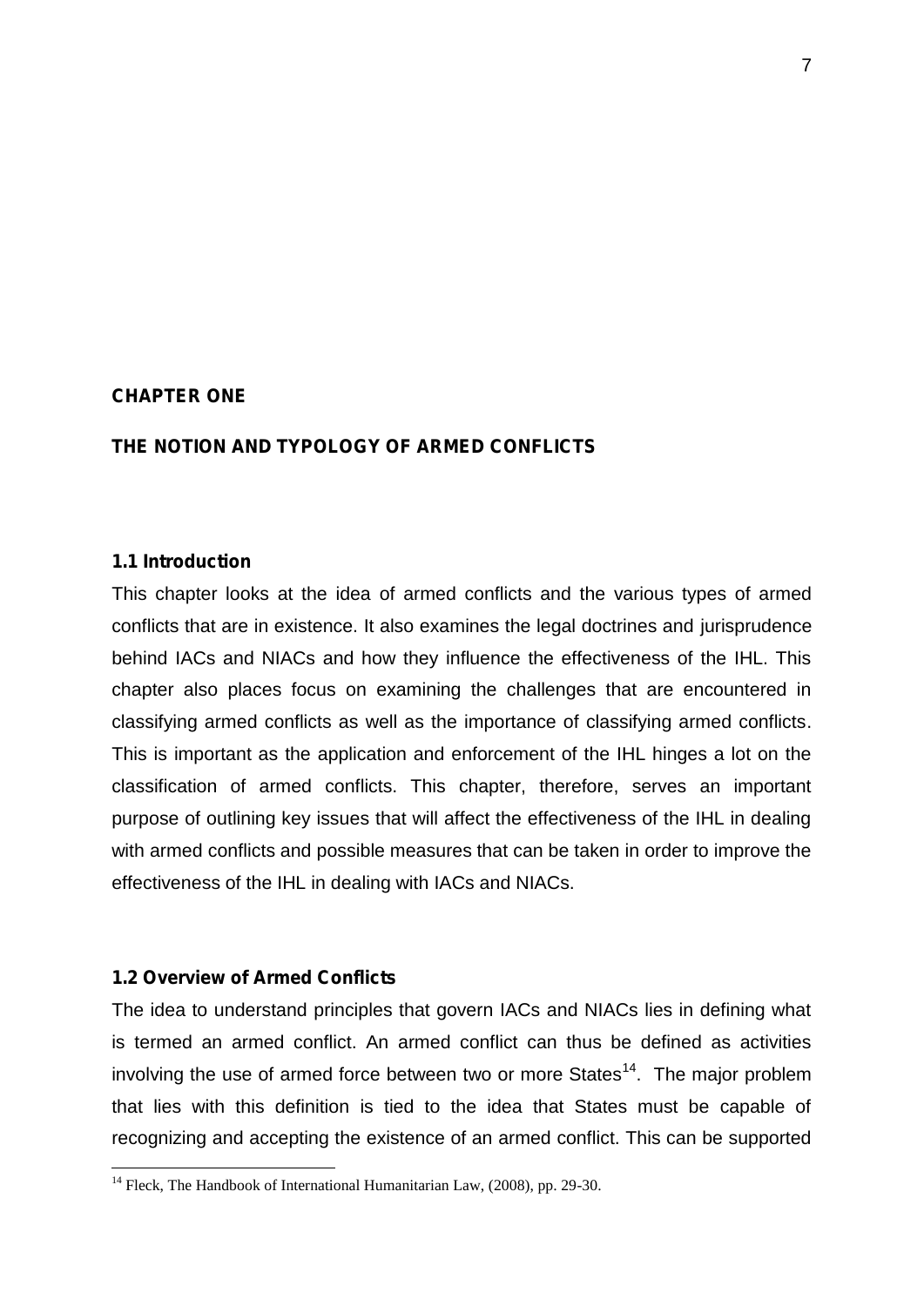# CHAPTER ONE

# THE NOTION AND TYPOLOGY OF ARMED CONFLICTS

## 1.1 Introduction

This chapter looks at the idea of armed conflicts and the various types of armed conflicts that are in existence. It also examines the legal doctrines and jurisprudence behind IACs and NIACs and how they influence the effectiveness of the IHL. This chapter also places focus on examining the challenges that are encountered in classifying armed conflicts as well as the importance of classifying armed conflicts. This is important as the application and enforcement of the IHL hinges a lot on the classification of armed conflicts. This chapter, therefore, serves an important purpose of outlining key issues that will affect the effectiveness of the IHL in dealing with armed conflicts and possible measures that can be taken in order to improve the effectiveness of the IHL in dealing with IACs and NIACs.

## 1.2 Overview of Armed Conflicts

The idea to understand principles that govern IACs and NIACs lies in defining what is termed an armed conflict. An armed conflict can thus be defined as activities involving the use of armed force between two or more States[14]. The major problem that lies with this definition is tied to the idea that States must be capable of recognizing and accepting the existence of an armed conflict. This can be supported

[14] Fleck, The Handbook of International Humanitarian Law, (2008), pp. 29-30.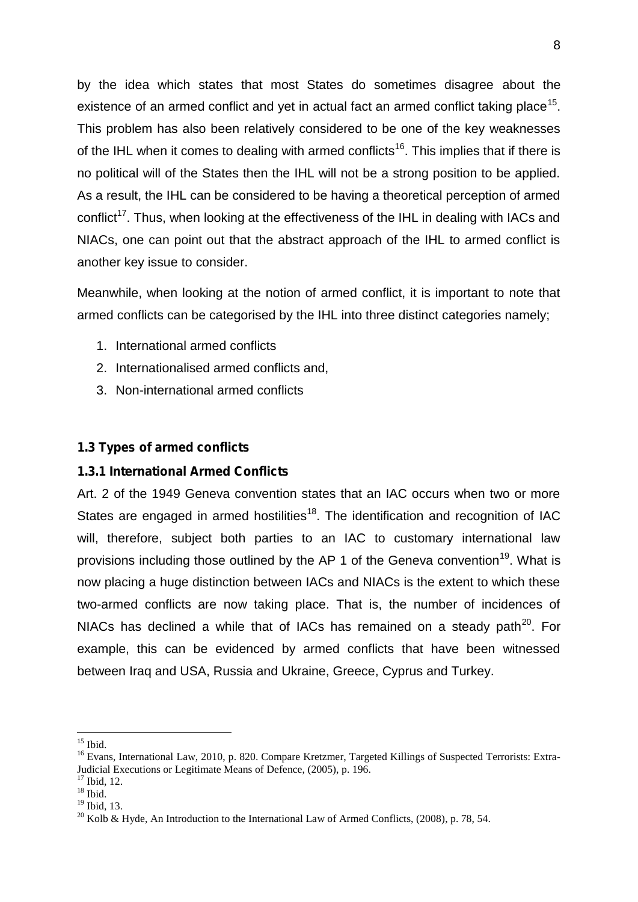by the idea which states that most States do sometimes disagree about the existence of an armed conflict and yet in actual fact an armed conflict taking place[15]. This problem has also been relatively considered to be one of the key weaknesses of the IHL when it comes to dealing with armed conflicts[16]. This implies that if there is no political will of the States then the IHL will not be a strong position to be applied. As a result, the IHL can be considered to be having a theoretical perception of armed conflict[17]. Thus, when looking at the effectiveness of the IHL in dealing with IACs and NIACs, one can point out that the abstract approach of the IHL to armed conflict is another key issue to consider.

Meanwhile, when looking at the notion of armed conflict, it is important to note that armed conflicts can be categorised by the IHL into three distinct categories namely;

1. International armed conflicts
2. Internationalised armed conflicts and,
3. Non-international armed conflicts

### 1.3 Types of armed conflicts

#### 1.3.1 International Armed Conflicts

Art. 2 of the 1949 Geneva convention states that an IAC occurs when two or more States are engaged in armed hostilities[18]. The identification and recognition of IAC will, therefore, subject both parties to an IAC to customary international law provisions including those outlined by the AP 1 of the Geneva convention[19]. What is now placing a huge distinction between IACs and NIACs is the extent to which these two-armed conflicts are now taking place. That is, the number of incidences of NIACs has declined a while that of IACs has remained on a steady path[20]. For example, this can be evidenced by armed conflicts that have been witnessed between Iraq and USA, Russia and Ukraine, Greece, Cyprus and Turkey.

---

[15] Ibid.

[16] Evans, International Law, 2010, p. 820. Compare Kretzmer, Targeted Killings of Suspected Terrorists: Extra-Judicial Executions or Legitimate Means of Defence, (2005), p. 196.

[17] Ibid, 12.

[18] Ibid.

[19] Ibid, 13.

[20] Kolb & Hyde, An Introduction to the International Law of Armed Conflicts, (2008), p. 78, 54.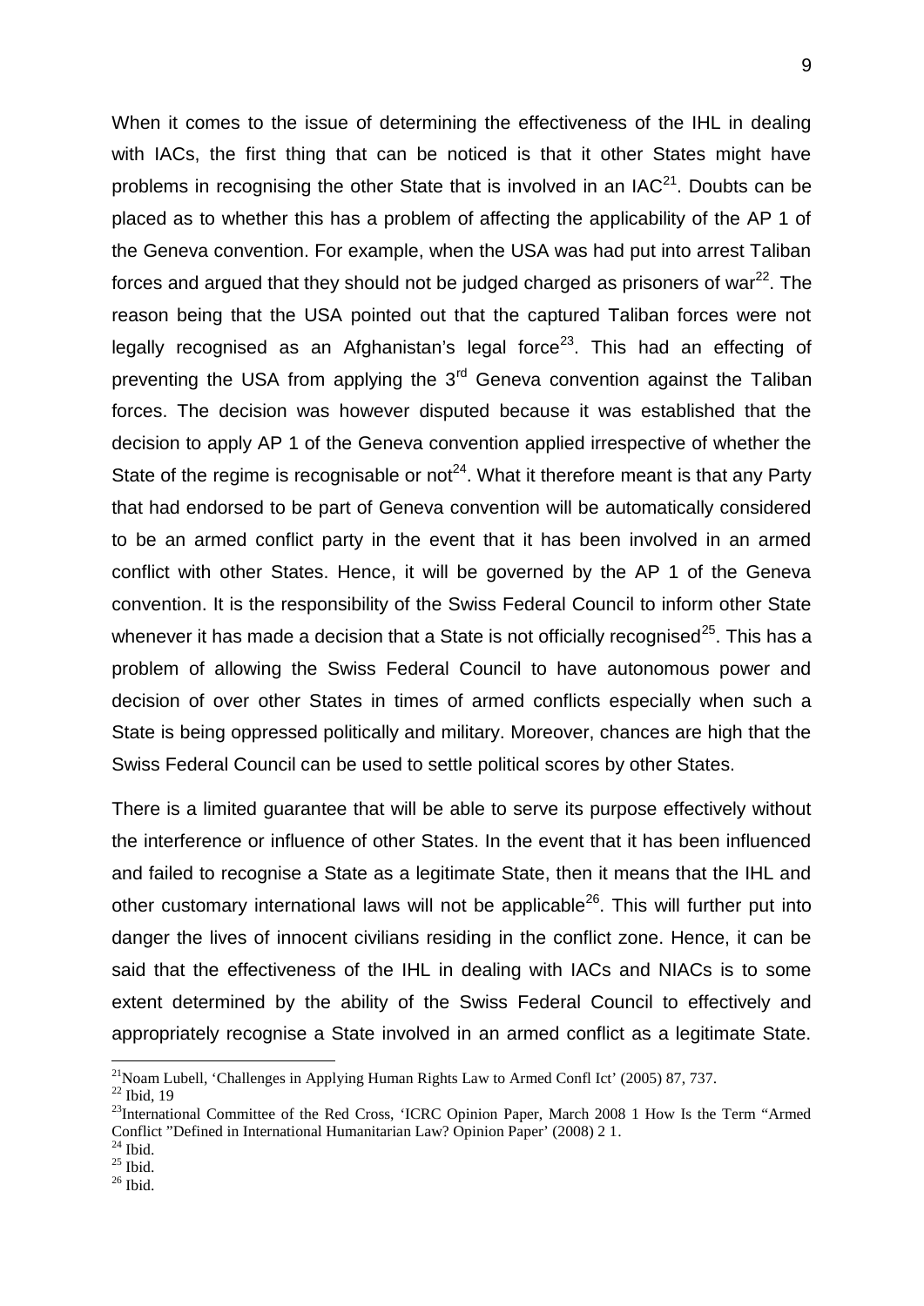When it comes to the issue of determining the effectiveness of the IHL in dealing with IACs, the first thing that can be noticed is that it other States might have problems in recognising the other State that is involved in an IAC[21]. Doubts can be placed as to whether this has a problem of affecting the applicability of the AP 1 of the Geneva convention. For example, when the USA was had put into arrest Taliban forces and argued that they should not be judged charged as prisoners of war[22]. The reason being that the USA pointed out that the captured Taliban forces were not legally recognised as an Afghanistan's legal force[23]. This had an effecting of preventing the USA from applying the 3rd Geneva convention against the Taliban forces. The decision was however disputed because it was established that the decision to apply AP 1 of the Geneva convention applied irrespective of whether the State of the regime is recognisable or not[24]. What it therefore meant is that any Party that had endorsed to be part of Geneva convention will be automatically considered to be an armed conflict party in the event that it has been involved in an armed conflict with other States. Hence, it will be governed by the AP 1 of the Geneva convention. It is the responsibility of the Swiss Federal Council to inform other State whenever it has made a decision that a State is not officially recognised[25]. This has a problem of allowing the Swiss Federal Council to have autonomous power and decision of over other States in times of armed conflicts especially when such a State is being oppressed politically and military. Moreover, chances are high that the Swiss Federal Council can be used to settle political scores by other States.

There is a limited guarantee that will be able to serve its purpose effectively without the interference or influence of other States. In the event that it has been influenced and failed to recognise a State as a legitimate State, then it means that the IHL and other customary international laws will not be applicable[26]. This will further put into danger the lives of innocent civilians residing in the conflict zone. Hence, it can be said that the effectiveness of the IHL in dealing with IACs and NIACs is to some extent determined by the ability of the Swiss Federal Council to effectively and appropriately recognise a State involved in an armed conflict as a legitimate State.

---

[21] Noam Lubell, 'Challenges in Applying Human Rights Law to Armed Confl Ict' (2005) 87, 737.

[22] Ibid, 19

[23] International Committee of the Red Cross, 'ICRC Opinion Paper, March 2008 1 How Is the Term "Armed Conflict "Defined in International Humanitarian Law? Opinion Paper' (2008) 2 1.

[24] Ibid.

[25] Ibid.

[26] Ibid.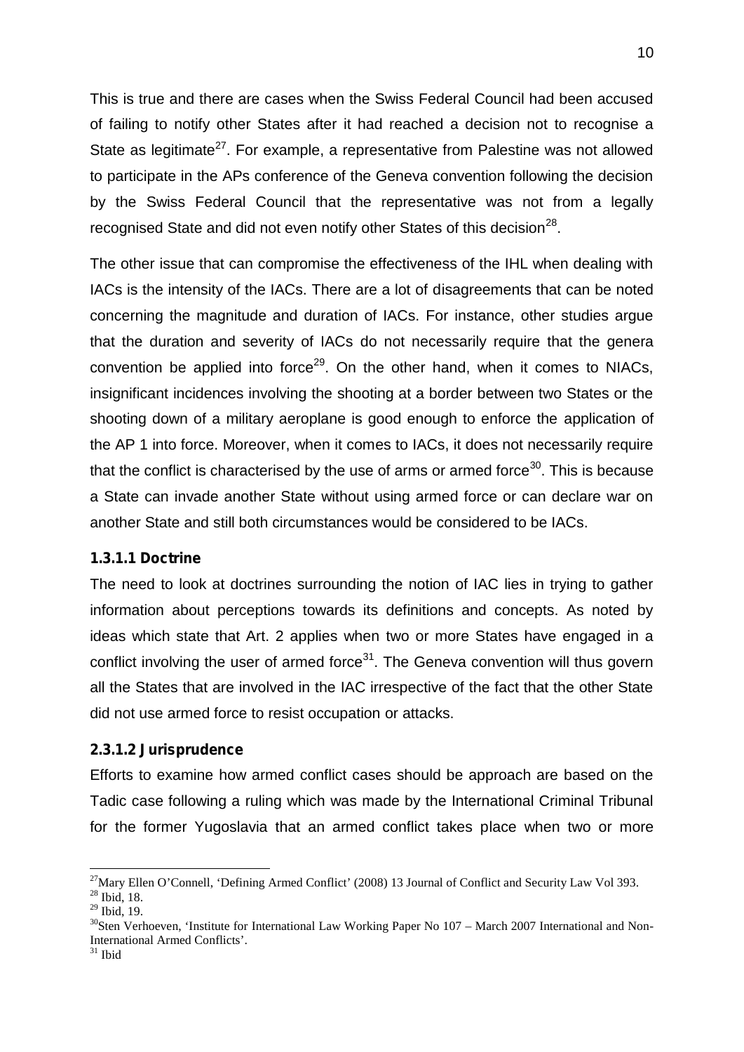This is true and there are cases when the Swiss Federal Council had been accused of failing to notify other States after it had reached a decision not to recognise a State as legitimate[27]. For example, a representative from Palestine was not allowed to participate in the APs conference of the Geneva convention following the decision by the Swiss Federal Council that the representative was not from a legally recognised State and did not even notify other States of this decision[28].

The other issue that can compromise the effectiveness of the IHL when dealing with IACs is the intensity of the IACs. There are a lot of disagreements that can be noted concerning the magnitude and duration of IACs. For instance, other studies argue that the duration and severity of IACs do not necessarily require that the genera convention be applied into force[29]. On the other hand, when it comes to NIACs, insignificant incidences involving the shooting at a border between two States or the shooting down of a military aeroplane is good enough to enforce the application of the AP 1 into force. Moreover, when it comes to IACs, it does not necessarily require that the conflict is characterised by the use of arms or armed force[30]. This is because a State can invade another State without using armed force or can declare war on another State and still both circumstances would be considered to be IACs.

#### 1.3.1.1 Doctrine

The need to look at doctrines surrounding the notion of IAC lies in trying to gather information about perceptions towards its definitions and concepts. As noted by ideas which state that Art. 2 applies when two or more States have engaged in a conflict involving the user of armed force[31]. The Geneva convention will thus govern all the States that are involved in the IAC irrespective of the fact that the other State did not use armed force to resist occupation or attacks.

#### 2.3.1.2 Jurisprudence

Efforts to examine how armed conflict cases should be approach are based on the Tadic case following a ruling which was made by the International Criminal Tribunal for the former Yugoslavia that an armed conflict takes place when two or more

---

[27] Mary Ellen O'Connell, 'Defining Armed Conflict' (2008) 13 Journal of Conflict and Security Law Vol 393.
[28] Ibid, 18.
[29] Ibid, 19.
[30] Sten Verhoeven, 'Institute for International Law Working Paper No 107 – March 2007 International and Non-International Armed Conflicts'.
[31] Ibid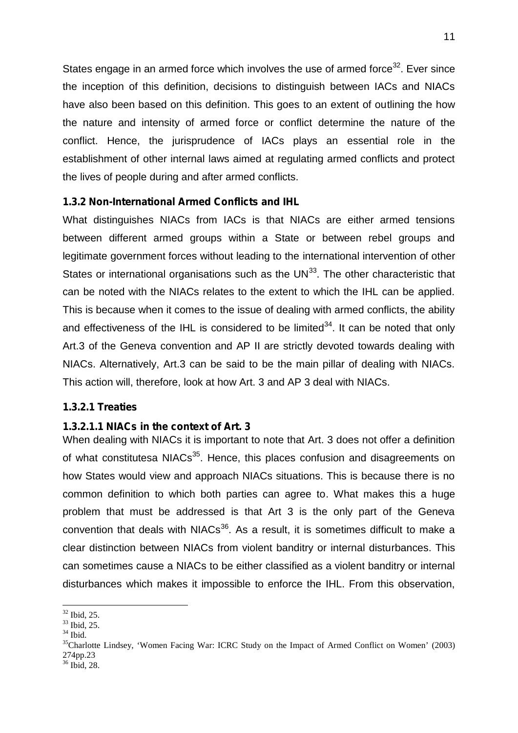States engage in an armed force which involves the use of armed force[32]. Ever since the inception of this definition, decisions to distinguish between IACs and NIACs have also been based on this definition. This goes to an extent of outlining the how the nature and intensity of armed force or conflict determine the nature of the conflict. Hence, the jurisprudence of IACs plays an essential role in the establishment of other internal laws aimed at regulating armed conflicts and protect the lives of people during and after armed conflicts.

### 1.3.2 Non-International Armed Conflicts and IHL

What distinguishes NIACs from IACs is that NIACs are either armed tensions between different armed groups within a State or between rebel groups and legitimate government forces without leading to the international intervention of other States or international organisations such as the UN[33]. The other characteristic that can be noted with the NIACs relates to the extent to which the IHL can be applied. This is because when it comes to the issue of dealing with armed conflicts, the ability and effectiveness of the IHL is considered to be limited[34]. It can be noted that only Art.3 of the Geneva convention and AP II are strictly devoted towards dealing with NIACs. Alternatively, Art.3 can be said to be the main pillar of dealing with NIACs. This action will, therefore, look at how Art. 3 and AP 3 deal with NIACs.

#### 1.3.2.1 Treaties

##### 1.3.2.1.1 NIACs in the context of Art. 3

When dealing with NIACs it is important to note that Art. 3 does not offer a definition of what constitutesa NIACs[35]. Hence, this places confusion and disagreements on how States would view and approach NIACs situations. This is because there is no common definition to which both parties can agree to. What makes this a huge problem that must be addressed is that Art 3 is the only part of the Geneva convention that deals with NIACs[36]. As a result, it is sometimes difficult to make a clear distinction between NIACs from violent banditry or internal disturbances. This can sometimes cause a NIACs to be either classified as a violent banditry or internal disturbances which makes it impossible to enforce the IHL. From this observation,

---

[32] Ibid, 25.

[33] Ibid, 25.

[34] Ibid.

[35] Charlotte Lindsey, 'Women Facing War: ICRC Study on the Impact of Armed Conflict on Women' (2003) 274pp.23

[36] Ibid, 28.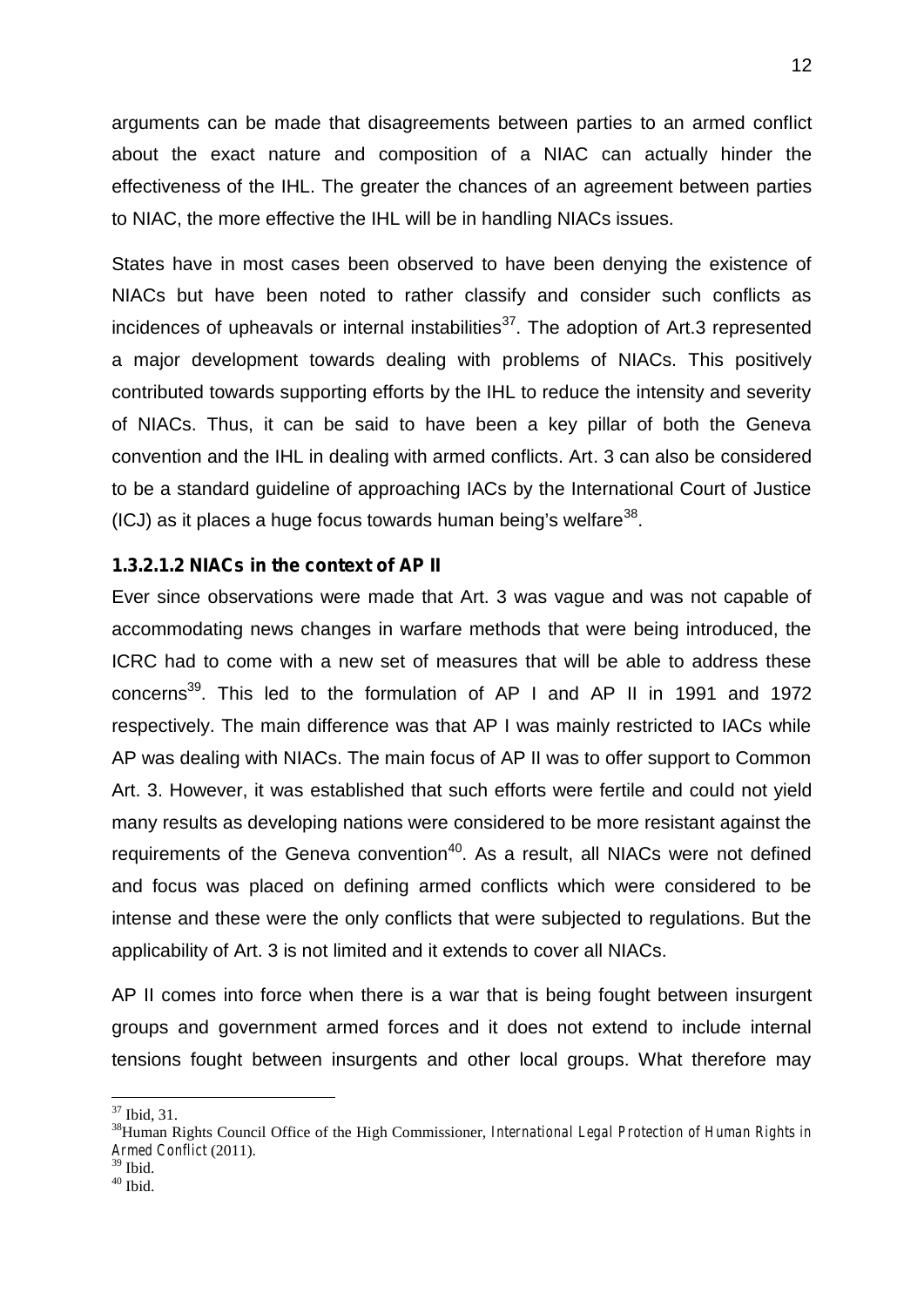arguments can be made that disagreements between parties to an armed conflict about the exact nature and composition of a NIAC can actually hinder the effectiveness of the IHL. The greater the chances of an agreement between parties to NIAC, the more effective the IHL will be in handling NIACs issues.

States have in most cases been observed to have been denying the existence of NIACs but have been noted to rather classify and consider such conflicts as incidences of upheavals or internal instabilities[37]. The adoption of Art.3 represented a major development towards dealing with problems of NIACs. This positively contributed towards supporting efforts by the IHL to reduce the intensity and severity of NIACs. Thus, it can be said to have been a key pillar of both the Geneva convention and the IHL in dealing with armed conflicts. Art. 3 can also be considered to be a standard guideline of approaching IACs by the International Court of Justice (ICJ) as it places a huge focus towards human being's welfare[38].

#### 1.3.2.1.2 NIACs in the context of AP II

Ever since observations were made that Art. 3 was vague and was not capable of accommodating news changes in warfare methods that were being introduced, the ICRC had to come with a new set of measures that will be able to address these concerns[39]. This led to the formulation of AP I and AP II in 1991 and 1972 respectively. The main difference was that AP I was mainly restricted to IACs while AP was dealing with NIACs. The main focus of AP II was to offer support to Common Art. 3. However, it was established that such efforts were fertile and could not yield many results as developing nations were considered to be more resistant against the requirements of the Geneva convention[40]. As a result, all NIACs were not defined and focus was placed on defining armed conflicts which were considered to be intense and these were the only conflicts that were subjected to regulations. But the applicability of Art. 3 is not limited and it extends to cover all NIACs.

AP II comes into force when there is a war that is being fought between insurgent groups and government armed forces and it does not extend to include internal tensions fought between insurgents and other local groups. What therefore may

---

[37] Ibid, 31.

[38] Human Rights Council Office of the High Commissioner, *International Legal Protection of Human Rights in Armed Conflict* (2011).

[39] Ibid.

[40] Ibid.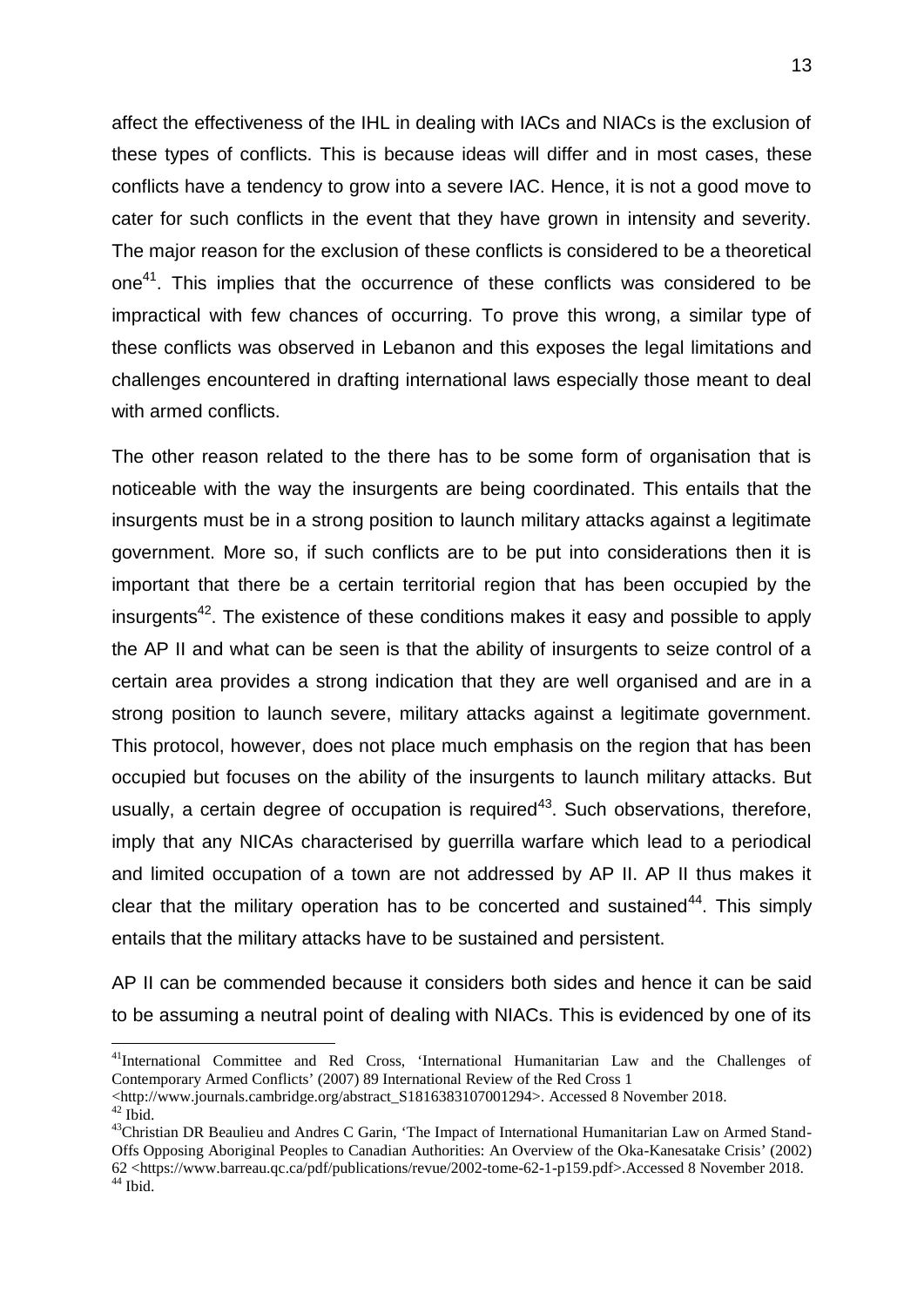affect the effectiveness of the IHL in dealing with IACs and NIACs is the exclusion of these types of conflicts. This is because ideas will differ and in most cases, these conflicts have a tendency to grow into a severe IAC. Hence, it is not a good move to cater for such conflicts in the event that they have grown in intensity and severity. The major reason for the exclusion of these conflicts is considered to be a theoretical one[41]. This implies that the occurrence of these conflicts was considered to be impractical with few chances of occurring. To prove this wrong, a similar type of these conflicts was observed in Lebanon and this exposes the legal limitations and challenges encountered in drafting international laws especially those meant to deal with armed conflicts.

The other reason related to the there has to be some form of organisation that is noticeable with the way the insurgents are being coordinated. This entails that the insurgents must be in a strong position to launch military attacks against a legitimate government. More so, if such conflicts are to be put into considerations then it is important that there be a certain territorial region that has been occupied by the insurgents[42]. The existence of these conditions makes it easy and possible to apply the AP II and what can be seen is that the ability of insurgents to seize control of a certain area provides a strong indication that they are well organised and are in a strong position to launch severe, military attacks against a legitimate government. This protocol, however, does not place much emphasis on the region that has been occupied but focuses on the ability of the insurgents to launch military attacks. But usually, a certain degree of occupation is required[43]. Such observations, therefore, imply that any NICAs characterised by guerrilla warfare which lead to a periodical and limited occupation of a town are not addressed by AP II. AP II thus makes it clear that the military operation has to be concerted and sustained[44]. This simply entails that the military attacks have to be sustained and persistent.

AP II can be commended because it considers both sides and hence it can be said to be assuming a neutral point of dealing with NIACs. This is evidenced by one of its

---

[41]International Committee and Red Cross, 'International Humanitarian Law and the Challenges of Contemporary Armed Conflicts' (2007) 89 International Review of the Red Cross 1 <http://www.journals.cambridge.org/abstract_S1816383107001294>. Accessed 8 November 2018.

[42] Ibid.

[43]Christian DR Beaulieu and Andres C Garin, 'The Impact of International Humanitarian Law on Armed Stand-Offs Opposing Aboriginal Peoples to Canadian Authorities: An Overview of the Oka-Kanesatake Crisis' (2002) 62 <https://www.barreau.qc.ca/pdf/publications/revue/2002-tome-62-1-p159.pdf>.Accessed 8 November 2018.

[44] Ibid.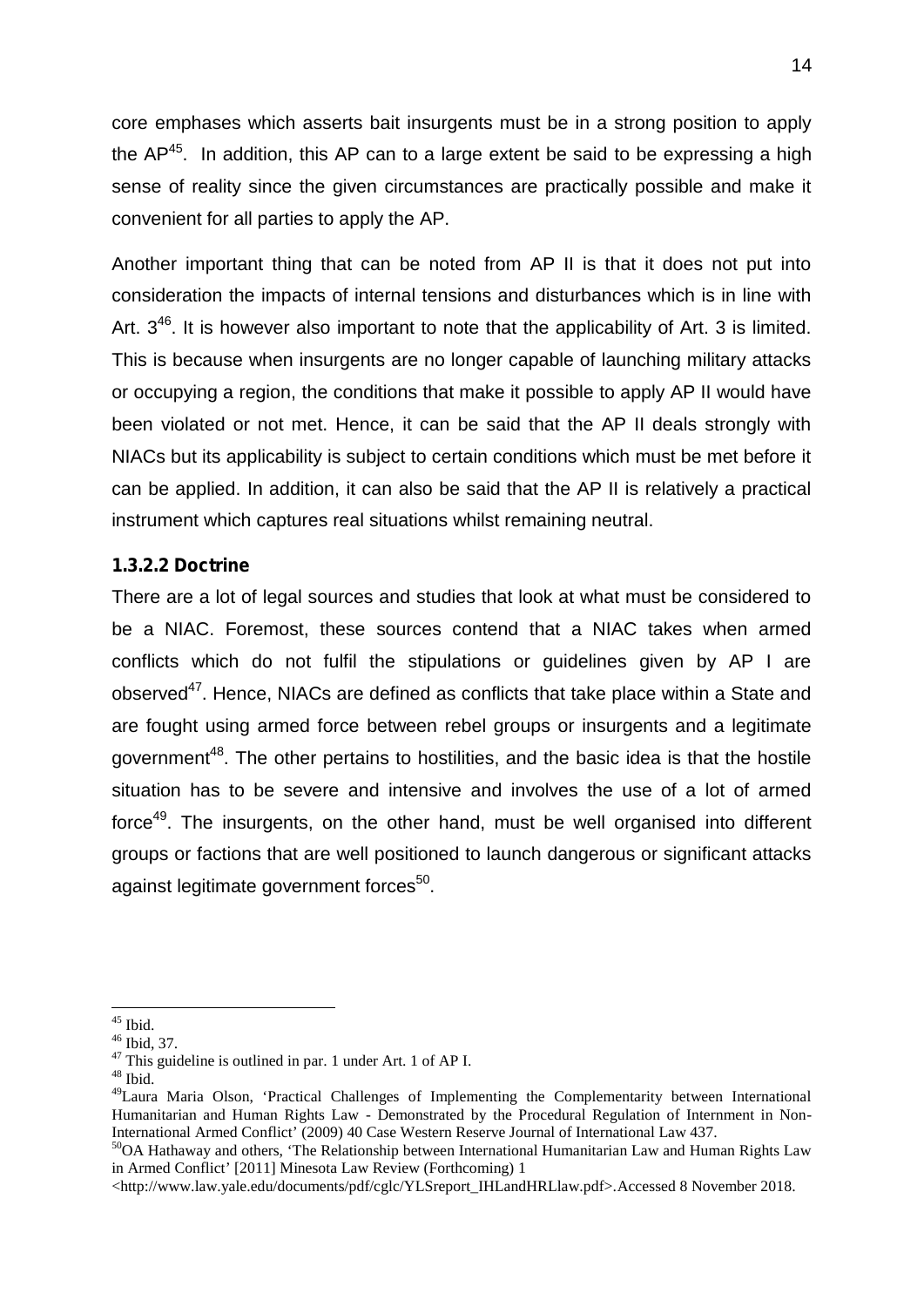core emphases which asserts bait insurgents must be in a strong position to apply the AP[45]. In addition, this AP can to a large extent be said to be expressing a high sense of reality since the given circumstances are practically possible and make it convenient for all parties to apply the AP.

Another important thing that can be noted from AP II is that it does not put into consideration the impacts of internal tensions and disturbances which is in line with Art. 3[46]. It is however also important to note that the applicability of Art. 3 is limited. This is because when insurgents are no longer capable of launching military attacks or occupying a region, the conditions that make it possible to apply AP II would have been violated or not met. Hence, it can be said that the AP II deals strongly with NIACs but its applicability is subject to certain conditions which must be met before it can be applied. In addition, it can also be said that the AP II is relatively a practical instrument which captures real situations whilst remaining neutral.

#### 1.3.2.2 Doctrine

There are a lot of legal sources and studies that look at what must be considered to be a NIAC. Foremost, these sources contend that a NIAC takes when armed conflicts which do not fulfil the stipulations or guidelines given by AP I are observed[47]. Hence, NIACs are defined as conflicts that take place within a State and are fought using armed force between rebel groups or insurgents and a legitimate government[48]. The other pertains to hostilities, and the basic idea is that the hostile situation has to be severe and intensive and involves the use of a lot of armed force[49]. The insurgents, on the other hand, must be well organised into different groups or factions that are well positioned to launch dangerous or significant attacks against legitimate government forces[50].

---

[45] Ibid.

[46] Ibid, 37.

[47] This guideline is outlined in par. 1 under Art. 1 of AP I.

[48] Ibid.

[49] Laura Maria Olson, 'Practical Challenges of Implementing the Complementarity between International Humanitarian and Human Rights Law - Demonstrated by the Procedural Regulation of Internment in Non-International Armed Conflict' (2009) 40 Case Western Reserve Journal of International Law 437.

[50] OA Hathaway and others, 'The Relationship between International Humanitarian Law and Human Rights Law in Armed Conflict' [2011] Minesota Law Review (Forthcoming) 1 <http://www.law.yale.edu/documents/pdf/cglc/YLSreport_IHLandHRLlaw.pdf>.Accessed 8 November 2018.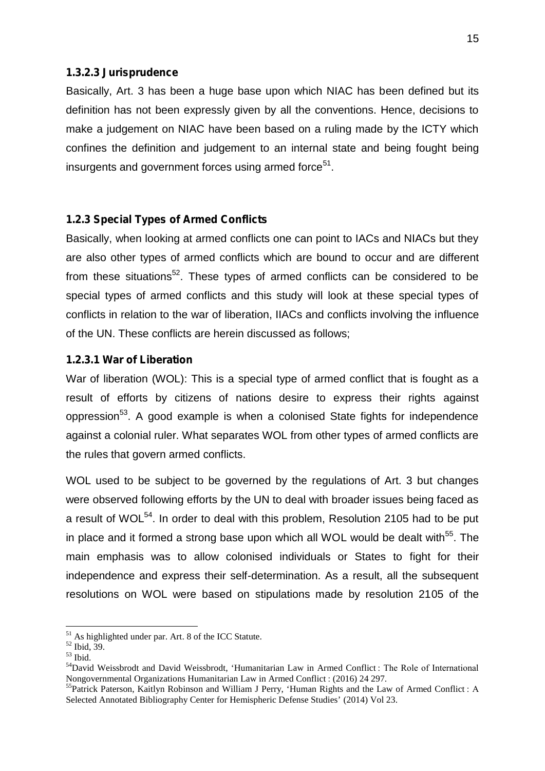#### 1.3.2.3 Jurisprudence

Basically, Art. 3 has been a huge base upon which NIAC has been defined but its definition has not been expressly given by all the conventions. Hence, decisions to make a judgement on NIAC have been based on a ruling made by the ICTY which confines the definition and judgement to an internal state and being fought being insurgents and government forces using armed force[51].

### 1.2.3 Special Types of Armed Conflicts

Basically, when looking at armed conflicts one can point to IACs and NIACs but they are also other types of armed conflicts which are bound to occur and are different from these situations[52]. These types of armed conflicts can be considered to be special types of armed conflicts and this study will look at these special types of conflicts in relation to the war of liberation, IIACs and conflicts involving the influence of the UN. These conflicts are herein discussed as follows;

#### 1.2.3.1 War of Liberation

War of liberation (WOL): This is a special type of armed conflict that is fought as a result of efforts by citizens of nations desire to express their rights against oppression[53]. A good example is when a colonised State fights for independence against a colonial ruler. What separates WOL from other types of armed conflicts are the rules that govern armed conflicts.

WOL used to be subject to be governed by the regulations of Art. 3 but changes were observed following efforts by the UN to deal with broader issues being faced as a result of WOL[54]. In order to deal with this problem, Resolution 2105 had to be put in place and it formed a strong base upon which all WOL would be dealt with[55]. The main emphasis was to allow colonised individuals or States to fight for their independence and express their self-determination. As a result, all the subsequent resolutions on WOL were based on stipulations made by resolution 2105 of the

---

[51] As highlighted under par. Art. 8 of the ICC Statute.

[52] Ibid, 39.

[53] Ibid.

[54] David Weissbrodt and David Weissbrodt, 'Humanitarian Law in Armed Conflict : The Role of International Nongovernmental Organizations Humanitarian Law in Armed Conflict : (2016) 24 297.

[55] Patrick Paterson, Kaitlyn Robinson and William J Perry, 'Human Rights and the Law of Armed Conflict : A Selected Annotated Bibliography Center for Hemispheric Defense Studies' (2014) Vol 23.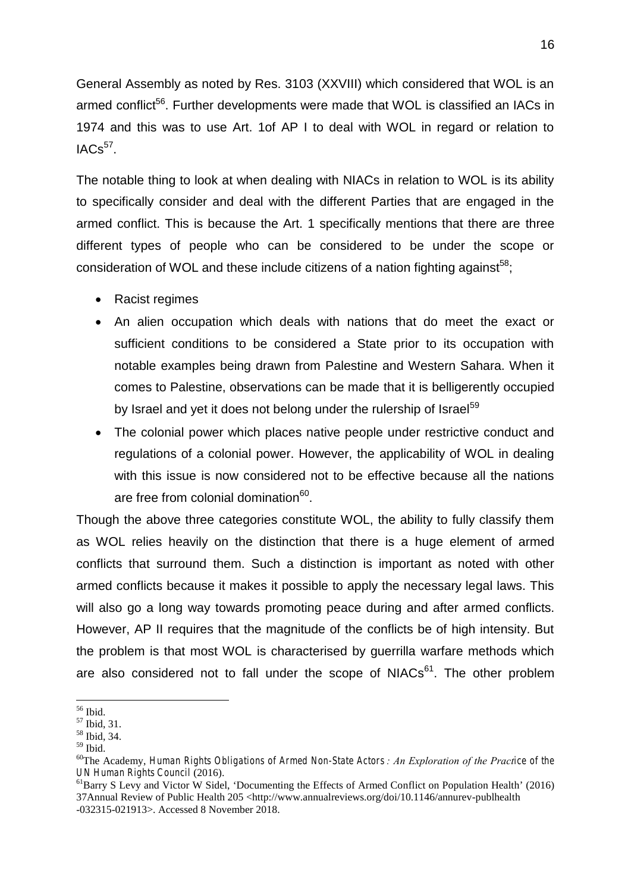General Assembly as noted by Res. 3103 (XXVIII) which considered that WOL is an armed conflict[56]. Further developments were made that WOL is classified an IACs in 1974 and this was to use Art. 1of AP I to deal with WOL in regard or relation to IACs[57].

The notable thing to look at when dealing with NIACs in relation to WOL is its ability to specifically consider and deal with the different Parties that are engaged in the armed conflict. This is because the Art. 1 specifically mentions that there are three different types of people who can be considered to be under the scope or consideration of WOL and these include citizens of a nation fighting against[58];

- Racist regimes
- An alien occupation which deals with nations that do meet the exact or sufficient conditions to be considered a State prior to its occupation with notable examples being drawn from Palestine and Western Sahara. When it comes to Palestine, observations can be made that it is belligerently occupied by Israel and yet it does not belong under the rulership of Israel[59]
- The colonial power which places native people under restrictive conduct and regulations of a colonial power. However, the applicability of WOL in dealing with this issue is now considered not to be effective because all the nations are free from colonial domination[60].

Though the above three categories constitute WOL, the ability to fully classify them as WOL relies heavily on the distinction that there is a huge element of armed conflicts that surround them. Such a distinction is important as noted with other armed conflicts because it makes it possible to apply the necessary legal laws. This will also go a long way towards promoting peace during and after armed conflicts. However, AP II requires that the magnitude of the conflicts be of high intensity. But the problem is that most WOL is characterised by guerrilla warfare methods which are also considered not to fall under the scope of NIACs[61]. The other problem

---

[56] Ibid.

[57] Ibid, 31.

[58] Ibid, 34.

[59] Ibid.

[60] The Academy, *Human Rights Obligations of Armed Non-State Actors : An Exploration of the Practice of the UN Human Rights Council* (2016).

[61] Barry S Levy and Victor W Sidel, 'Documenting the Effects of Armed Conflict on Population Health' (2016) 37Annual Review of Public Health 205 <http://www.annualreviews.org/doi/10.1146/annurev-publhealth -032315-021913>. Accessed 8 November 2018.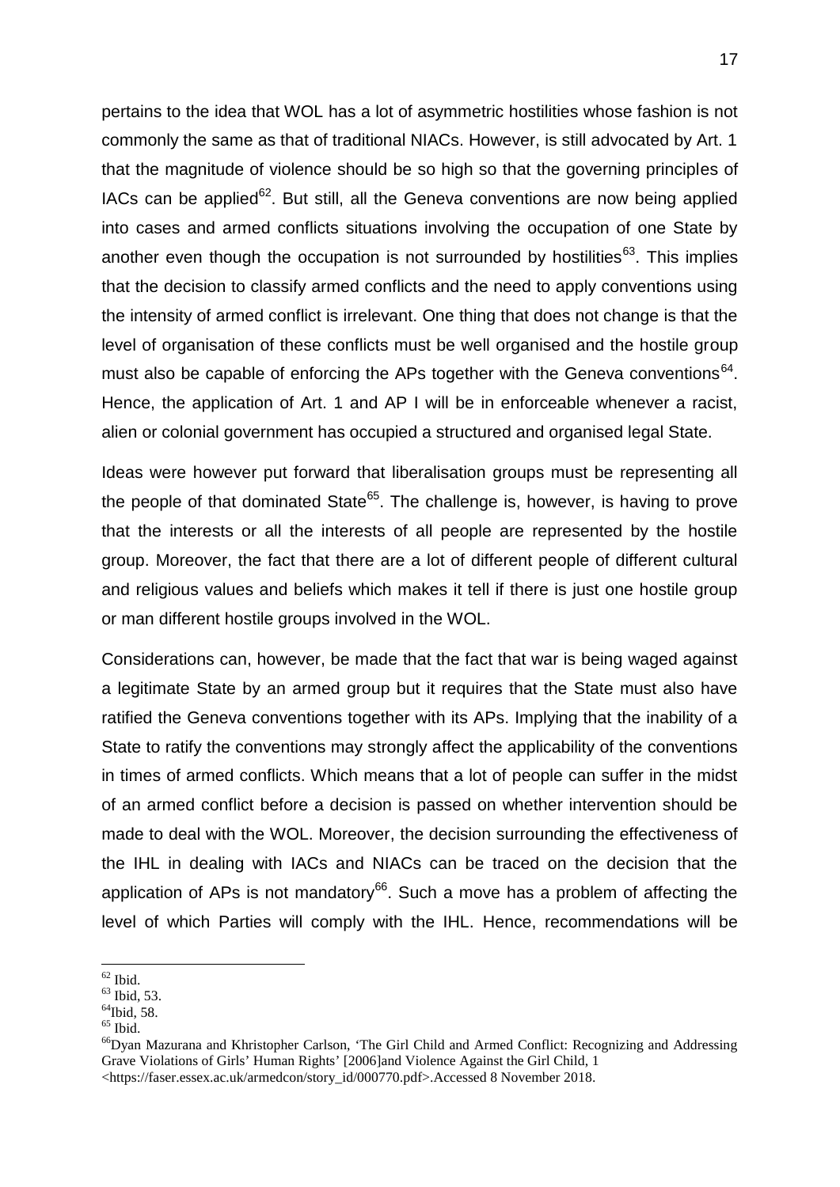pertains to the idea that WOL has a lot of asymmetric hostilities whose fashion is not commonly the same as that of traditional NIACs. However, is still advocated by Art. 1 that the magnitude of violence should be so high so that the governing principles of IACs can be applied[62]. But still, all the Geneva conventions are now being applied into cases and armed conflicts situations involving the occupation of one State by another even though the occupation is not surrounded by hostilities[63]. This implies that the decision to classify armed conflicts and the need to apply conventions using the intensity of armed conflict is irrelevant. One thing that does not change is that the level of organisation of these conflicts must be well organised and the hostile group must also be capable of enforcing the APs together with the Geneva conventions[64]. Hence, the application of Art. 1 and AP I will be in enforceable whenever a racist, alien or colonial government has occupied a structured and organised legal State.

Ideas were however put forward that liberalisation groups must be representing all the people of that dominated State[65]. The challenge is, however, is having to prove that the interests or all the interests of all people are represented by the hostile group. Moreover, the fact that there are a lot of different people of different cultural and religious values and beliefs which makes it tell if there is just one hostile group or man different hostile groups involved in the WOL.

Considerations can, however, be made that the fact that war is being waged against a legitimate State by an armed group but it requires that the State must also have ratified the Geneva conventions together with its APs. Implying that the inability of a State to ratify the conventions may strongly affect the applicability of the conventions in times of armed conflicts. Which means that a lot of people can suffer in the midst of an armed conflict before a decision is passed on whether intervention should be made to deal with the WOL. Moreover, the decision surrounding the effectiveness of the IHL in dealing with IACs and NIACs can be traced on the decision that the application of APs is not mandatory[66]. Such a move has a problem of affecting the level of which Parties will comply with the IHL. Hence, recommendations will be

---

[62] Ibid.

[63] Ibid, 53.

[64] Ibid, 58.

[65] Ibid.

[66] Dyan Mazurana and Khristopher Carlson, 'The Girl Child and Armed Conflict: Recognizing and Addressing Grave Violations of Girls' Human Rights' [2006]and Violence Against the Girl Child, 1 <https://faser.essex.ac.uk/armedcon/story_id/000770.pdf>.Accessed 8 November 2018.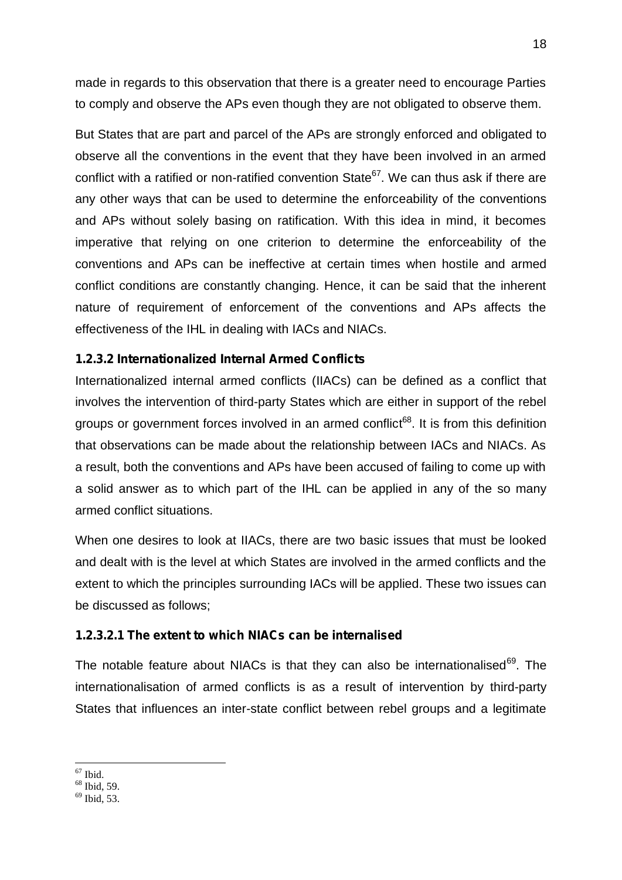made in regards to this observation that there is a greater need to encourage Parties to comply and observe the APs even though they are not obligated to observe them.

But States that are part and parcel of the APs are strongly enforced and obligated to observe all the conventions in the event that they have been involved in an armed conflict with a ratified or non-ratified convention State[67]. We can thus ask if there are any other ways that can be used to determine the enforceability of the conventions and APs without solely basing on ratification. With this idea in mind, it becomes imperative that relying on one criterion to determine the enforceability of the conventions and APs can be ineffective at certain times when hostile and armed conflict conditions are constantly changing. Hence, it can be said that the inherent nature of requirement of enforcement of the conventions and APs affects the effectiveness of the IHL in dealing with IACs and NIACs.

#### 1.2.3.2 Internationalized Internal Armed Conflicts

Internationalized internal armed conflicts (IIACs) can be defined as a conflict that involves the intervention of third-party States which are either in support of the rebel groups or government forces involved in an armed conflict[68]. It is from this definition that observations can be made about the relationship between IACs and NIACs. As a result, both the conventions and APs have been accused of failing to come up with a solid answer as to which part of the IHL can be applied in any of the so many armed conflict situations.

When one desires to look at IIACs, there are two basic issues that must be looked and dealt with is the level at which States are involved in the armed conflicts and the extent to which the principles surrounding IACs will be applied. These two issues can be discussed as follows;

##### 1.2.3.2.1 The extent to which NIACs can be internalised

The notable feature about NIACs is that they can also be internationalised[69]. The internationalisation of armed conflicts is as a result of intervention by third-party States that influences an inter-state conflict between rebel groups and a legitimate

---

[67] Ibid.

[68] Ibid, 59.

[69] Ibid, 53.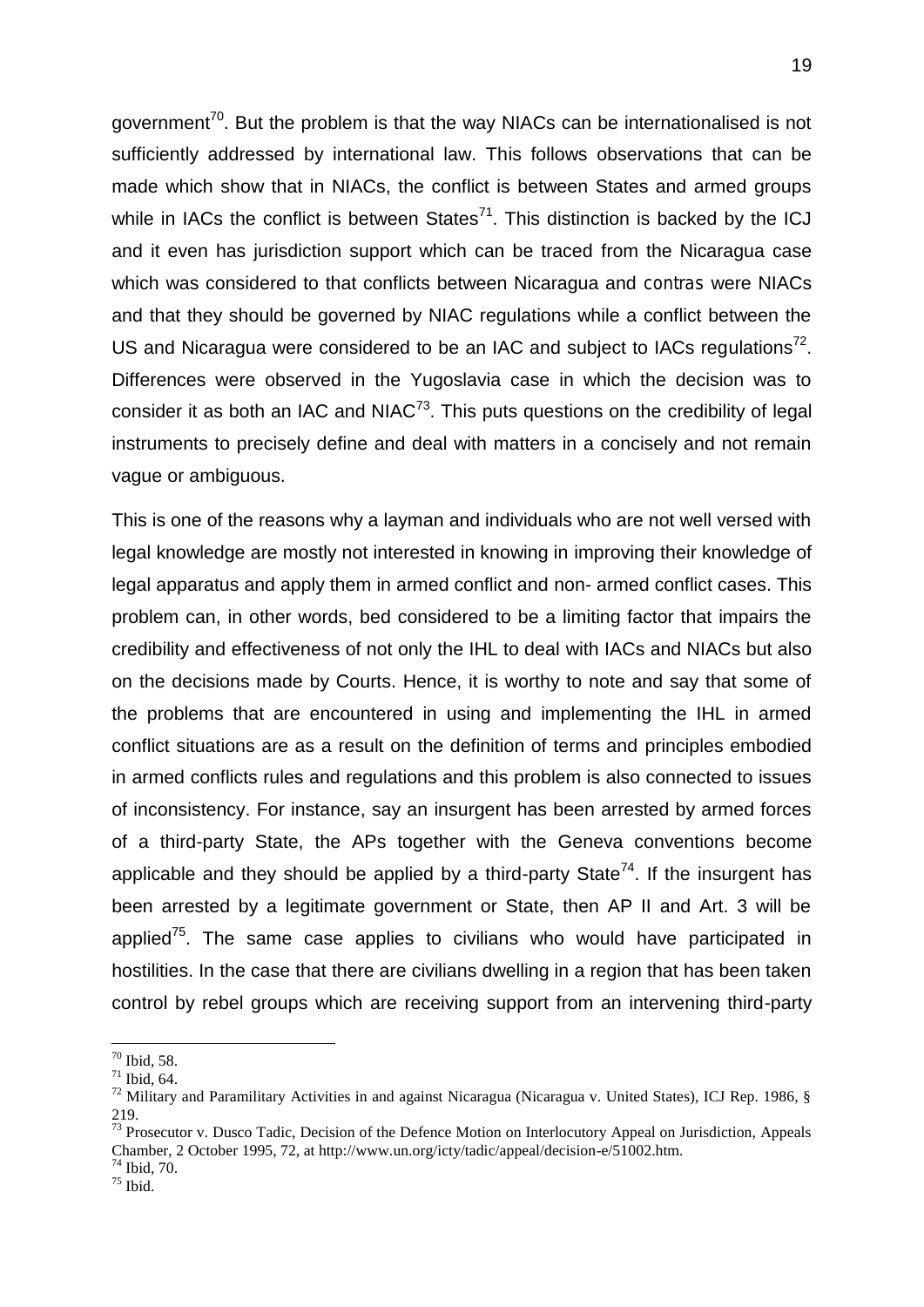government[70]. But the problem is that the way NIACs can be internationalised is not sufficiently addressed by international law. This follows observations that can be made which show that in NIACs, the conflict is between States and armed groups while in IACs the conflict is between States[71]. This distinction is backed by the ICJ and it even has jurisdiction support which can be traced from the Nicaragua case which was considered to that conflicts between Nicaragua and contras were NIACs and that they should be governed by NIAC regulations while a conflict between the US and Nicaragua were considered to be an IAC and subject to IACs regulations[72]. Differences were observed in the Yugoslavia case in which the decision was to consider it as both an IAC and NIAC[73]. This puts questions on the credibility of legal instruments to precisely define and deal with matters in a concisely and not remain vague or ambiguous.

This is one of the reasons why a layman and individuals who are not well versed with legal knowledge are mostly not interested in knowing in improving their knowledge of legal apparatus and apply them in armed conflict and non- armed conflict cases. This problem can, in other words, bed considered to be a limiting factor that impairs the credibility and effectiveness of not only the IHL to deal with IACs and NIACs but also on the decisions made by Courts. Hence, it is worthy to note and say that some of the problems that are encountered in using and implementing the IHL in armed conflict situations are as a result on the definition of terms and principles embodied in armed conflicts rules and regulations and this problem is also connected to issues of inconsistency. For instance, say an insurgent has been arrested by armed forces of a third-party State, the APs together with the Geneva conventions become applicable and they should be applied by a third-party State[74]. If the insurgent has been arrested by a legitimate government or State, then AP II and Art. 3 will be applied[75]. The same case applies to civilians who would have participated in hostilities. In the case that there are civilians dwelling in a region that has been taken control by rebel groups which are receiving support from an intervening third-party

---

[70] Ibid, 58.

[71] Ibid, 64.

[72] Military and Paramilitary Activities in and against Nicaragua (Nicaragua v. United States), ICJ Rep. 1986, § 219.

[73] Prosecutor v. Dusco Tadic, Decision of the Defence Motion on Interlocutory Appeal on Jurisdiction, Appeals Chamber, 2 October 1995, 72, at http://www.un.org/icty/tadic/appeal/decision-e/51002.htm.

[74] Ibid, 70.

[75] Ibid.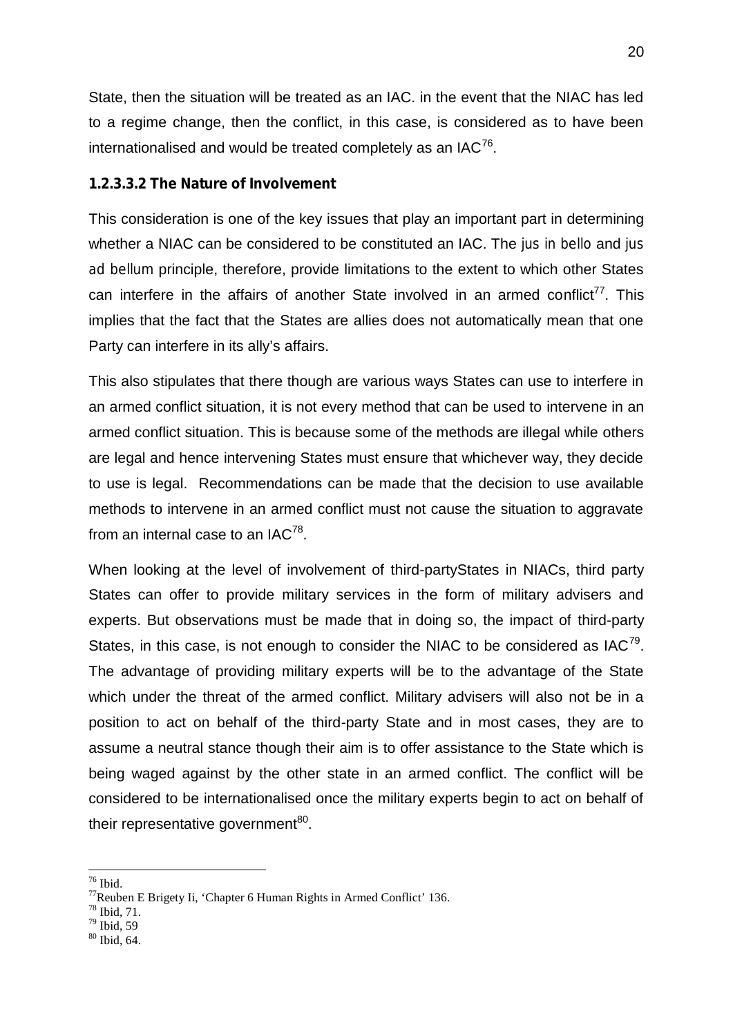State, then the situation will be treated as an IAC. in the event that the NIAC has led to a regime change, then the conflict, in this case, is considered as to have been internationalised and would be treated completely as an IAC[76].

#### 1.2.3.3.2 The Nature of Involvement

This consideration is one of the key issues that play an important part in determining whether a NIAC can be considered to be constituted an IAC. The *jus in bello* and *jus ad bellum* principle, therefore, provide limitations to the extent to which other States can interfere in the affairs of another State involved in an armed conflict[77]. This implies that the fact that the States are allies does not automatically mean that one Party can interfere in its ally's affairs.

This also stipulates that there though are various ways States can use to interfere in an armed conflict situation, it is not every method that can be used to intervene in an armed conflict situation. This is because some of the methods are illegal while others are legal and hence intervening States must ensure that whichever way, they decide to use is legal. Recommendations can be made that the decision to use available methods to intervene in an armed conflict must not cause the situation to aggravate from an internal case to an IAC[78].

When looking at the level of involvement of third-partyStates in NIACs, third party States can offer to provide military services in the form of military advisers and experts. But observations must be made that in doing so, the impact of third-party States, in this case, is not enough to consider the NIAC to be considered as IAC[79]. The advantage of providing military experts will be to the advantage of the State which under the threat of the armed conflict. Military advisers will also not be in a position to act on behalf of the third-party State and in most cases, they are to assume a neutral stance though their aim is to offer assistance to the State which is being waged against by the other state in an armed conflict. The conflict will be considered to be internationalised once the military experts begin to act on behalf of their representative government[80].

---

[76] Ibid.

[77] Reuben E Brigety Ii, 'Chapter 6 Human Rights in Armed Conflict' 136.

[78] Ibid, 71.

[79] Ibid, 59

[80] Ibid, 64.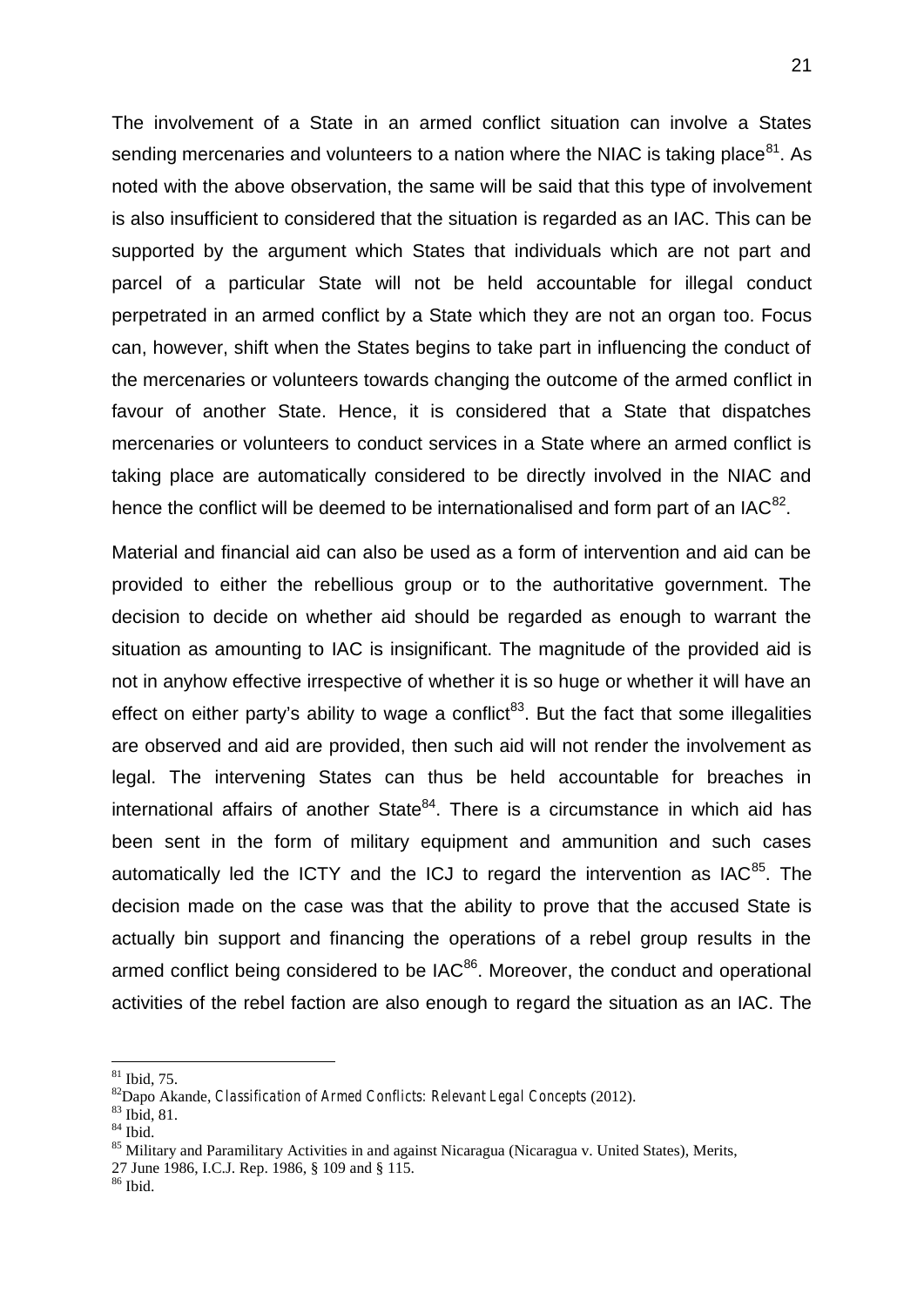The involvement of a State in an armed conflict situation can involve a States sending mercenaries and volunteers to a nation where the NIAC is taking place[81]. As noted with the above observation, the same will be said that this type of involvement is also insufficient to considered that the situation is regarded as an IAC. This can be supported by the argument which States that individuals which are not part and parcel of a particular State will not be held accountable for illegal conduct perpetrated in an armed conflict by a State which they are not an organ too. Focus can, however, shift when the States begins to take part in influencing the conduct of the mercenaries or volunteers towards changing the outcome of the armed conflict in favour of another State. Hence, it is considered that a State that dispatches mercenaries or volunteers to conduct services in a State where an armed conflict is taking place are automatically considered to be directly involved in the NIAC and hence the conflict will be deemed to be internationalised and form part of an IAC[82].

Material and financial aid can also be used as a form of intervention and aid can be provided to either the rebellious group or to the authoritative government. The decision to decide on whether aid should be regarded as enough to warrant the situation as amounting to IAC is insignificant. The magnitude of the provided aid is not in anyhow effective irrespective of whether it is so huge or whether it will have an effect on either party's ability to wage a conflict[83]. But the fact that some illegalities are observed and aid are provided, then such aid will not render the involvement as legal. The intervening States can thus be held accountable for breaches in international affairs of another State[84]. There is a circumstance in which aid has been sent in the form of military equipment and ammunition and such cases automatically led the ICTY and the ICJ to regard the intervention as IAC[85]. The decision made on the case was that the ability to prove that the accused State is actually bin support and financing the operations of a rebel group results in the armed conflict being considered to be IAC[86]. Moreover, the conduct and operational activities of the rebel faction are also enough to regard the situation as an IAC. The

---

[81] Ibid, 75.

[82] Dapo Akande, *Classification of Armed Conflicts: Relevant Legal Concepts* (2012).

[83] Ibid, 81.

[84] Ibid.

[85] Military and Paramilitary Activities in and against Nicaragua (Nicaragua v. United States), Merits, 27 June 1986, I.C.J. Rep. 1986, § 109 and § 115.

[86] Ibid.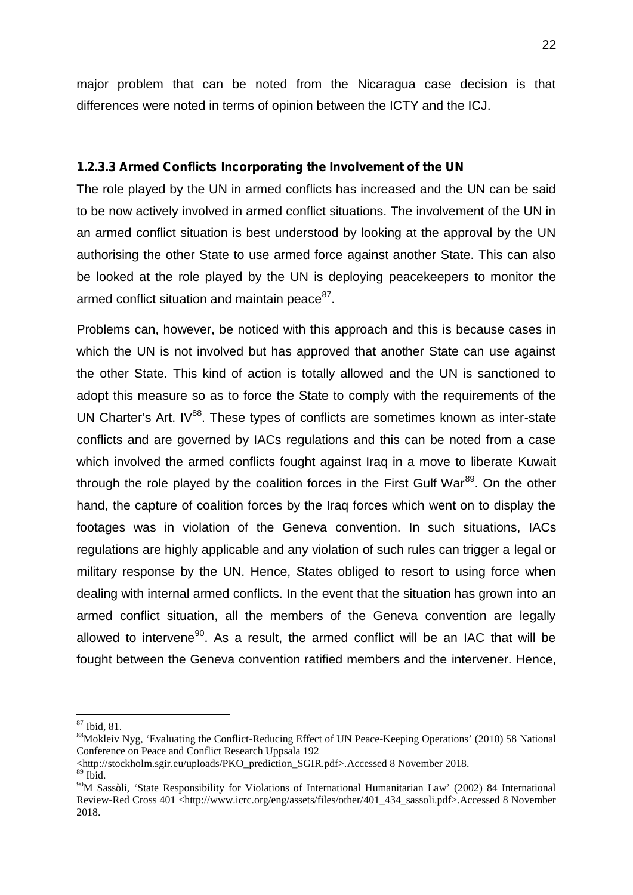major problem that can be noted from the Nicaragua case decision is that differences were noted in terms of opinion between the ICTY and the ICJ.

#### 1.2.3.3 Armed Conflicts Incorporating the Involvement of the UN

The role played by the UN in armed conflicts has increased and the UN can be said to be now actively involved in armed conflict situations. The involvement of the UN in an armed conflict situation is best understood by looking at the approval by the UN authorising the other State to use armed force against another State. This can also be looked at the role played by the UN is deploying peacekeepers to monitor the armed conflict situation and maintain peace[87].

Problems can, however, be noticed with this approach and this is because cases in which the UN is not involved but has approved that another State can use against the other State. This kind of action is totally allowed and the UN is sanctioned to adopt this measure so as to force the State to comply with the requirements of the UN Charter's Art. IV[88]. These types of conflicts are sometimes known as inter-state conflicts and are governed by IACs regulations and this can be noted from a case which involved the armed conflicts fought against Iraq in a move to liberate Kuwait through the role played by the coalition forces in the First Gulf War[89]. On the other hand, the capture of coalition forces by the Iraq forces which went on to display the footages was in violation of the Geneva convention. In such situations, IACs regulations are highly applicable and any violation of such rules can trigger a legal or military response by the UN. Hence, States obliged to resort to using force when dealing with internal armed conflicts. In the event that the situation has grown into an armed conflict situation, all the members of the Geneva convention are legally allowed to intervene[90]. As a result, the armed conflict will be an IAC that will be fought between the Geneva convention ratified members and the intervener. Hence,

---

[87] Ibid, 81.

[88] Mokleiv Nyg, 'Evaluating the Conflict-Reducing Effect of UN Peace-Keeping Operations' (2010) 58 National Conference on Peace and Conflict Research Uppsala 192 <http://stockholm.sgir.eu/uploads/PKO_prediction_SGIR.pdf>.Accessed 8 November 2018.

[89] Ibid.

[90] M Sassòli, 'State Responsibility for Violations of International Humanitarian Law' (2002) 84 International Review-Red Cross 401 <http://www.icrc.org/eng/assets/files/other/401_434_sassoli.pdf>.Accessed 8 November 2018.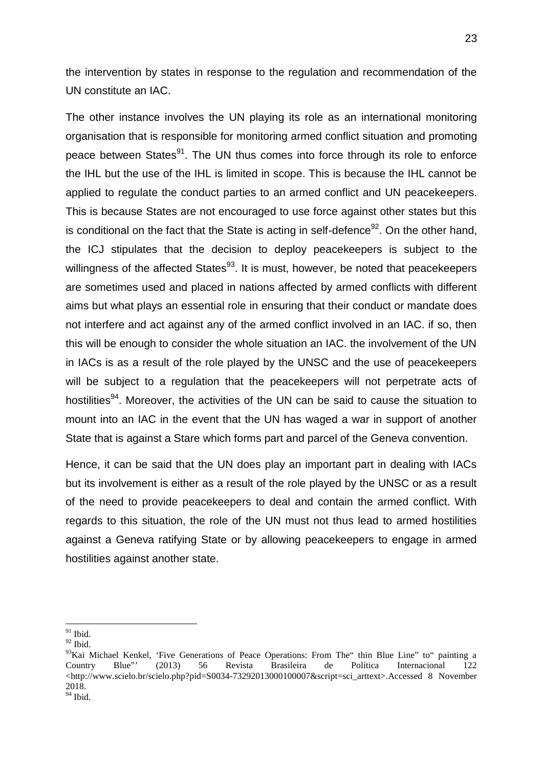the intervention by states in response to the regulation and recommendation of the UN constitute an IAC.

The other instance involves the UN playing its role as an international monitoring organisation that is responsible for monitoring armed conflict situation and promoting peace between States[91]. The UN thus comes into force through its role to enforce the IHL but the use of the IHL is limited in scope. This is because the IHL cannot be applied to regulate the conduct parties to an armed conflict and UN peacekeepers. This is because States are not encouraged to use force against other states but this is conditional on the fact that the State is acting in self-defence[92]. On the other hand, the ICJ stipulates that the decision to deploy peacekeepers is subject to the willingness of the affected States[93]. It is must, however, be noted that peacekeepers are sometimes used and placed in nations affected by armed conflicts with different aims but what plays an essential role in ensuring that their conduct or mandate does not interfere and act against any of the armed conflict involved in an IAC. if so, then this will be enough to consider the whole situation an IAC. the involvement of the UN in IACs is as a result of the role played by the UNSC and the use of peacekeepers will be subject to a regulation that the peacekeepers will not perpetrate acts of hostilities[94]. Moreover, the activities of the UN can be said to cause the situation to mount into an IAC in the event that the UN has waged a war in support of another State that is against a Stare which forms part and parcel of the Geneva convention.

Hence, it can be said that the UN does play an important part in dealing with IACs but its involvement is either as a result of the role played by the UNSC or as a result of the need to provide peacekeepers to deal and contain the armed conflict. With regards to this situation, the role of the UN must not thus lead to armed hostilities against a Geneva ratifying State or by allowing peacekeepers to engage in armed hostilities against another state.

---

[91] Ibid.

[92] Ibid.

[93] Kai Michael Kenkel, 'Five Generations of Peace Operations: From The" thin Blue Line" to" painting a Country Blue"' (2013) 56 Revista Brasileira de Política Internacional 122 <http://www.scielo.br/scielo.php?pid=S0034-73292013000100007&script=sci_arttext>.Accessed 8 November 2018.

[94] Ibid.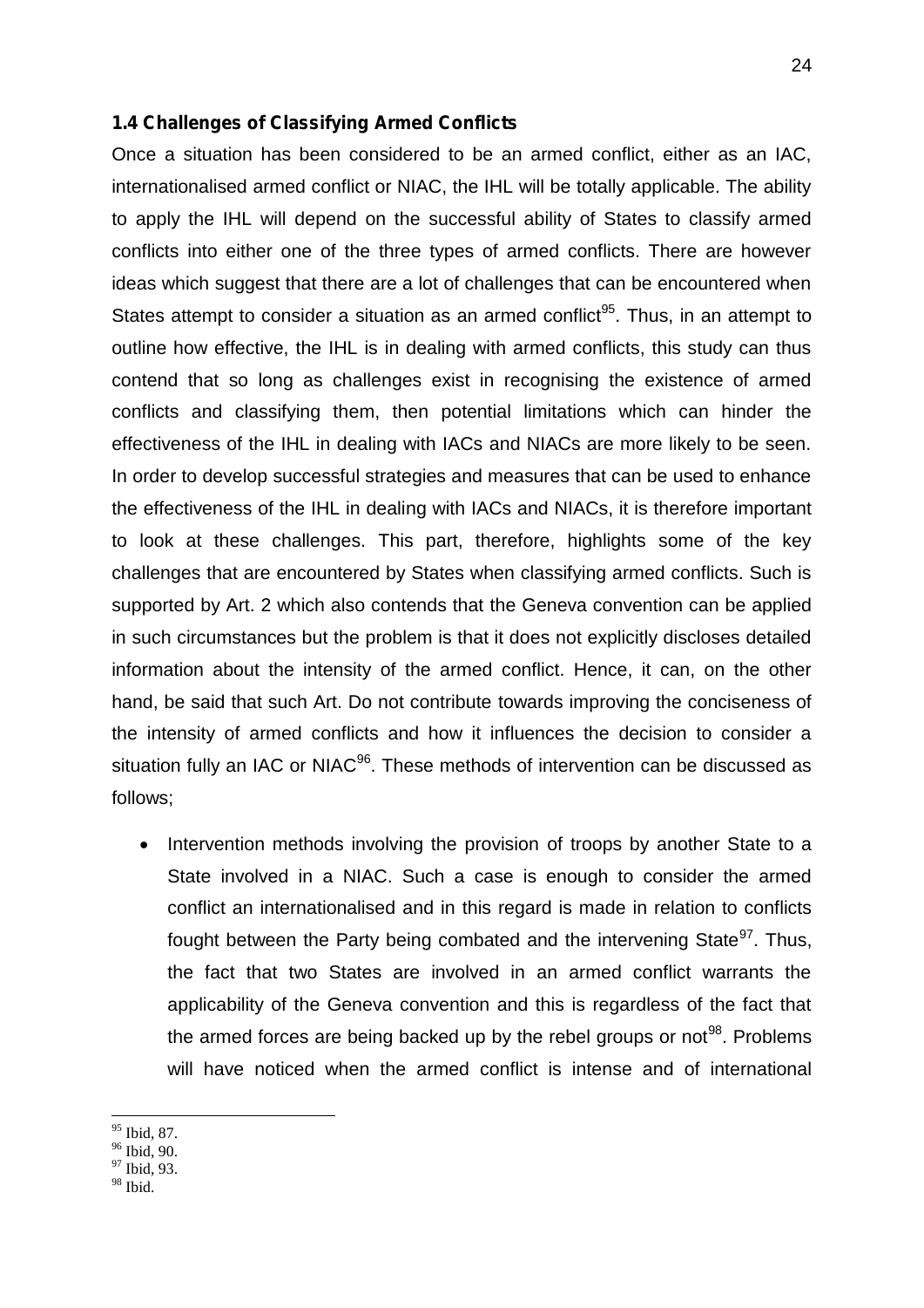### 1.4 Challenges of Classifying Armed Conflicts

Once a situation has been considered to be an armed conflict, either as an IAC, internationalised armed conflict or NIAC, the IHL will be totally applicable. The ability to apply the IHL will depend on the successful ability of States to classify armed conflicts into either one of the three types of armed conflicts. There are however ideas which suggest that there are a lot of challenges that can be encountered when States attempt to consider a situation as an armed conflict[95]. Thus, in an attempt to outline how effective, the IHL is in dealing with armed conflicts, this study can thus contend that so long as challenges exist in recognising the existence of armed conflicts and classifying them, then potential limitations which can hinder the effectiveness of the IHL in dealing with IACs and NIACs are more likely to be seen. In order to develop successful strategies and measures that can be used to enhance the effectiveness of the IHL in dealing with IACs and NIACs, it is therefore important to look at these challenges. This part, therefore, highlights some of the key challenges that are encountered by States when classifying armed conflicts. Such is supported by Art. 2 which also contends that the Geneva convention can be applied in such circumstances but the problem is that it does not explicitly discloses detailed information about the intensity of the armed conflict. Hence, it can, on the other hand, be said that such Art. Do not contribute towards improving the conciseness of the intensity of armed conflicts and how it influences the decision to consider a situation fully an IAC or NIAC[96]. These methods of intervention can be discussed as follows;

- Intervention methods involving the provision of troops by another State to a State involved in a NIAC. Such a case is enough to consider the armed conflict an internationalised and in this regard is made in relation to conflicts fought between the Party being combated and the intervening State[97]. Thus, the fact that two States are involved in an armed conflict warrants the applicability of the Geneva convention and this is regardless of the fact that the armed forces are being backed up by the rebel groups or not[98]. Problems will have noticed when the armed conflict is intense and of international

---

[95] Ibid, 87.
[96] Ibid, 90.
[97] Ibid, 93.
[98] Ibid.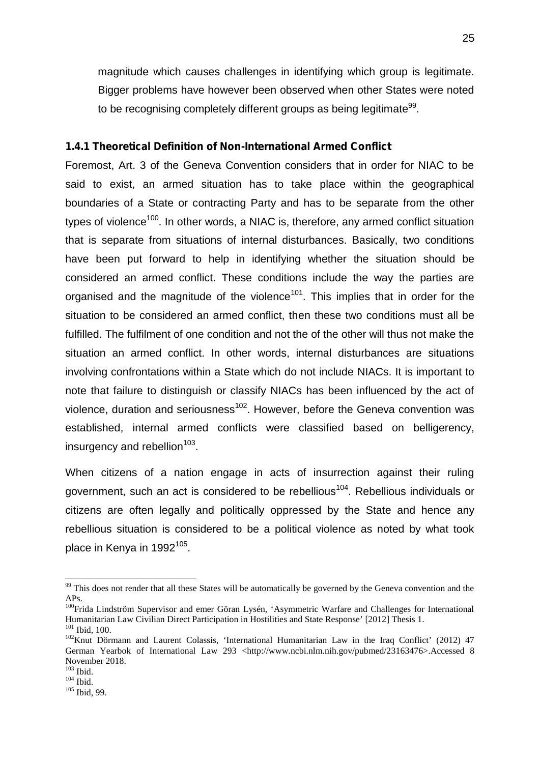magnitude which causes challenges in identifying which group is legitimate. Bigger problems have however been observed when other States were noted to be recognising completely different groups as being legitimate[99].

### 1.4.1 Theoretical Definition of Non-International Armed Conflict

Foremost, Art. 3 of the Geneva Convention considers that in order for NIAC to be said to exist, an armed situation has to take place within the geographical boundaries of a State or contracting Party and has to be separate from the other types of violence[100]. In other words, a NIAC is, therefore, any armed conflict situation that is separate from situations of internal disturbances. Basically, two conditions have been put forward to help in identifying whether the situation should be considered an armed conflict. These conditions include the way the parties are organised and the magnitude of the violence[101]. This implies that in order for the situation to be considered an armed conflict, then these two conditions must all be fulfilled. The fulfilment of one condition and not the of the other will thus not make the situation an armed conflict. In other words, internal disturbances are situations involving confrontations within a State which do not include NIACs. It is important to note that failure to distinguish or classify NIACs has been influenced by the act of violence, duration and seriousness[102]. However, before the Geneva convention was established, internal armed conflicts were classified based on belligerency, insurgency and rebellion[103].

When citizens of a nation engage in acts of insurrection against their ruling government, such an act is considered to be rebellious[104]. Rebellious individuals or citizens are often legally and politically oppressed by the State and hence any rebellious situation is considered to be a political violence as noted by what took place in Kenya in 1992[105].

---

[99] This does not render that all these States will be automatically be governed by the Geneva convention and the APs.

[100] Frida Lindström Supervisor and emer Göran Lysén, 'Asymmetric Warfare and Challenges for International Humanitarian Law Civilian Direct Participation in Hostilities and State Response' [2012] Thesis 1.

[101] Ibid, 100.

[102] Knut Dörmann and Laurent Colassis, 'International Humanitarian Law in the Iraq Conflict' (2012) 47 German Yearbok of International Law 293 <http://www.ncbi.nlm.nih.gov/pubmed/23163476>.Accessed 8 November 2018.

[103] Ibid.

[104] Ibid.

[105] Ibid, 99.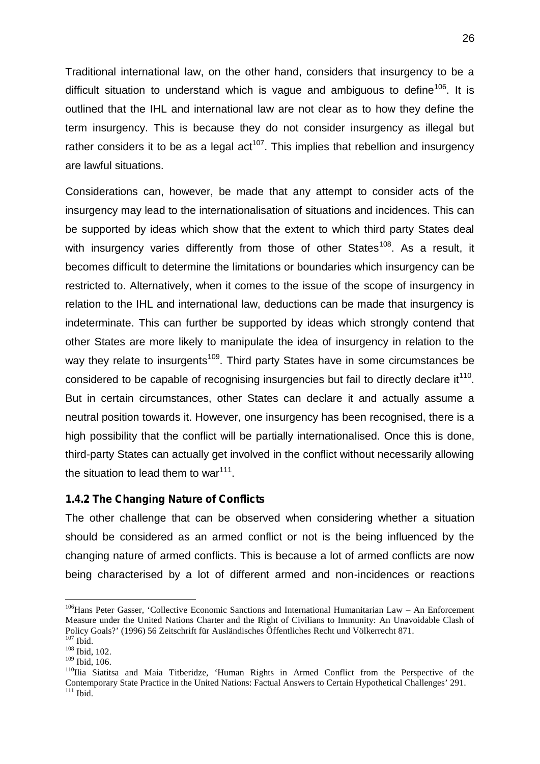Traditional international law, on the other hand, considers that insurgency to be a difficult situation to understand which is vague and ambiguous to define[106]. It is outlined that the IHL and international law are not clear as to how they define the term insurgency. This is because they do not consider insurgency as illegal but rather considers it to be as a legal act[107]. This implies that rebellion and insurgency are lawful situations.

Considerations can, however, be made that any attempt to consider acts of the insurgency may lead to the internationalisation of situations and incidences. This can be supported by ideas which show that the extent to which third party States deal with insurgency varies differently from those of other States[108]. As a result, it becomes difficult to determine the limitations or boundaries which insurgency can be restricted to. Alternatively, when it comes to the issue of the scope of insurgency in relation to the IHL and international law, deductions can be made that insurgency is indeterminate. This can further be supported by ideas which strongly contend that other States are more likely to manipulate the idea of insurgency in relation to the way they relate to insurgents[109]. Third party States have in some circumstances be considered to be capable of recognising insurgencies but fail to directly declare it[110]. But in certain circumstances, other States can declare it and actually assume a neutral position towards it. However, one insurgency has been recognised, there is a high possibility that the conflict will be partially internationalised. Once this is done, third-party States can actually get involved in the conflict without necessarily allowing the situation to lead them to war[111].

### 1.4.2 The Changing Nature of Conflicts

The other challenge that can be observed when considering whether a situation should be considered as an armed conflict or not is the being influenced by the changing nature of armed conflicts. This is because a lot of armed conflicts are now being characterised by a lot of different armed and non-incidences or reactions

---

[106] Hans Peter Gasser, 'Collective Economic Sanctions and International Humanitarian Law – An Enforcement Measure under the United Nations Charter and the Right of Civilians to Immunity: An Unavoidable Clash of Policy Goals?' (1996) 56 Zeitschrift für Ausländisches Öffentliches Recht und Völkerrecht 871.

[107] Ibid.

[108] Ibid, 102.

[109] Ibid, 106.

[110] Ilia Siatitsa and Maia Titberidze, 'Human Rights in Armed Conflict from the Perspective of the Contemporary State Practice in the United Nations: Factual Answers to Certain Hypothetical Challenges' 291.

[111] Ibid.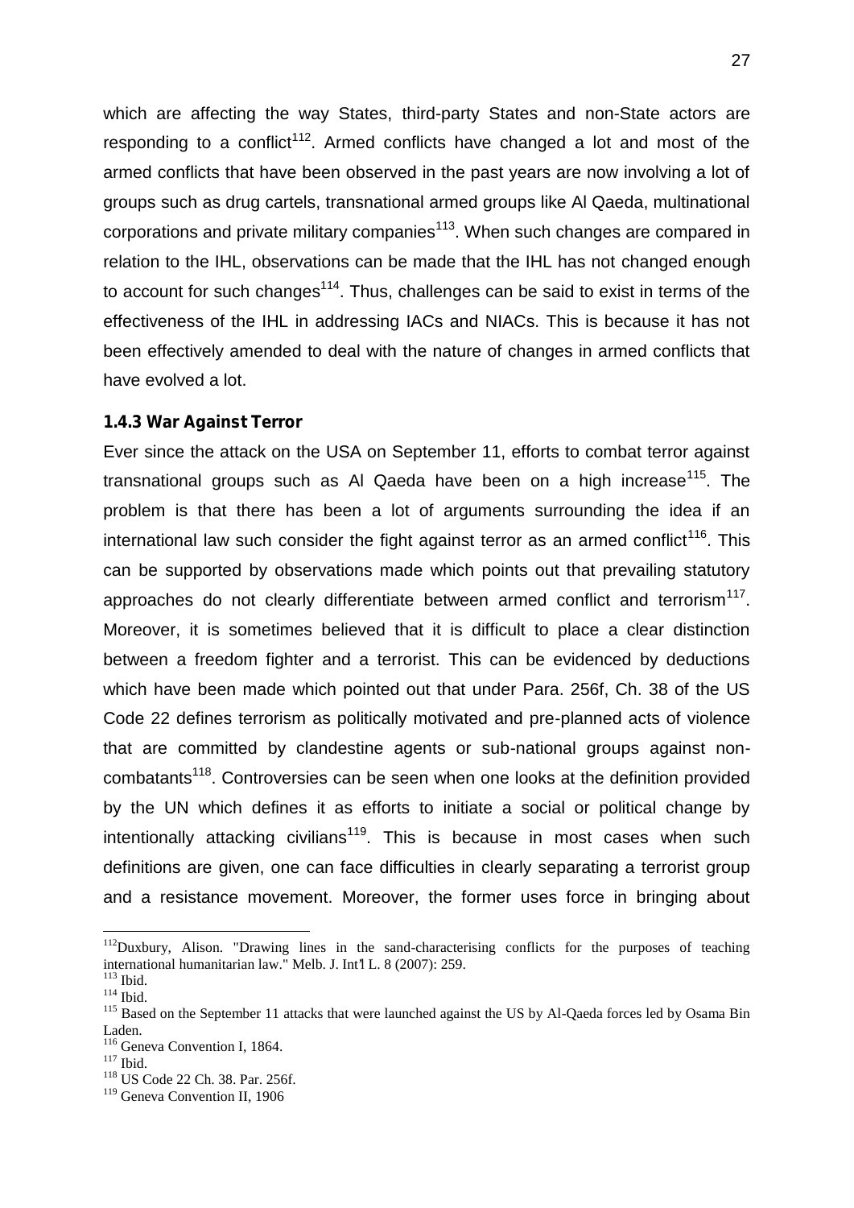which are affecting the way States, third-party States and non-State actors are responding to a conflict[112]. Armed conflicts have changed a lot and most of the armed conflicts that have been observed in the past years are now involving a lot of groups such as drug cartels, transnational armed groups like Al Qaeda, multinational corporations and private military companies[113]. When such changes are compared in relation to the IHL, observations can be made that the IHL has not changed enough to account for such changes[114]. Thus, challenges can be said to exist in terms of the effectiveness of the IHL in addressing IACs and NIACs. This is because it has not been effectively amended to deal with the nature of changes in armed conflicts that have evolved a lot.

### 1.4.3 War Against Terror

Ever since the attack on the USA on September 11, efforts to combat terror against transnational groups such as Al Qaeda have been on a high increase[115]. The problem is that there has been a lot of arguments surrounding the idea if an international law such consider the fight against terror as an armed conflict[116]. This can be supported by observations made which points out that prevailing statutory approaches do not clearly differentiate between armed conflict and terrorism[117]. Moreover, it is sometimes believed that it is difficult to place a clear distinction between a freedom fighter and a terrorist. This can be evidenced by deductions which have been made which pointed out that under Para. 256f, Ch. 38 of the US Code 22 defines terrorism as politically motivated and pre-planned acts of violence that are committed by clandestine agents or sub-national groups against non-combatants[118]. Controversies can be seen when one looks at the definition provided by the UN which defines it as efforts to initiate a social or political change by intentionally attacking civilians[119]. This is because in most cases when such definitions are given, one can face difficulties in clearly separating a terrorist group and a resistance movement. Moreover, the former uses force in bringing about

---

[112] Duxbury, Alison. "Drawing lines in the sand-characterising conflicts for the purposes of teaching international humanitarian law." Melb. J. Int'l L. 8 (2007): 259.

[113] Ibid.

[114] Ibid.

[115] Based on the September 11 attacks that were launched against the US by Al-Qaeda forces led by Osama Bin Laden.

[116] Geneva Convention I, 1864.

[117] Ibid.

[118] US Code 22 Ch. 38. Par. 256f.

[119] Geneva Convention II, 1906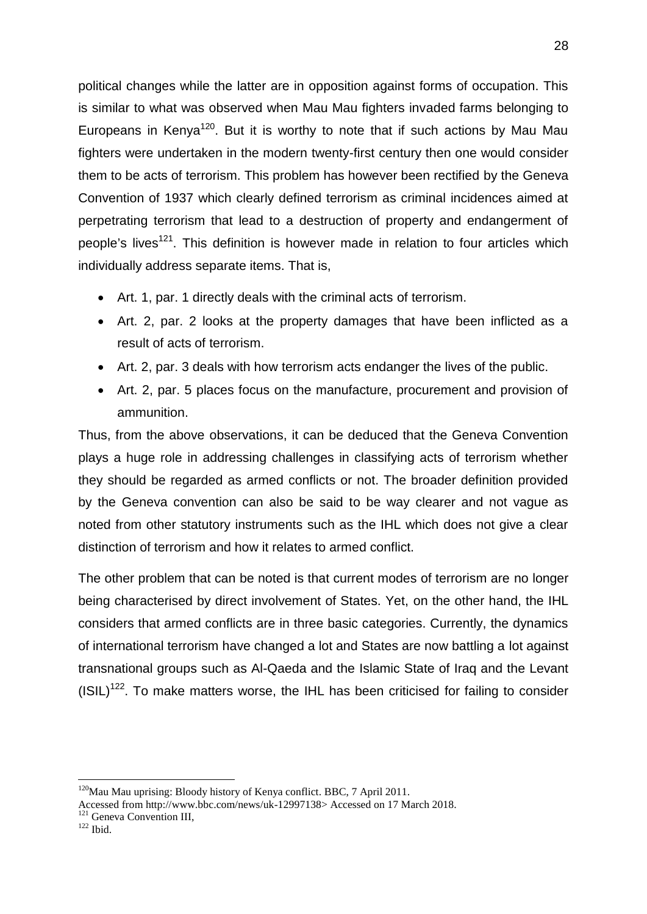political changes while the latter are in opposition against forms of occupation. This is similar to what was observed when Mau Mau fighters invaded farms belonging to Europeans in Kenya[120]. But it is worthy to note that if such actions by Mau Mau fighters were undertaken in the modern twenty-first century then one would consider them to be acts of terrorism. This problem has however been rectified by the Geneva Convention of 1937 which clearly defined terrorism as criminal incidences aimed at perpetrating terrorism that lead to a destruction of property and endangerment of people's lives[121]. This definition is however made in relation to four articles which individually address separate items. That is,

- Art. 1, par. 1 directly deals with the criminal acts of terrorism.
- Art. 2, par. 2 looks at the property damages that have been inflicted as a result of acts of terrorism.
- Art. 2, par. 3 deals with how terrorism acts endanger the lives of the public.
- Art. 2, par. 5 places focus on the manufacture, procurement and provision of ammunition.

Thus, from the above observations, it can be deduced that the Geneva Convention plays a huge role in addressing challenges in classifying acts of terrorism whether they should be regarded as armed conflicts or not. The broader definition provided by the Geneva convention can also be said to be way clearer and not vague as noted from other statutory instruments such as the IHL which does not give a clear distinction of terrorism and how it relates to armed conflict.

The other problem that can be noted is that current modes of terrorism are no longer being characterised by direct involvement of States. Yet, on the other hand, the IHL considers that armed conflicts are in three basic categories. Currently, the dynamics of international terrorism have changed a lot and States are now battling a lot against transnational groups such as Al-Qaeda and the Islamic State of Iraq and the Levant (ISIL)[122]. To make matters worse, the IHL has been criticised for failing to consider

---

[120] Mau Mau uprising: Bloody history of Kenya conflict. BBC, 7 April 2011. Accessed from http://www.bbc.com/news/uk-12997138> Accessed on 17 March 2018.

[121] Geneva Convention III,

[122] Ibid.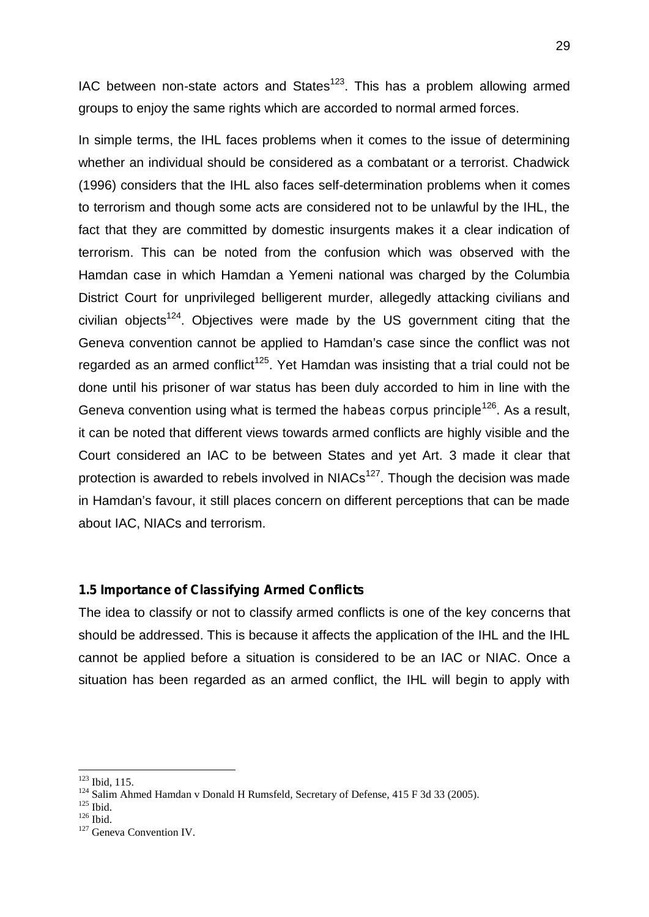IAC between non-state actors and States[123]. This has a problem allowing armed groups to enjoy the same rights which are accorded to normal armed forces.

In simple terms, the IHL faces problems when it comes to the issue of determining whether an individual should be considered as a combatant or a terrorist. Chadwick (1996) considers that the IHL also faces self-determination problems when it comes to terrorism and though some acts are considered not to be unlawful by the IHL, the fact that they are committed by domestic insurgents makes it a clear indication of terrorism. This can be noted from the confusion which was observed with the Hamdan case in which Hamdan a Yemeni national was charged by the Columbia District Court for unprivileged belligerent murder, allegedly attacking civilians and civilian objects[124]. Objectives were made by the US government citing that the Geneva convention cannot be applied to Hamdan's case since the conflict was not regarded as an armed conflict[125]. Yet Hamdan was insisting that a trial could not be done until his prisoner of war status has been duly accorded to him in line with the Geneva convention using what is termed the *habeas corpus principle*[126]. As a result, it can be noted that different views towards armed conflicts are highly visible and the Court considered an IAC to be between States and yet Art. 3 made it clear that protection is awarded to rebels involved in NIACs[127]. Though the decision was made in Hamdan's favour, it still places concern on different perceptions that can be made about IAC, NIACs and terrorism.

### 1.5 Importance of Classifying Armed Conflicts

The idea to classify or not to classify armed conflicts is one of the key concerns that should be addressed. This is because it affects the application of the IHL and the IHL cannot be applied before a situation is considered to be an IAC or NIAC. Once a situation has been regarded as an armed conflict, the IHL will begin to apply with

---

[123] Ibid, 115.
[124] Salim Ahmed Hamdan v Donald H Rumsfeld, Secretary of Defense, 415 F 3d 33 (2005).
[125] Ibid.
[126] Ibid.
[127] Geneva Convention IV.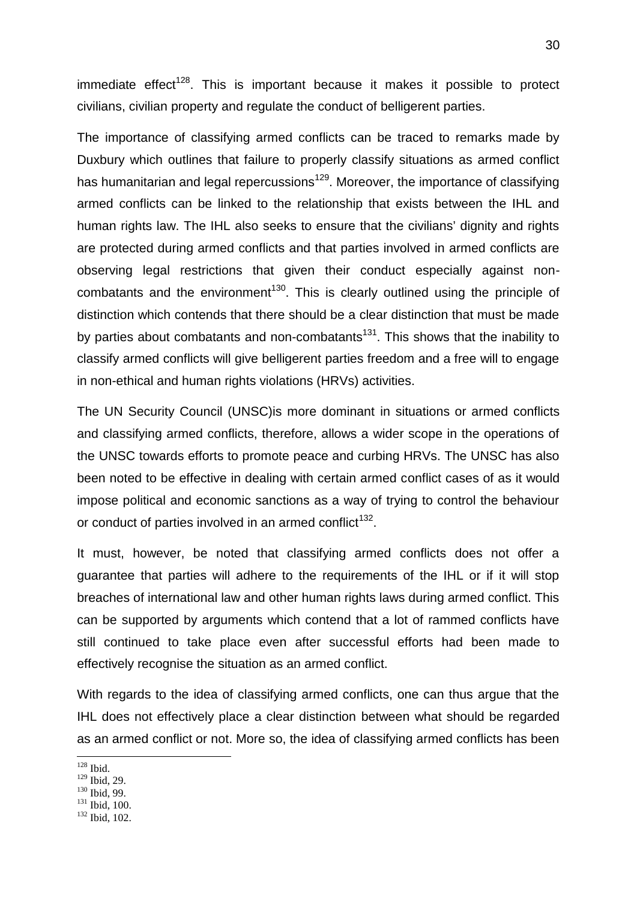immediate effect[128]. This is important because it makes it possible to protect civilians, civilian property and regulate the conduct of belligerent parties.

The importance of classifying armed conflicts can be traced to remarks made by Duxbury which outlines that failure to properly classify situations as armed conflict has humanitarian and legal repercussions[129]. Moreover, the importance of classifying armed conflicts can be linked to the relationship that exists between the IHL and human rights law. The IHL also seeks to ensure that the civilians' dignity and rights are protected during armed conflicts and that parties involved in armed conflicts are observing legal restrictions that given their conduct especially against non-combatants and the environment[130]. This is clearly outlined using the principle of distinction which contends that there should be a clear distinction that must be made by parties about combatants and non-combatants[131]. This shows that the inability to classify armed conflicts will give belligerent parties freedom and a free will to engage in non-ethical and human rights violations (HRVs) activities.

The UN Security Council (UNSC)is more dominant in situations or armed conflicts and classifying armed conflicts, therefore, allows a wider scope in the operations of the UNSC towards efforts to promote peace and curbing HRVs. The UNSC has also been noted to be effective in dealing with certain armed conflict cases of as it would impose political and economic sanctions as a way of trying to control the behaviour or conduct of parties involved in an armed conflict[132].

It must, however, be noted that classifying armed conflicts does not offer a guarantee that parties will adhere to the requirements of the IHL or if it will stop breaches of international law and other human rights laws during armed conflict. This can be supported by arguments which contend that a lot of rammed conflicts have still continued to take place even after successful efforts had been made to effectively recognise the situation as an armed conflict.

With regards to the idea of classifying armed conflicts, one can thus argue that the IHL does not effectively place a clear distinction between what should be regarded as an armed conflict or not. More so, the idea of classifying armed conflicts has been

---

[128] Ibid.
[129] Ibid, 29.
[130] Ibid, 99.
[131] Ibid, 100.
[132] Ibid, 102.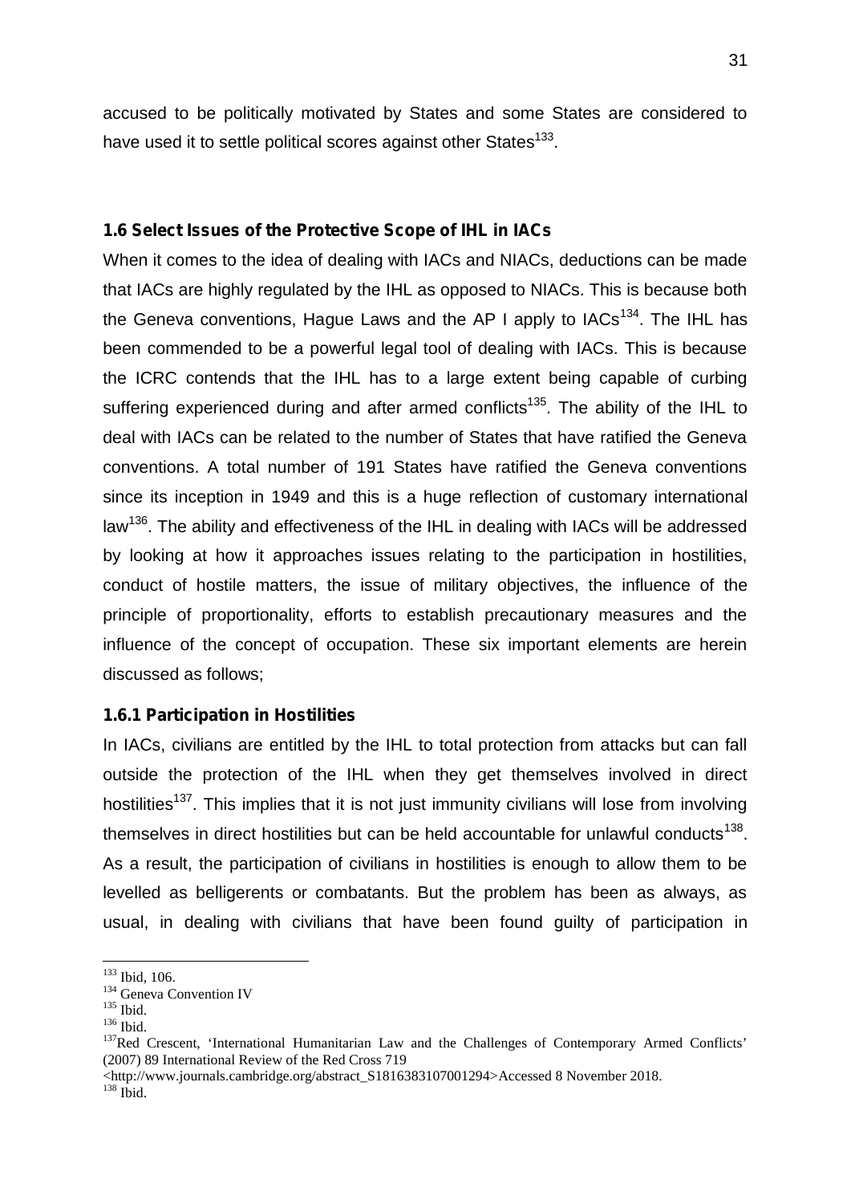accused to be politically motivated by States and some States are considered to have used it to settle political scores against other States[133].

### 1.6 Select Issues of the Protective Scope of IHL in IACs

When it comes to the idea of dealing with IACs and NIACs, deductions can be made that IACs are highly regulated by the IHL as opposed to NIACs. This is because both the Geneva conventions, Hague Laws and the AP I apply to IACs[134]. The IHL has been commended to be a powerful legal tool of dealing with IACs. This is because the ICRC contends that the IHL has to a large extent being capable of curbing suffering experienced during and after armed conflicts[135]. The ability of the IHL to deal with IACs can be related to the number of States that have ratified the Geneva conventions. A total number of 191 States have ratified the Geneva conventions since its inception in 1949 and this is a huge reflection of customary international law[136]. The ability and effectiveness of the IHL in dealing with IACs will be addressed by looking at how it approaches issues relating to the participation in hostilities, conduct of hostile matters, the issue of military objectives, the influence of the principle of proportionality, efforts to establish precautionary measures and the influence of the concept of occupation. These six important elements are herein discussed as follows;

#### 1.6.1 Participation in Hostilities

In IACs, civilians are entitled by the IHL to total protection from attacks but can fall outside the protection of the IHL when they get themselves involved in direct hostilities[137]. This implies that it is not just immunity civilians will lose from involving themselves in direct hostilities but can be held accountable for unlawful conducts[138]. As a result, the participation of civilians in hostilities is enough to allow them to be levelled as belligerents or combatants. But the problem has been as always, as usual, in dealing with civilians that have been found guilty of participation in

---

[133] Ibid, 106.
[134] Geneva Convention IV
[135] Ibid.
[136] Ibid.
[137] Red Crescent, 'International Humanitarian Law and the Challenges of Contemporary Armed Conflicts' (2007) 89 International Review of the Red Cross 719 <http://www.journals.cambridge.org/abstract_S1816383107001294>Accessed 8 November 2018.
[138] Ibid.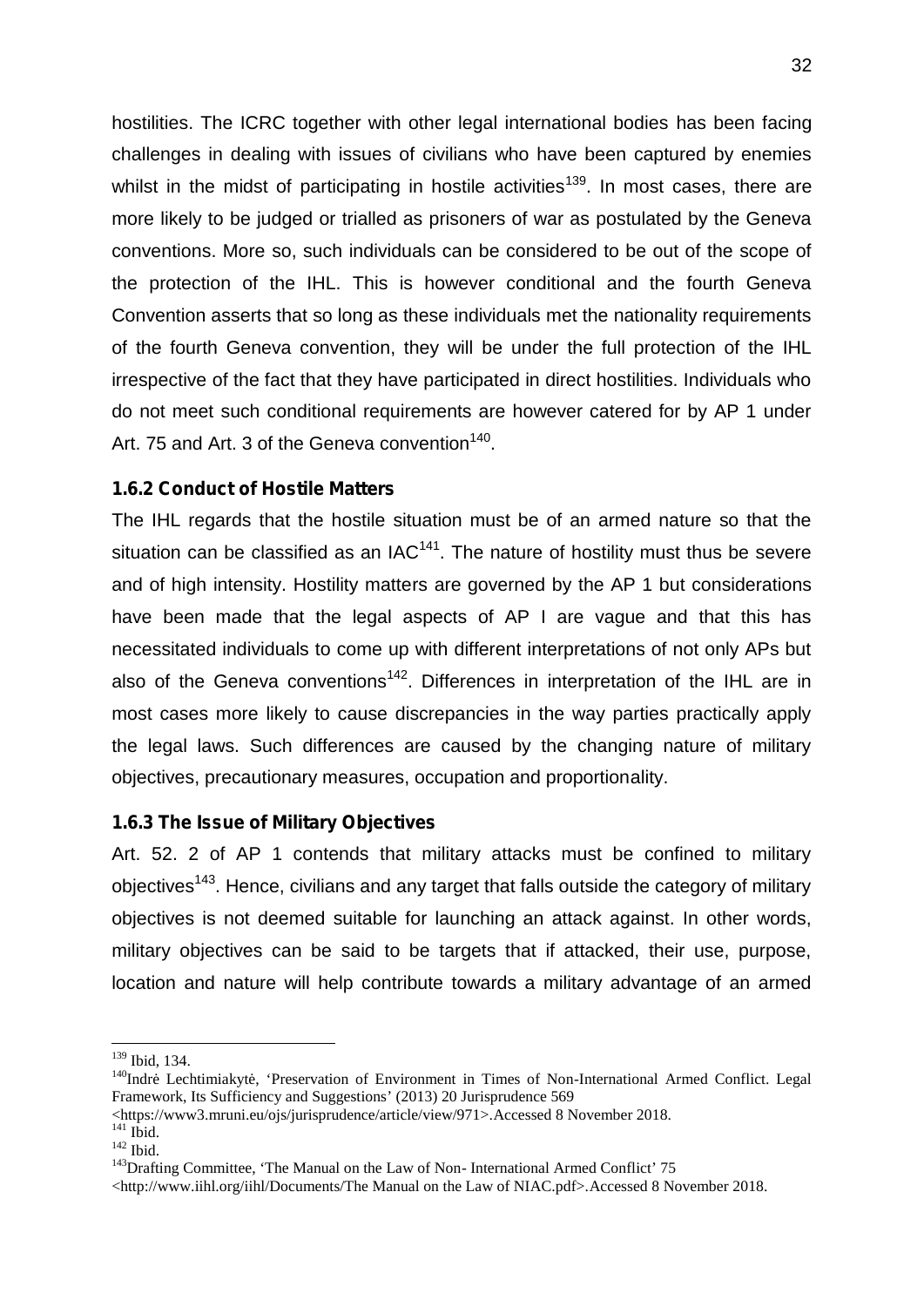hostilities. The ICRC together with other legal international bodies has been facing challenges in dealing with issues of civilians who have been captured by enemies whilst in the midst of participating in hostile activities[139]. In most cases, there are more likely to be judged or trialled as prisoners of war as postulated by the Geneva conventions. More so, such individuals can be considered to be out of the scope of the protection of the IHL. This is however conditional and the fourth Geneva Convention asserts that so long as these individuals met the nationality requirements of the fourth Geneva convention, they will be under the full protection of the IHL irrespective of the fact that they have participated in direct hostilities. Individuals who do not meet such conditional requirements are however catered for by AP 1 under Art. 75 and Art. 3 of the Geneva convention[140].

### 1.6.2 Conduct of Hostile Matters

The IHL regards that the hostile situation must be of an armed nature so that the situation can be classified as an IAC[141]. The nature of hostility must thus be severe and of high intensity. Hostility matters are governed by the AP 1 but considerations have been made that the legal aspects of AP I are vague and that this has necessitated individuals to come up with different interpretations of not only APs but also of the Geneva conventions[142]. Differences in interpretation of the IHL are in most cases more likely to cause discrepancies in the way parties practically apply the legal laws. Such differences are caused by the changing nature of military objectives, precautionary measures, occupation and proportionality.

### 1.6.3 The Issue of Military Objectives

Art. 52. 2 of AP 1 contends that military attacks must be confined to military objectives[143]. Hence, civilians and any target that falls outside the category of military objectives is not deemed suitable for launching an attack against. In other words, military objectives can be said to be targets that if attacked, their use, purpose, location and nature will help contribute towards a military advantage of an armed

---

[139] Ibid, 134.

[140] Indrė Lechtimiakytė, 'Preservation of Environment in Times of Non-International Armed Conflict. Legal Framework, Its Sufficiency and Suggestions' (2013) 20 Jurisprudence 569 <https://www3.mruni.eu/ojs/jurisprudence/article/view/971>.Accessed 8 November 2018.

[141] Ibid.

[142] Ibid.

[143] Drafting Committee, 'The Manual on the Law of Non- International Armed Conflict' 75 <http://www.iihl.org/iihl/Documents/The Manual on the Law of NIAC.pdf>.Accessed 8 November 2018.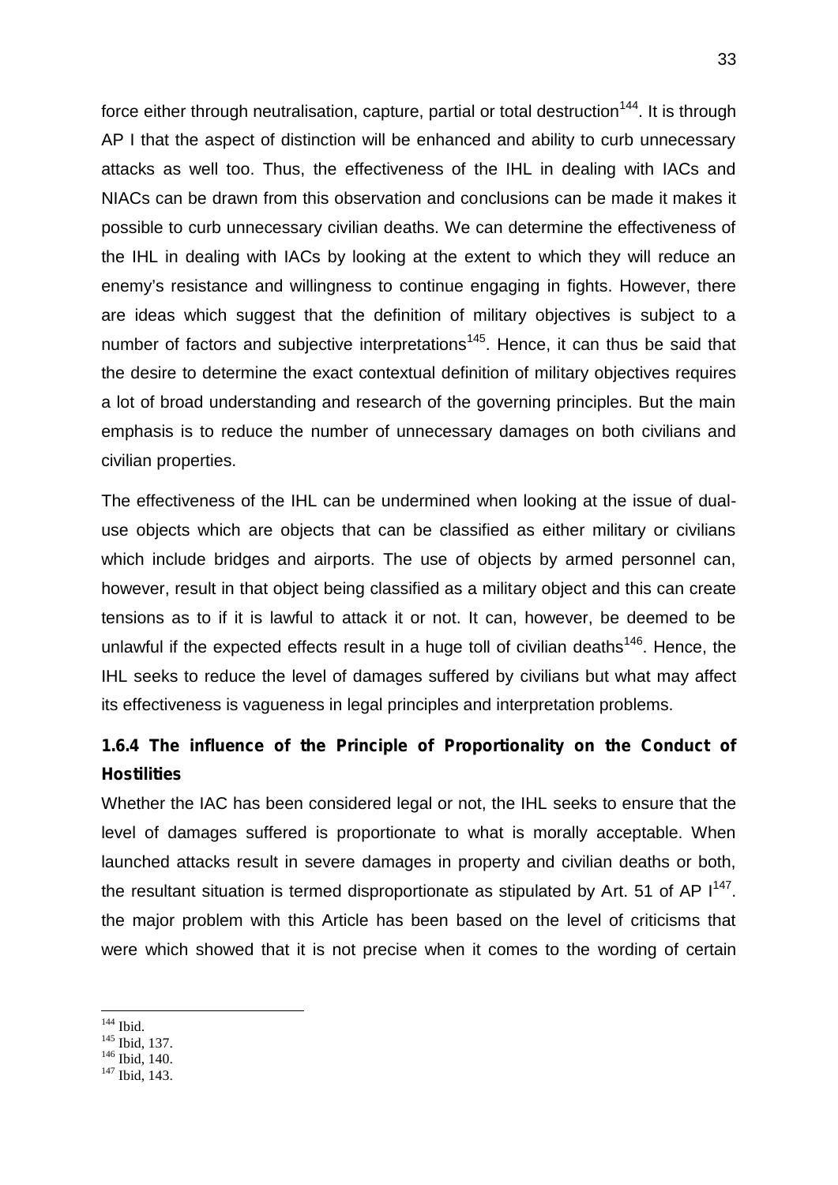force either through neutralisation, capture, partial or total destruction[144]. It is through AP I that the aspect of distinction will be enhanced and ability to curb unnecessary attacks as well too. Thus, the effectiveness of the IHL in dealing with IACs and NIACs can be drawn from this observation and conclusions can be made it makes it possible to curb unnecessary civilian deaths. We can determine the effectiveness of the IHL in dealing with IACs by looking at the extent to which they will reduce an enemy's resistance and willingness to continue engaging in fights. However, there are ideas which suggest that the definition of military objectives is subject to a number of factors and subjective interpretations[145]. Hence, it can thus be said that the desire to determine the exact contextual definition of military objectives requires a lot of broad understanding and research of the governing principles. But the main emphasis is to reduce the number of unnecessary damages on both civilians and civilian properties.

The effectiveness of the IHL can be undermined when looking at the issue of dual-use objects which are objects that can be classified as either military or civilians which include bridges and airports. The use of objects by armed personnel can, however, result in that object being classified as a military object and this can create tensions as to if it is lawful to attack it or not. It can, however, be deemed to be unlawful if the expected effects result in a huge toll of civilian deaths[146]. Hence, the IHL seeks to reduce the level of damages suffered by civilians but what may affect its effectiveness is vagueness in legal principles and interpretation problems.

### 1.6.4 The influence of the Principle of Proportionality on the Conduct of Hostilities

Whether the IAC has been considered legal or not, the IHL seeks to ensure that the level of damages suffered is proportionate to what is morally acceptable. When launched attacks result in severe damages in property and civilian deaths or both, the resultant situation is termed disproportionate as stipulated by Art. 51 of AP I[147]. the major problem with this Article has been based on the level of criticisms that were which showed that it is not precise when it comes to the wording of certain

[144] Ibid.
[145] Ibid, 137.
[146] Ibid, 140.
[147] Ibid, 143.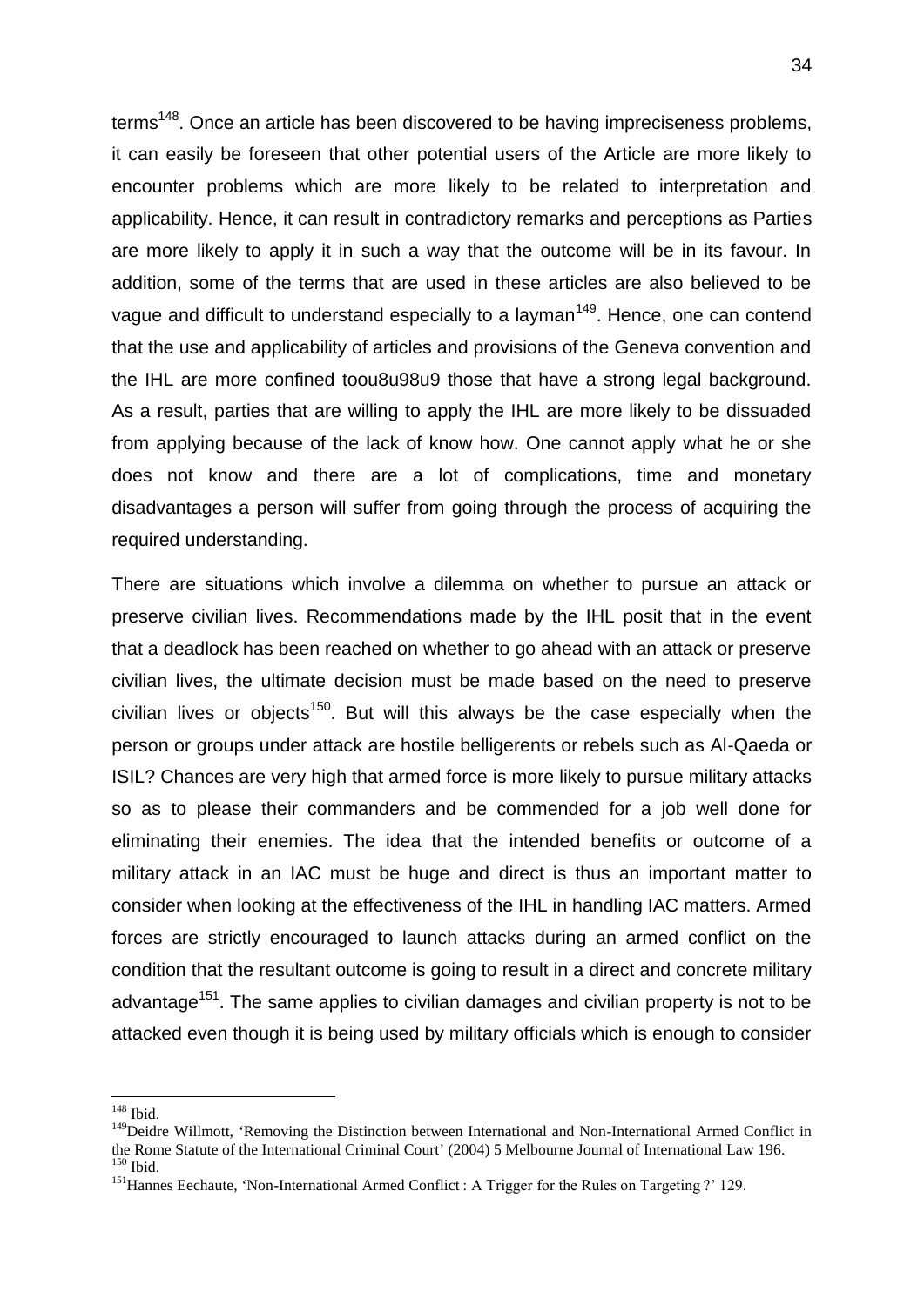terms[148]. Once an article has been discovered to be having impreciseness problems, it can easily be foreseen that other potential users of the Article are more likely to encounter problems which are more likely to be related to interpretation and applicability. Hence, it can result in contradictory remarks and perceptions as Parties are more likely to apply it in such a way that the outcome will be in its favour. In addition, some of the terms that are used in these articles are also believed to be vague and difficult to understand especially to a layman[149]. Hence, one can contend that the use and applicability of articles and provisions of the Geneva convention and the IHL are more confined toou8u98u9 those that have a strong legal background. As a result, parties that are willing to apply the IHL are more likely to be dissuaded from applying because of the lack of know how. One cannot apply what he or she does not know and there are a lot of complications, time and monetary disadvantages a person will suffer from going through the process of acquiring the required understanding.

There are situations which involve a dilemma on whether to pursue an attack or preserve civilian lives. Recommendations made by the IHL posit that in the event that a deadlock has been reached on whether to go ahead with an attack or preserve civilian lives, the ultimate decision must be made based on the need to preserve civilian lives or objects[150]. But will this always be the case especially when the person or groups under attack are hostile belligerents or rebels such as Al-Qaeda or ISIL? Chances are very high that armed force is more likely to pursue military attacks so as to please their commanders and be commended for a job well done for eliminating their enemies. The idea that the intended benefits or outcome of a military attack in an IAC must be huge and direct is thus an important matter to consider when looking at the effectiveness of the IHL in handling IAC matters. Armed forces are strictly encouraged to launch attacks during an armed conflict on the condition that the resultant outcome is going to result in a direct and concrete military advantage[151]. The same applies to civilian damages and civilian property is not to be attacked even though it is being used by military officials which is enough to consider

---

[148] Ibid.

[149] Deidre Willmott, 'Removing the Distinction between International and Non-International Armed Conflict in the Rome Statute of the International Criminal Court' (2004) 5 Melbourne Journal of International Law 196.

[150] Ibid.

[151] Hannes Eechaute, 'Non-International Armed Conflict : A Trigger for the Rules on Targeting ?' 129.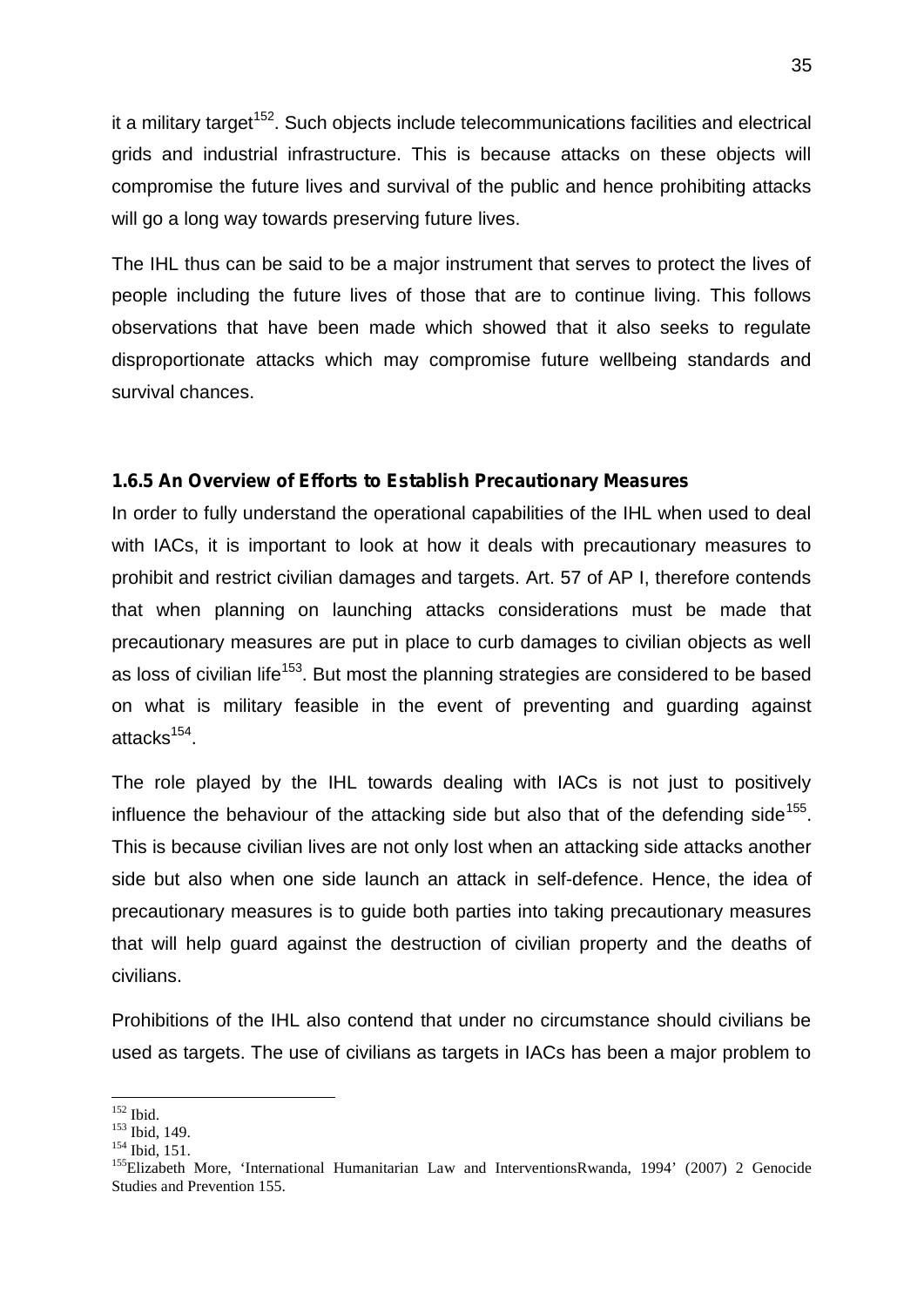it a military target[152]. Such objects include telecommunications facilities and electrical grids and industrial infrastructure. This is because attacks on these objects will compromise the future lives and survival of the public and hence prohibiting attacks will go a long way towards preserving future lives.

The IHL thus can be said to be a major instrument that serves to protect the lives of people including the future lives of those that are to continue living. This follows observations that have been made which showed that it also seeks to regulate disproportionate attacks which may compromise future wellbeing standards and survival chances.

### 1.6.5 An Overview of Efforts to Establish Precautionary Measures

In order to fully understand the operational capabilities of the IHL when used to deal with IACs, it is important to look at how it deals with precautionary measures to prohibit and restrict civilian damages and targets. Art. 57 of AP I, therefore contends that when planning on launching attacks considerations must be made that precautionary measures are put in place to curb damages to civilian objects as well as loss of civilian life[153]. But most the planning strategies are considered to be based on what is military feasible in the event of preventing and guarding against attacks[154].

The role played by the IHL towards dealing with IACs is not just to positively influence the behaviour of the attacking side but also that of the defending side[155]. This is because civilian lives are not only lost when an attacking side attacks another side but also when one side launch an attack in self-defence. Hence, the idea of precautionary measures is to guide both parties into taking precautionary measures that will help guard against the destruction of civilian property and the deaths of civilians.

Prohibitions of the IHL also contend that under no circumstance should civilians be used as targets. The use of civilians as targets in IACs has been a major problem to

---

[152] Ibid.
[153] Ibid, 149.
[154] Ibid, 151.
[155] Elizabeth More, 'International Humanitarian Law and InterventionsRwanda, 1994' (2007) 2 Genocide Studies and Prevention 155.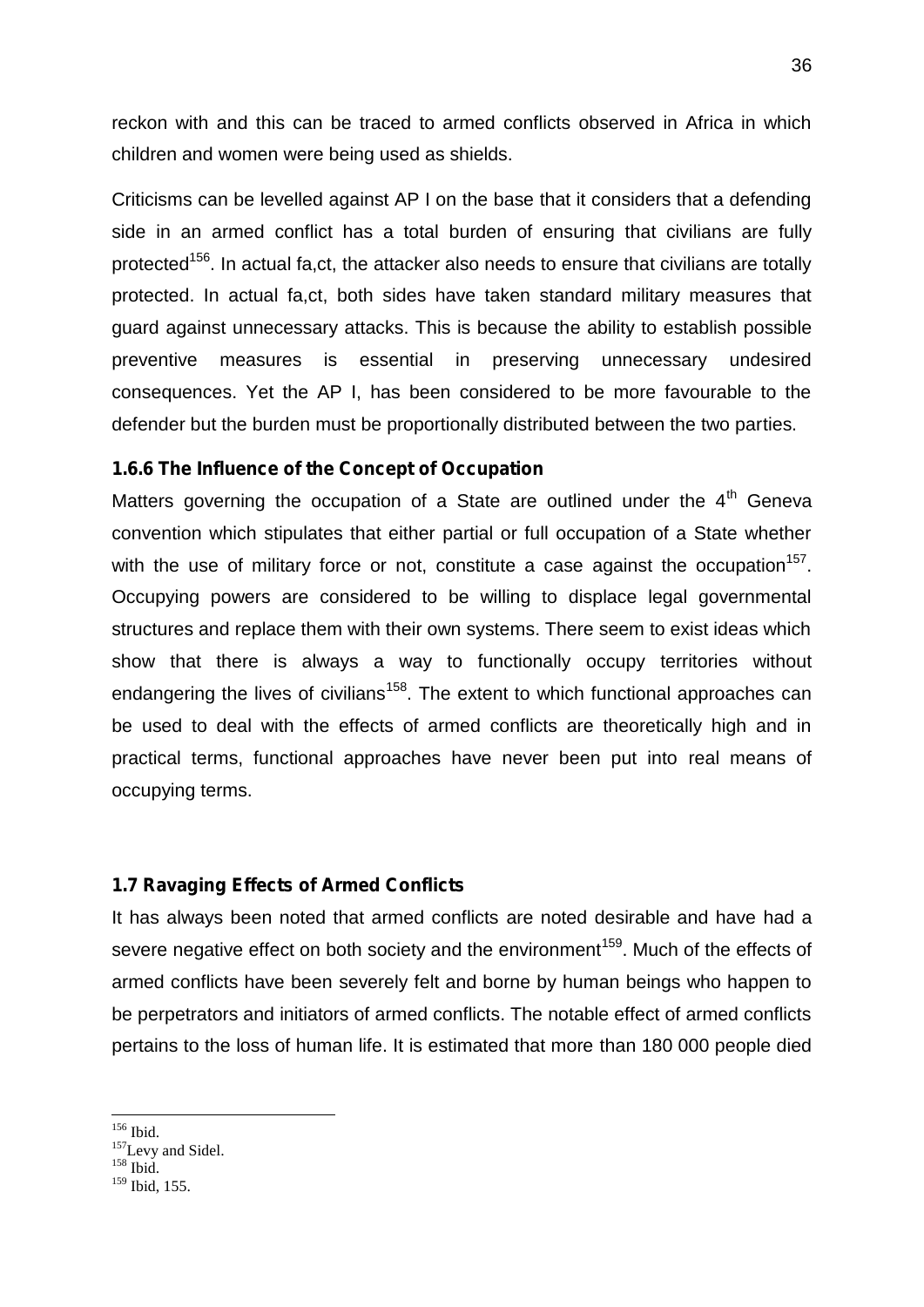reckon with and this can be traced to armed conflicts observed in Africa in which children and women were being used as shields.

Criticisms can be levelled against AP I on the base that it considers that a defending side in an armed conflict has a total burden of ensuring that civilians are fully protected[156]. In actual fa,ct, the attacker also needs to ensure that civilians are totally protected. In actual fa,ct, both sides have taken standard military measures that guard against unnecessary attacks. This is because the ability to establish possible preventive measures is essential in preserving unnecessary undesired consequences. Yet the AP I, has been considered to be more favourable to the defender but the burden must be proportionally distributed between the two parties.

### 1.6.6 The Influence of the Concept of Occupation

Matters governing the occupation of a State are outlined under the 4[th] Geneva convention which stipulates that either partial or full occupation of a State whether with the use of military force or not, constitute a case against the occupation[157]. Occupying powers are considered to be willing to displace legal governmental structures and replace them with their own systems. There seem to exist ideas which show that there is always a way to functionally occupy territories without endangering the lives of civilians[158]. The extent to which functional approaches can be used to deal with the effects of armed conflicts are theoretically high and in practical terms, functional approaches have never been put into real means of occupying terms.

## 1.7 Ravaging Effects of Armed Conflicts

It has always been noted that armed conflicts are noted desirable and have had a severe negative effect on both society and the environment[159]. Much of the effects of armed conflicts have been severely felt and borne by human beings who happen to be perpetrators and initiators of armed conflicts. The notable effect of armed conflicts pertains to the loss of human life. It is estimated that more than 180 000 people died

---

[156] Ibid.
[157] Levy and Sidel.
[158] Ibid.
[159] Ibid, 155.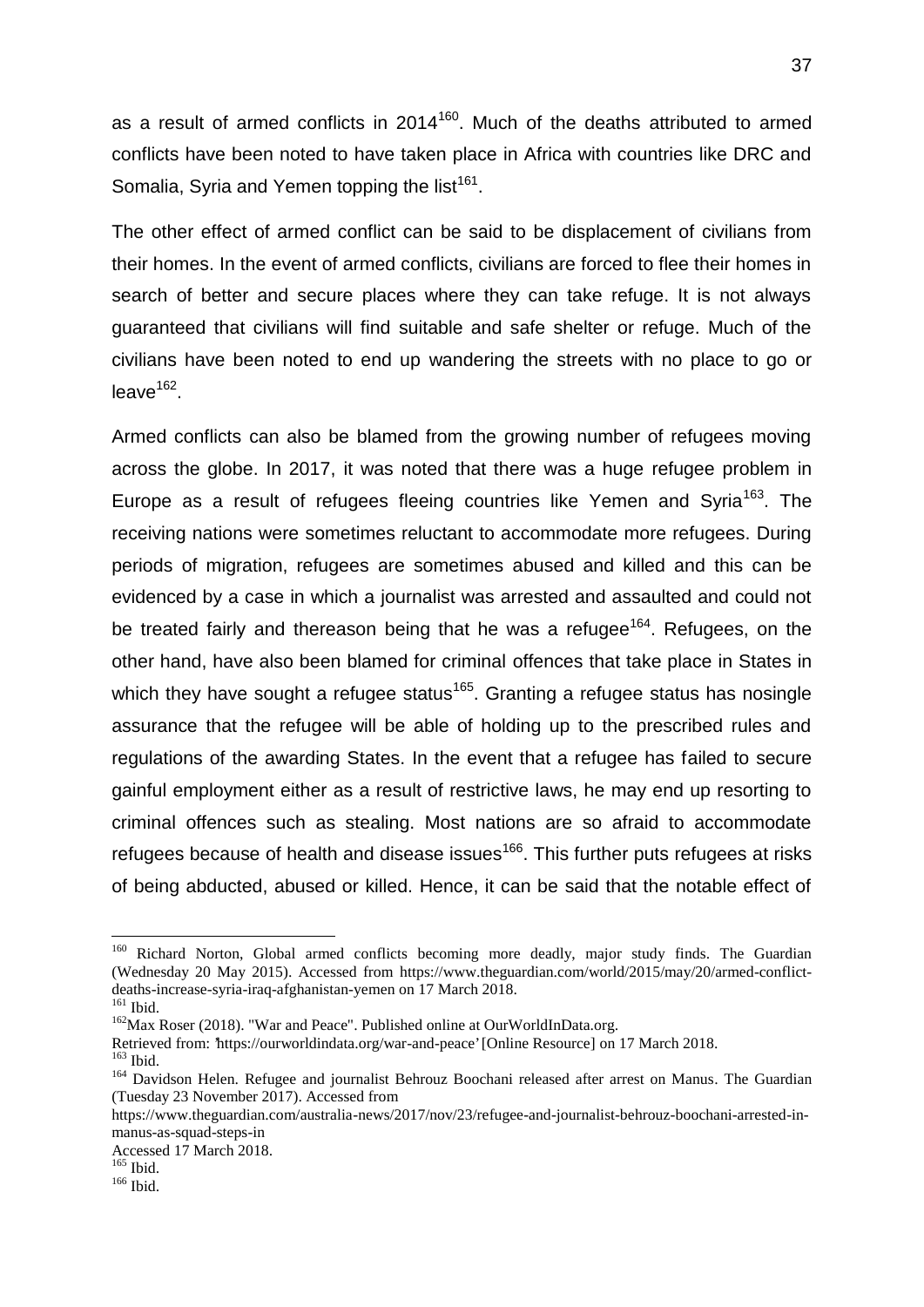as a result of armed conflicts in 2014[160]. Much of the deaths attributed to armed conflicts have been noted to have taken place in Africa with countries like DRC and Somalia, Syria and Yemen topping the list[161].

The other effect of armed conflict can be said to be displacement of civilians from their homes. In the event of armed conflicts, civilians are forced to flee their homes in search of better and secure places where they can take refuge. It is not always guaranteed that civilians will find suitable and safe shelter or refuge. Much of the civilians have been noted to end up wandering the streets with no place to go or leave[162].

Armed conflicts can also be blamed from the growing number of refugees moving across the globe. In 2017, it was noted that there was a huge refugee problem in Europe as a result of refugees fleeing countries like Yemen and Syria[163]. The receiving nations were sometimes reluctant to accommodate more refugees. During periods of migration, refugees are sometimes abused and killed and this can be evidenced by a case in which a journalist was arrested and assaulted and could not be treated fairly and thereason being that he was a refugee[164]. Refugees, on the other hand, have also been blamed for criminal offences that take place in States in which they have sought a refugee status[165]. Granting a refugee status has nosingle assurance that the refugee will be able of holding up to the prescribed rules and regulations of the awarding States. In the event that a refugee has failed to secure gainful employment either as a result of restrictive laws, he may end up resorting to criminal offences such as stealing. Most nations are so afraid to accommodate refugees because of health and disease issues[166]. This further puts refugees at risks of being abducted, abused or killed. Hence, it can be said that the notable effect of

---

[160] Richard Norton, Global armed conflicts becoming more deadly, major study finds. The Guardian (Wednesday 20 May 2015). Accessed from https://www.theguardian.com/world/2015/may/20/armed-conflict-deaths-increase-syria-iraq-afghanistan-yemen on 17 March 2018.

[161] Ibid.

[162] Max Roser (2018). "War and Peace". Published online at OurWorldInData.org. Retrieved from: 'https://ourworldindata.org/war-and-peace' [Online Resource] on 17 March 2018.

[163] Ibid.

[164] Davidson Helen. Refugee and journalist Behrouz Boochani released after arrest on Manus. The Guardian (Tuesday 23 November 2017). Accessed from https://www.theguardian.com/australia-news/2017/nov/23/refugee-and-journalist-behrouz-boochani-arrested-in-manus-as-squad-steps-in Accessed 17 March 2018.

[165] Ibid.

[166] Ibid.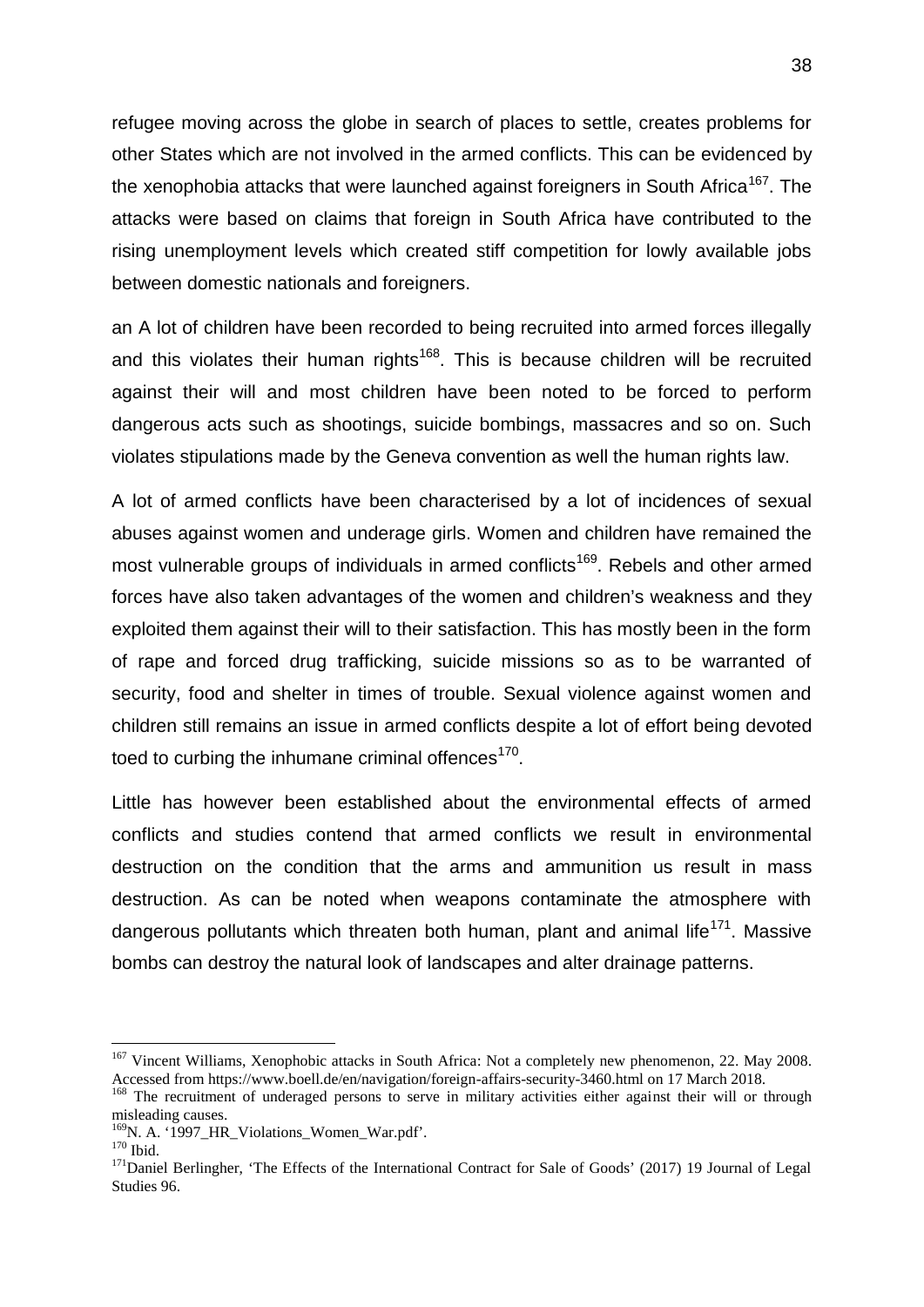refugee moving across the globe in search of places to settle, creates problems for other States which are not involved in the armed conflicts. This can be evidenced by the xenophobia attacks that were launched against foreigners in South Africa[167]. The attacks were based on claims that foreign in South Africa have contributed to the rising unemployment levels which created stiff competition for lowly available jobs between domestic nationals and foreigners.

an A lot of children have been recorded to being recruited into armed forces illegally and this violates their human rights[168]. This is because children will be recruited against their will and most children have been noted to be forced to perform dangerous acts such as shootings, suicide bombings, massacres and so on. Such violates stipulations made by the Geneva convention as well the human rights law.

A lot of armed conflicts have been characterised by a lot of incidences of sexual abuses against women and underage girls. Women and children have remained the most vulnerable groups of individuals in armed conflicts[169]. Rebels and other armed forces have also taken advantages of the women and children's weakness and they exploited them against their will to their satisfaction. This has mostly been in the form of rape and forced drug trafficking, suicide missions so as to be warranted of security, food and shelter in times of trouble. Sexual violence against women and children still remains an issue in armed conflicts despite a lot of effort being devoted toed to curbing the inhumane criminal offences[170].

Little has however been established about the environmental effects of armed conflicts and studies contend that armed conflicts we result in environmental destruction on the condition that the arms and ammunition us result in mass destruction. As can be noted when weapons contaminate the atmosphere with dangerous pollutants which threaten both human, plant and animal life[171]. Massive bombs can destroy the natural look of landscapes and alter drainage patterns.

---

[167] Vincent Williams, Xenophobic attacks in South Africa: Not a completely new phenomenon, 22. May 2008. Accessed from https://www.boell.de/en/navigation/foreign-affairs-security-3460.html on 17 March 2018.

[168] The recruitment of underaged persons to serve in military activities either against their will or through misleading causes.

[169] N. A. '1997_HR_Violations_Women_War.pdf'.

[170] Ibid.

[171] Daniel Berlingher, 'The Effects of the International Contract for Sale of Goods' (2017) 19 Journal of Legal Studies 96.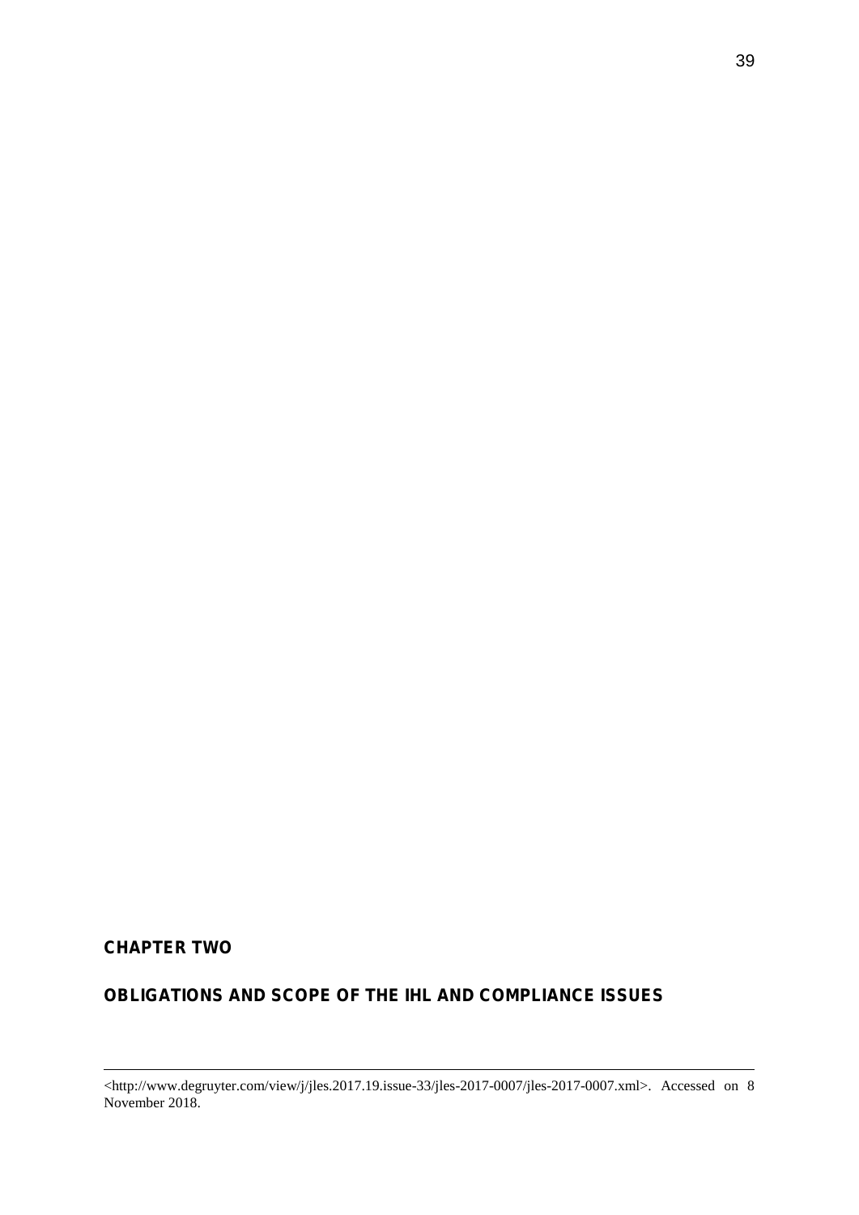**CHAPTER TWO**

**OBLIGATIONS AND SCOPE OF THE IHL AND COMPLIANCE ISSUES**

---

<http://www.degruyter.com/view/j/jles.2017.19.issue-33/jles-2017-0007/jles-2017-0007.xml>. Accessed on 8 November 2018.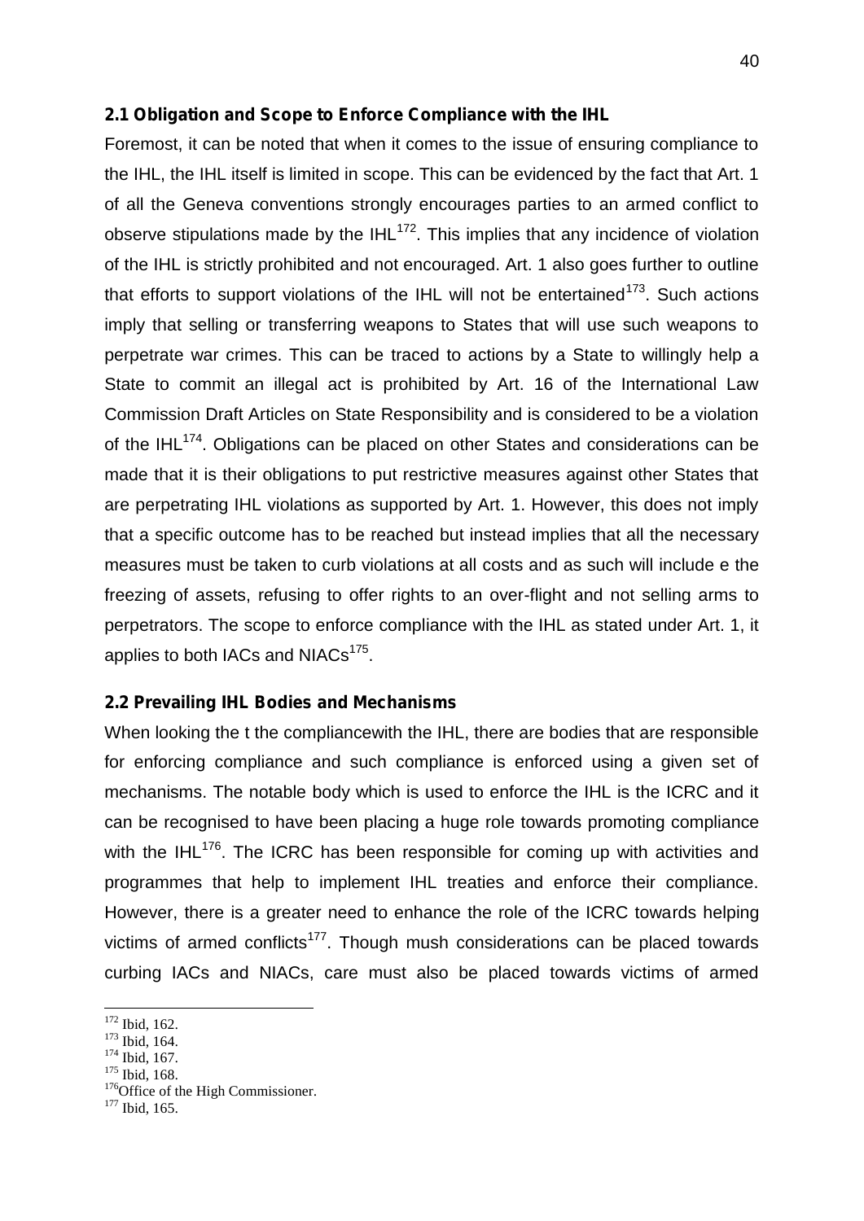### 2.1 Obligation and Scope to Enforce Compliance with the IHL

Foremost, it can be noted that when it comes to the issue of ensuring compliance to the IHL, the IHL itself is limited in scope. This can be evidenced by the fact that Art. 1 of all the Geneva conventions strongly encourages parties to an armed conflict to observe stipulations made by the IHL[172]. This implies that any incidence of violation of the IHL is strictly prohibited and not encouraged. Art. 1 also goes further to outline that efforts to support violations of the IHL will not be entertained[173]. Such actions imply that selling or transferring weapons to States that will use such weapons to perpetrate war crimes. This can be traced to actions by a State to willingly help a State to commit an illegal act is prohibited by Art. 16 of the International Law Commission Draft Articles on State Responsibility and is considered to be a violation of the IHL[174]. Obligations can be placed on other States and considerations can be made that it is their obligations to put restrictive measures against other States that are perpetrating IHL violations as supported by Art. 1. However, this does not imply that a specific outcome has to be reached but instead implies that all the necessary measures must be taken to curb violations at all costs and as such will include e the freezing of assets, refusing to offer rights to an over-flight and not selling arms to perpetrators. The scope to enforce compliance with the IHL as stated under Art. 1, it applies to both IACs and NIACs[175].

### 2.2 Prevailing IHL Bodies and Mechanisms

When looking the t the compliancewith the IHL, there are bodies that are responsible for enforcing compliance and such compliance is enforced using a given set of mechanisms. The notable body which is used to enforce the IHL is the ICRC and it can be recognised to have been placing a huge role towards promoting compliance with the IHL[176]. The ICRC has been responsible for coming up with activities and programmes that help to implement IHL treaties and enforce their compliance. However, there is a greater need to enhance the role of the ICRC towards helping victims of armed conflicts[177]. Though mush considerations can be placed towards curbing IACs and NIACs, care must also be placed towards victims of armed

---

[172] Ibid, 162.
[173] Ibid, 164.
[174] Ibid, 167.
[175] Ibid, 168.
[176] Office of the High Commissioner.
[177] Ibid, 165.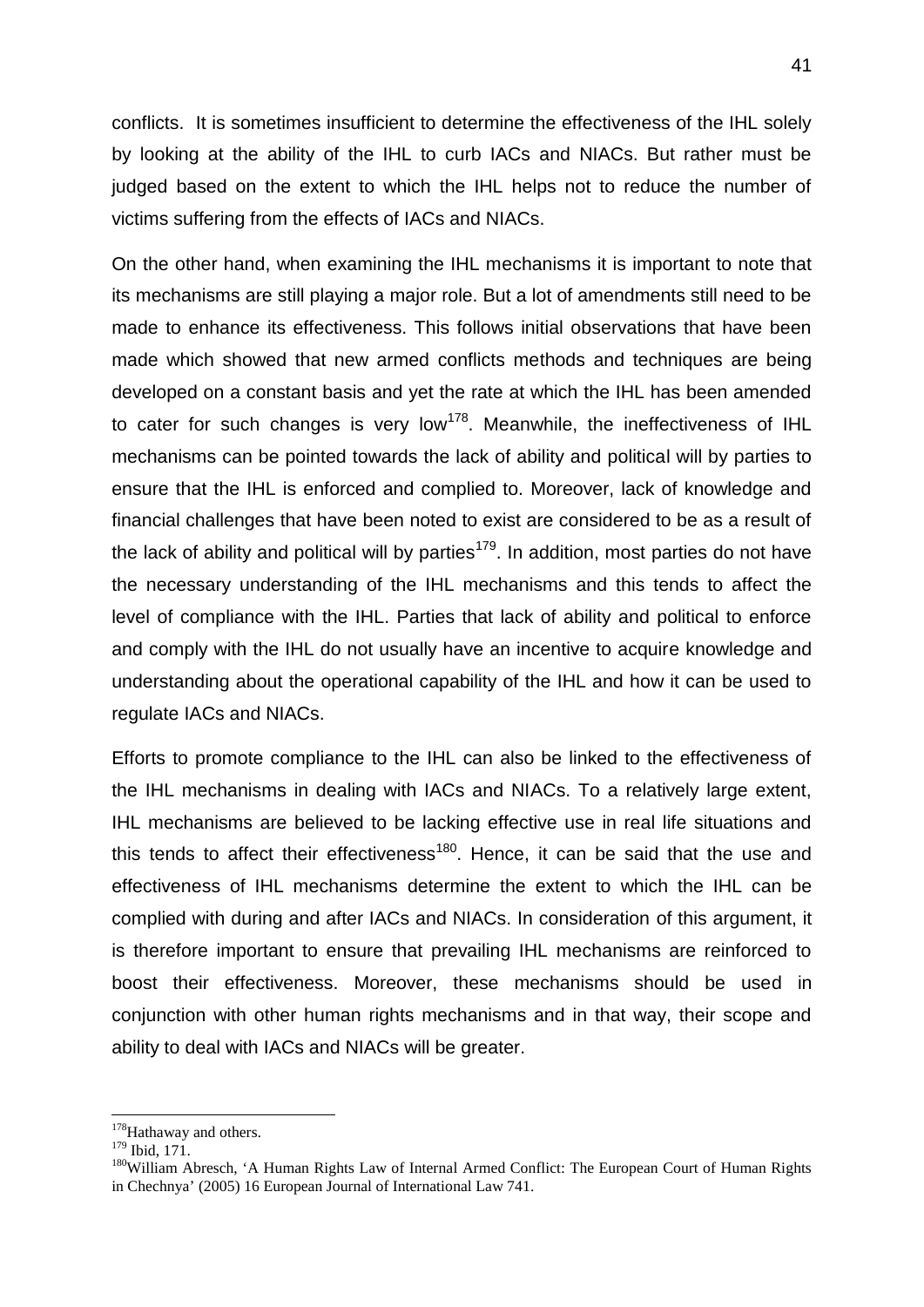conflicts. It is sometimes insufficient to determine the effectiveness of the IHL solely by looking at the ability of the IHL to curb IACs and NIACs. But rather must be judged based on the extent to which the IHL helps not to reduce the number of victims suffering from the effects of IACs and NIACs.

On the other hand, when examining the IHL mechanisms it is important to note that its mechanisms are still playing a major role. But a lot of amendments still need to be made to enhance its effectiveness. This follows initial observations that have been made which showed that new armed conflicts methods and techniques are being developed on a constant basis and yet the rate at which the IHL has been amended to cater for such changes is very low[178]. Meanwhile, the ineffectiveness of IHL mechanisms can be pointed towards the lack of ability and political will by parties to ensure that the IHL is enforced and complied to. Moreover, lack of knowledge and financial challenges that have been noted to exist are considered to be as a result of the lack of ability and political will by parties[179]. In addition, most parties do not have the necessary understanding of the IHL mechanisms and this tends to affect the level of compliance with the IHL. Parties that lack of ability and political to enforce and comply with the IHL do not usually have an incentive to acquire knowledge and understanding about the operational capability of the IHL and how it can be used to regulate IACs and NIACs.

Efforts to promote compliance to the IHL can also be linked to the effectiveness of the IHL mechanisms in dealing with IACs and NIACs. To a relatively large extent, IHL mechanisms are believed to be lacking effective use in real life situations and this tends to affect their effectiveness[180]. Hence, it can be said that the use and effectiveness of IHL mechanisms determine the extent to which the IHL can be complied with during and after IACs and NIACs. In consideration of this argument, it is therefore important to ensure that prevailing IHL mechanisms are reinforced to boost their effectiveness. Moreover, these mechanisms should be used in conjunction with other human rights mechanisms and in that way, their scope and ability to deal with IACs and NIACs will be greater.

---

[178] Hathaway and others.

[179] Ibid, 171.

[180] William Abresch, 'A Human Rights Law of Internal Armed Conflict: The European Court of Human Rights in Chechnya' (2005) 16 European Journal of International Law 741.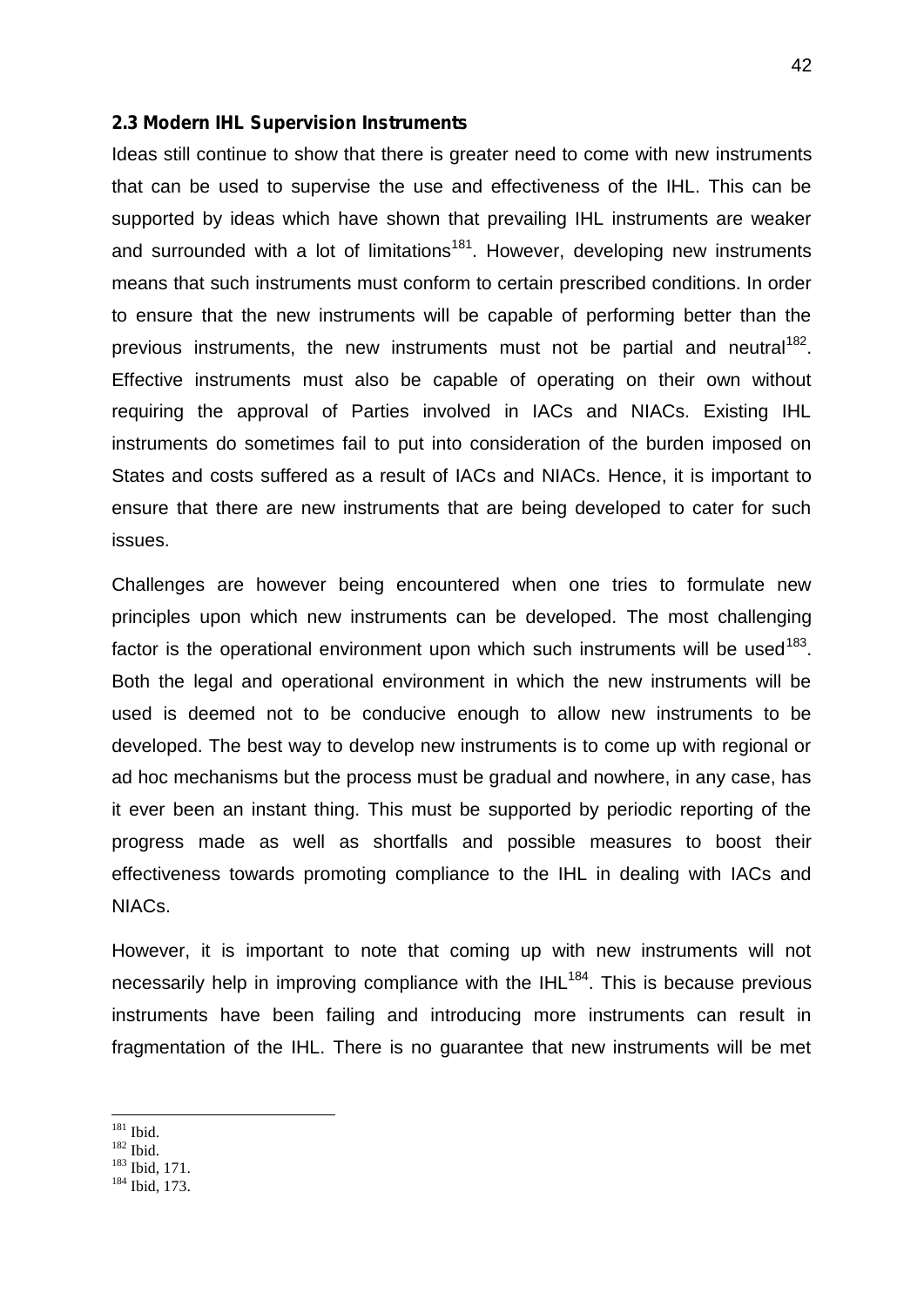### 2.3 Modern IHL Supervision Instruments

Ideas still continue to show that there is greater need to come with new instruments that can be used to supervise the use and effectiveness of the IHL. This can be supported by ideas which have shown that prevailing IHL instruments are weaker and surrounded with a lot of limitations[181]. However, developing new instruments means that such instruments must conform to certain prescribed conditions. In order to ensure that the new instruments will be capable of performing better than the previous instruments, the new instruments must not be partial and neutral[182]. Effective instruments must also be capable of operating on their own without requiring the approval of Parties involved in IACs and NIACs. Existing IHL instruments do sometimes fail to put into consideration of the burden imposed on States and costs suffered as a result of IACs and NIACs. Hence, it is important to ensure that there are new instruments that are being developed to cater for such issues.

Challenges are however being encountered when one tries to formulate new principles upon which new instruments can be developed. The most challenging factor is the operational environment upon which such instruments will be used[183]. Both the legal and operational environment in which the new instruments will be used is deemed not to be conducive enough to allow new instruments to be developed. The best way to develop new instruments is to come up with regional or ad hoc mechanisms but the process must be gradual and nowhere, in any case, has it ever been an instant thing. This must be supported by periodic reporting of the progress made as well as shortfalls and possible measures to boost their effectiveness towards promoting compliance to the IHL in dealing with IACs and NIACs.

However, it is important to note that coming up with new instruments will not necessarily help in improving compliance with the IHL[184]. This is because previous instruments have been failing and introducing more instruments can result in fragmentation of the IHL. There is no guarantee that new instruments will be met

---

[181] Ibid.
[182] Ibid.
[183] Ibid, 171.
[184] Ibid, 173.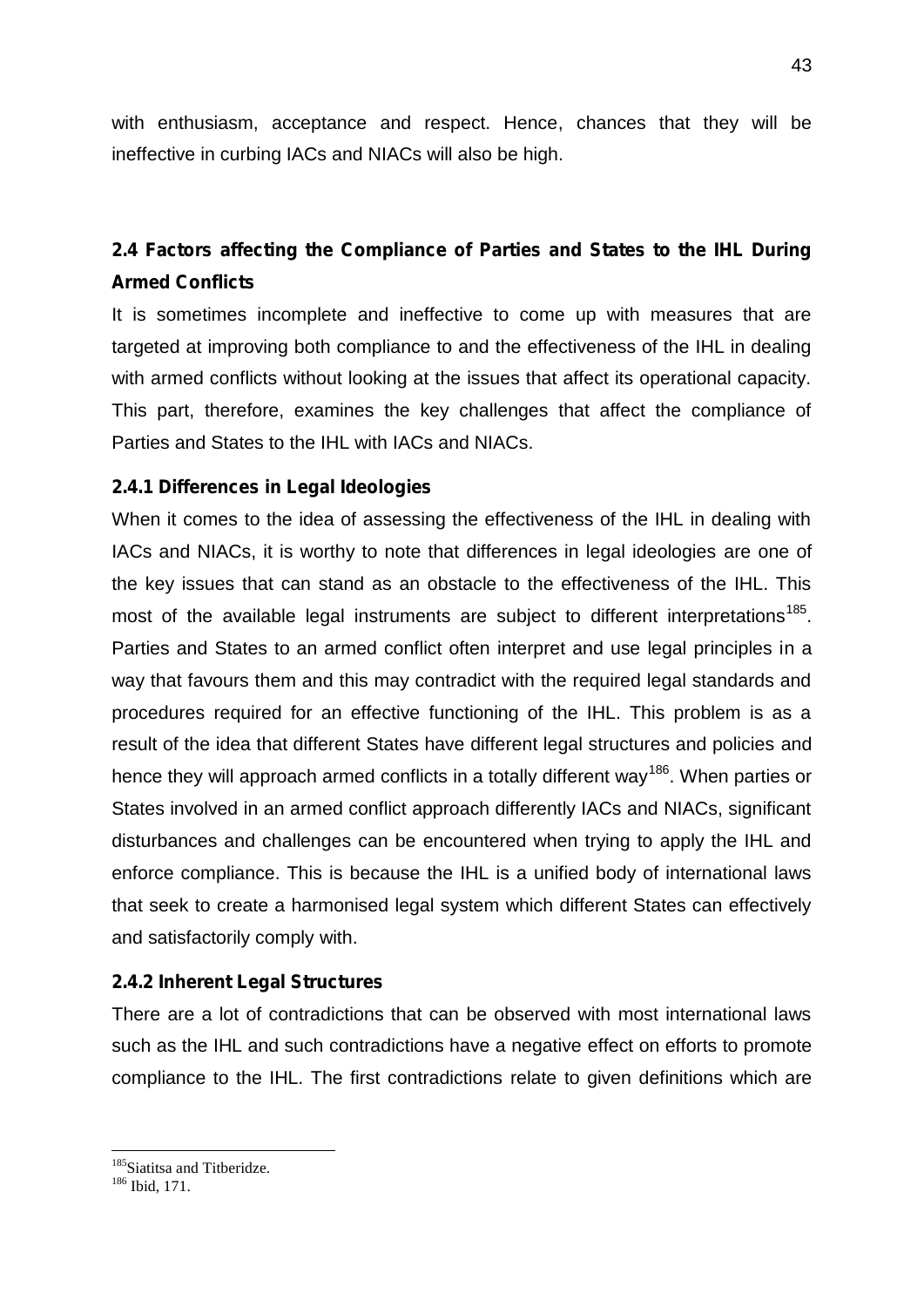with enthusiasm, acceptance and respect. Hence, chances that they will be ineffective in curbing IACs and NIACs will also be high.

### 2.4 Factors affecting the Compliance of Parties and States to the IHL During Armed Conflicts

It is sometimes incomplete and ineffective to come up with measures that are targeted at improving both compliance to and the effectiveness of the IHL in dealing with armed conflicts without looking at the issues that affect its operational capacity. This part, therefore, examines the key challenges that affect the compliance of Parties and States to the IHL with IACs and NIACs.

#### 2.4.1 Differences in Legal Ideologies

When it comes to the idea of assessing the effectiveness of the IHL in dealing with IACs and NIACs, it is worthy to note that differences in legal ideologies are one of the key issues that can stand as an obstacle to the effectiveness of the IHL. This most of the available legal instruments are subject to different interpretations[185]. Parties and States to an armed conflict often interpret and use legal principles in a way that favours them and this may contradict with the required legal standards and procedures required for an effective functioning of the IHL. This problem is as a result of the idea that different States have different legal structures and policies and hence they will approach armed conflicts in a totally different way[186]. When parties or States involved in an armed conflict approach differently IACs and NIACs, significant disturbances and challenges can be encountered when trying to apply the IHL and enforce compliance. This is because the IHL is a unified body of international laws that seek to create a harmonised legal system which different States can effectively and satisfactorily comply with.

#### 2.4.2 Inherent Legal Structures

There are a lot of contradictions that can be observed with most international laws such as the IHL and such contradictions have a negative effect on efforts to promote compliance to the IHL. The first contradictions relate to given definitions which are

---

[185] Siatitsa and Titberidze.

[186] Ibid, 171.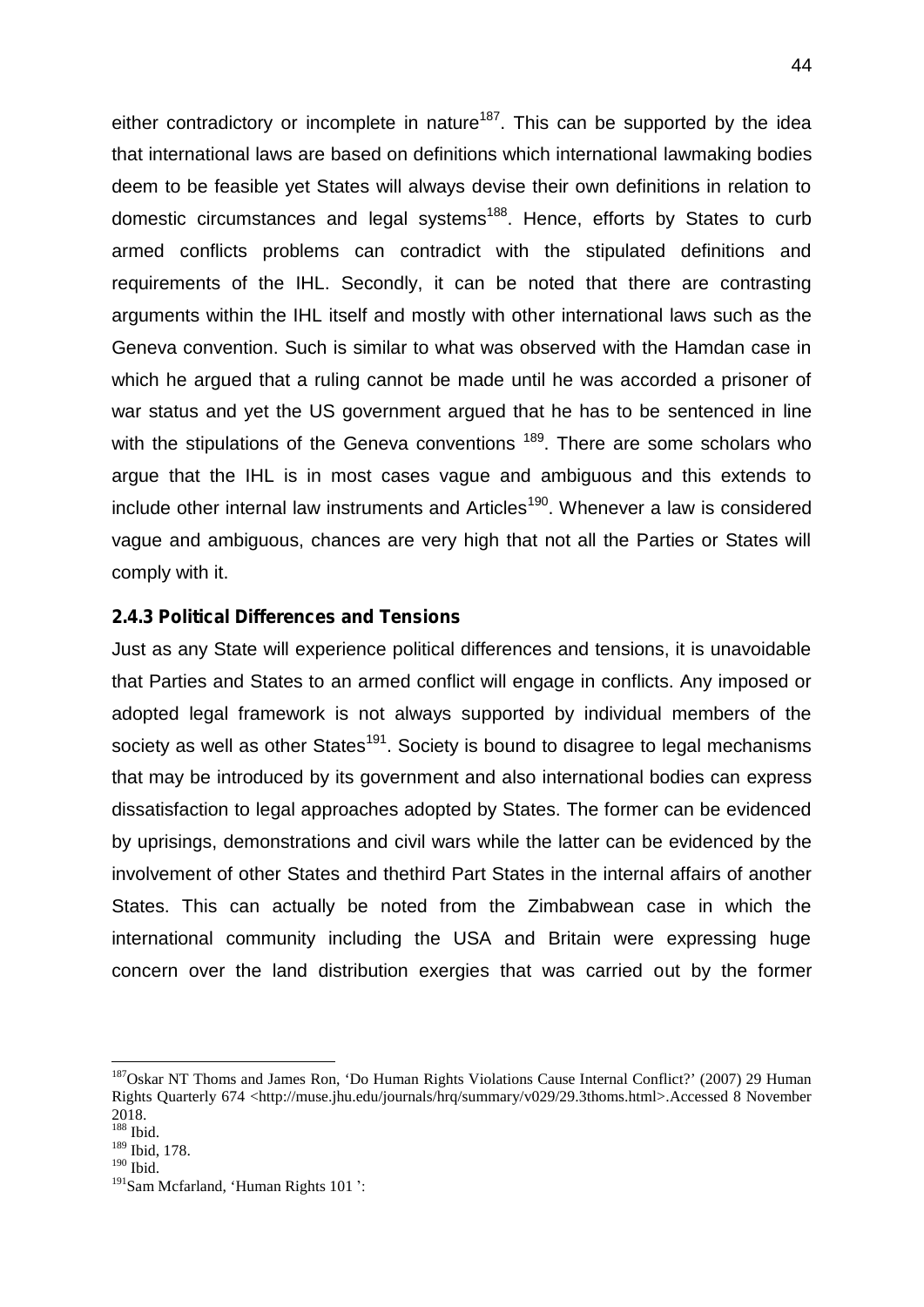either contradictory or incomplete in nature[187]. This can be supported by the idea that international laws are based on definitions which international lawmaking bodies deem to be feasible yet States will always devise their own definitions in relation to domestic circumstances and legal systems[188]. Hence, efforts by States to curb armed conflicts problems can contradict with the stipulated definitions and requirements of the IHL. Secondly, it can be noted that there are contrasting arguments within the IHL itself and mostly with other international laws such as the Geneva convention. Such is similar to what was observed with the Hamdan case in which he argued that a ruling cannot be made until he was accorded a prisoner of war status and yet the US government argued that he has to be sentenced in line with the stipulations of the Geneva conventions [189]. There are some scholars who argue that the IHL is in most cases vague and ambiguous and this extends to include other internal law instruments and Articles[190]. Whenever a law is considered vague and ambiguous, chances are very high that not all the Parties or States will comply with it.

### 2.4.3 Political Differences and Tensions

Just as any State will experience political differences and tensions, it is unavoidable that Parties and States to an armed conflict will engage in conflicts. Any imposed or adopted legal framework is not always supported by individual members of the society as well as other States[191]. Society is bound to disagree to legal mechanisms that may be introduced by its government and also international bodies can express dissatisfaction to legal approaches adopted by States. The former can be evidenced by uprisings, demonstrations and civil wars while the latter can be evidenced by the involvement of other States and thethird Part States in the internal affairs of another States. This can actually be noted from the Zimbabwean case in which the international community including the USA and Britain were expressing huge concern over the land distribution exergies that was carried out by the former

---

[187]Oskar NT Thoms and James Ron, 'Do Human Rights Violations Cause Internal Conflict?' (2007) 29 Human Rights Quarterly 674 <http://muse.jhu.edu/journals/hrq/summary/v029/29.3thoms.html>.Accessed 8 November 2018.

[188] Ibid.

[189] Ibid, 178.

[190] Ibid.

[191]Sam Mcfarland, 'Human Rights 101 ':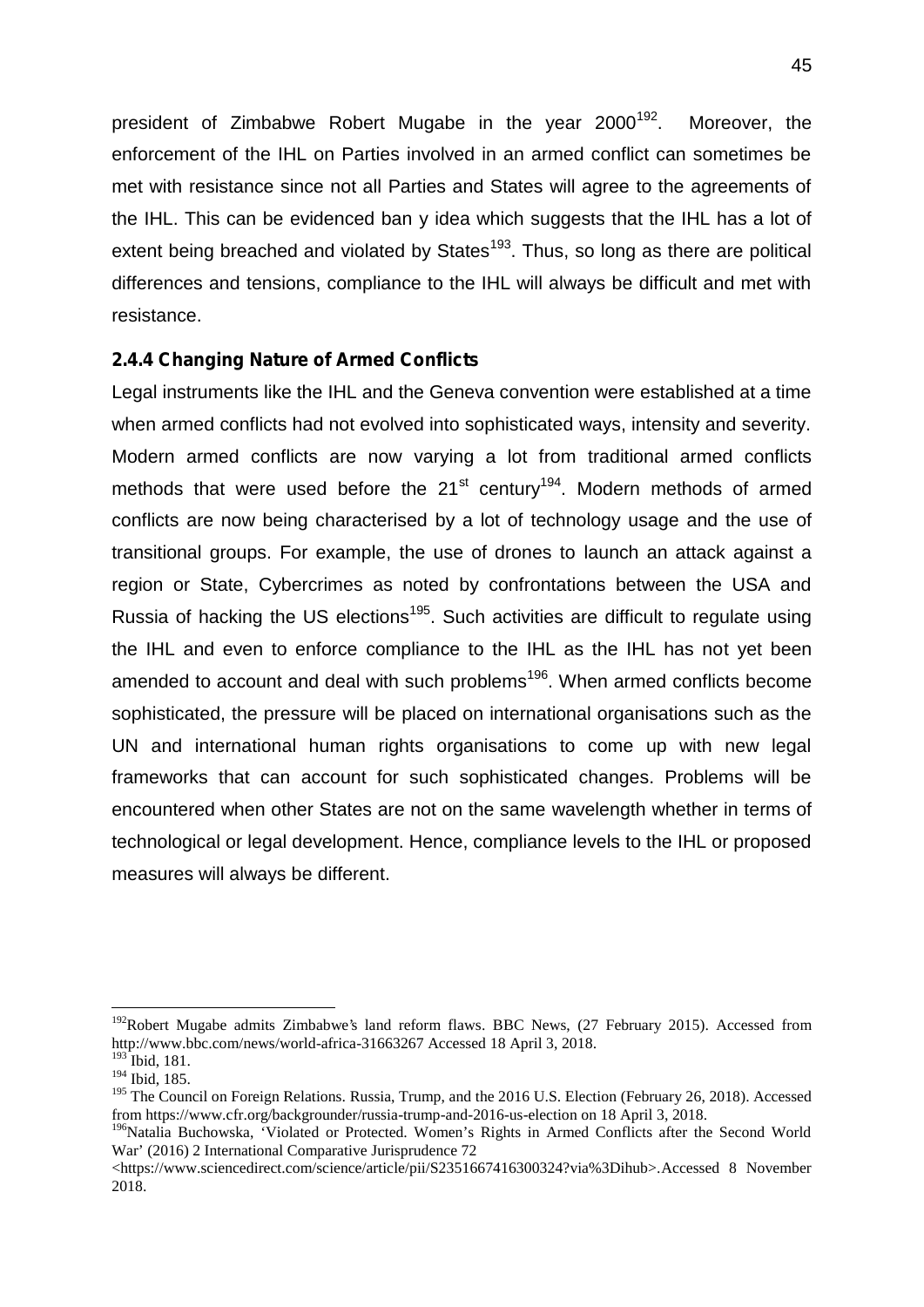president of Zimbabwe Robert Mugabe in the year 2000[192]. Moreover, the enforcement of the IHL on Parties involved in an armed conflict can sometimes be met with resistance since not all Parties and States will agree to the agreements of the IHL. This can be evidenced ban y idea which suggests that the IHL has a lot of extent being breached and violated by States[193]. Thus, so long as there are political differences and tensions, compliance to the IHL will always be difficult and met with resistance.

### 2.4.4 Changing Nature of Armed Conflicts

Legal instruments like the IHL and the Geneva convention were established at a time when armed conflicts had not evolved into sophisticated ways, intensity and severity. Modern armed conflicts are now varying a lot from traditional armed conflicts methods that were used before the 21st century[194]. Modern methods of armed conflicts are now being characterised by a lot of technology usage and the use of transitional groups. For example, the use of drones to launch an attack against a region or State, Cybercrimes as noted by confrontations between the USA and Russia of hacking the US elections[195]. Such activities are difficult to regulate using the IHL and even to enforce compliance to the IHL as the IHL has not yet been amended to account and deal with such problems[196]. When armed conflicts become sophisticated, the pressure will be placed on international organisations such as the UN and international human rights organisations to come up with new legal frameworks that can account for such sophisticated changes. Problems will be encountered when other States are not on the same wavelength whether in terms of technological or legal development. Hence, compliance levels to the IHL or proposed measures will always be different.

---

[192] Robert Mugabe admits Zimbabwe's land reform flaws. BBC News, (27 February 2015). Accessed from http://www.bbc.com/news/world-africa-31663267 Accessed 18 April 3, 2018.

[193] Ibid, 181.

[194] Ibid, 185.

[195] The Council on Foreign Relations. Russia, Trump, and the 2016 U.S. Election (February 26, 2018). Accessed from https://www.cfr.org/backgrounder/russia-trump-and-2016-us-election on 18 April 3, 2018.

[196] Natalia Buchowska, 'Violated or Protected. Women's Rights in Armed Conflicts after the Second World War' (2016) 2 International Comparative Jurisprudence 72 <https://www.sciencedirect.com/science/article/pii/S2351667416300324?via%3Dihub>. Accessed 8 November 2018.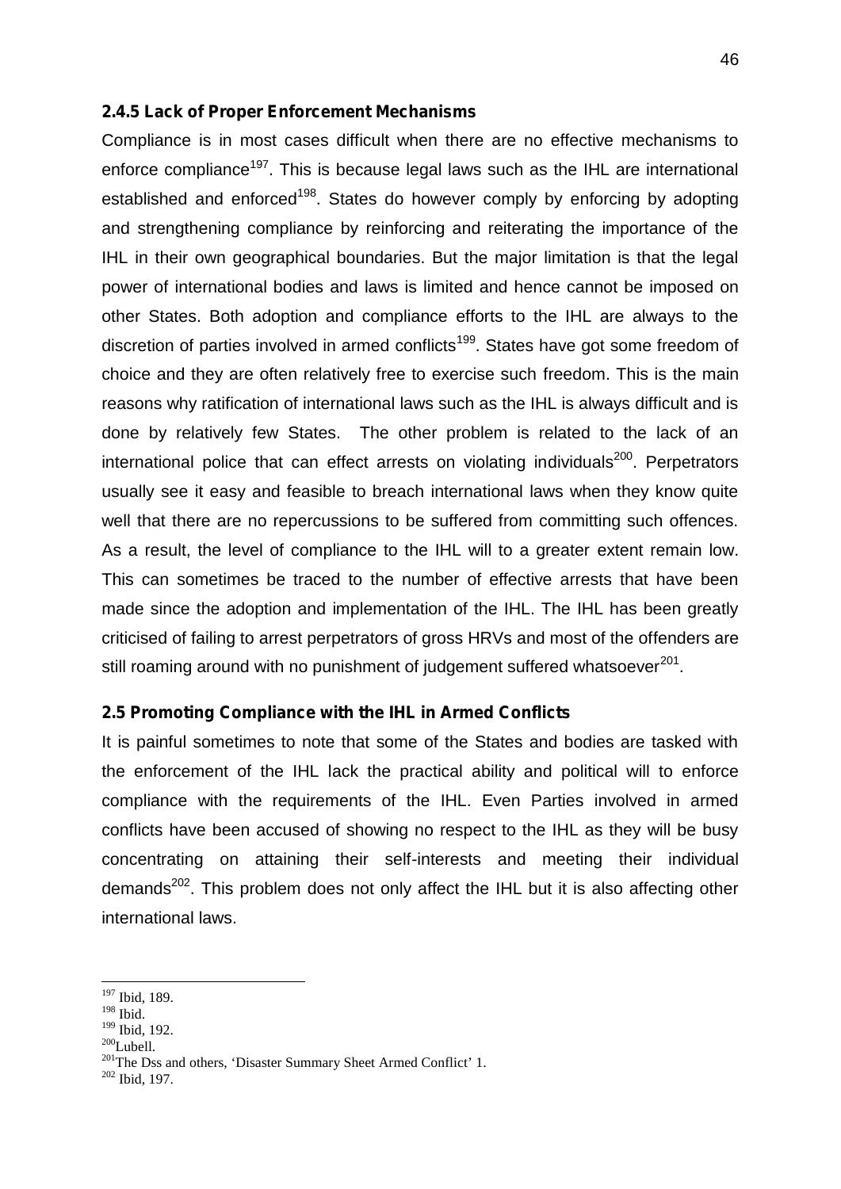### 2.4.5 Lack of Proper Enforcement Mechanisms

Compliance is in most cases difficult when there are no effective mechanisms to enforce compliance[197]. This is because legal laws such as the IHL are international established and enforced[198]. States do however comply by enforcing by adopting and strengthening compliance by reinforcing and reiterating the importance of the IHL in their own geographical boundaries. But the major limitation is that the legal power of international bodies and laws is limited and hence cannot be imposed on other States. Both adoption and compliance efforts to the IHL are always to the discretion of parties involved in armed conflicts[199]. States have got some freedom of choice and they are often relatively free to exercise such freedom. This is the main reasons why ratification of international laws such as the IHL is always difficult and is done by relatively few States. The other problem is related to the lack of an international police that can effect arrests on violating individuals[200]. Perpetrators usually see it easy and feasible to breach international laws when they know quite well that there are no repercussions to be suffered from committing such offences. As a result, the level of compliance to the IHL will to a greater extent remain low. This can sometimes be traced to the number of effective arrests that have been made since the adoption and implementation of the IHL. The IHL has been greatly criticised of failing to arrest perpetrators of gross HRVs and most of the offenders are still roaming around with no punishment of judgement suffered whatsoever[201].

### 2.5 Promoting Compliance with the IHL in Armed Conflicts

It is painful sometimes to note that some of the States and bodies are tasked with the enforcement of the IHL lack the practical ability and political will to enforce compliance with the requirements of the IHL. Even Parties involved in armed conflicts have been accused of showing no respect to the IHL as they will be busy concentrating on attaining their self-interests and meeting their individual demands[202]. This problem does not only affect the IHL but it is also affecting other international laws.

---

[197] Ibid, 189.
[198] Ibid.
[199] Ibid, 192.
[200] Lubell.
[201] The Dss and others, 'Disaster Summary Sheet Armed Conflict' 1.
[202] Ibid, 197.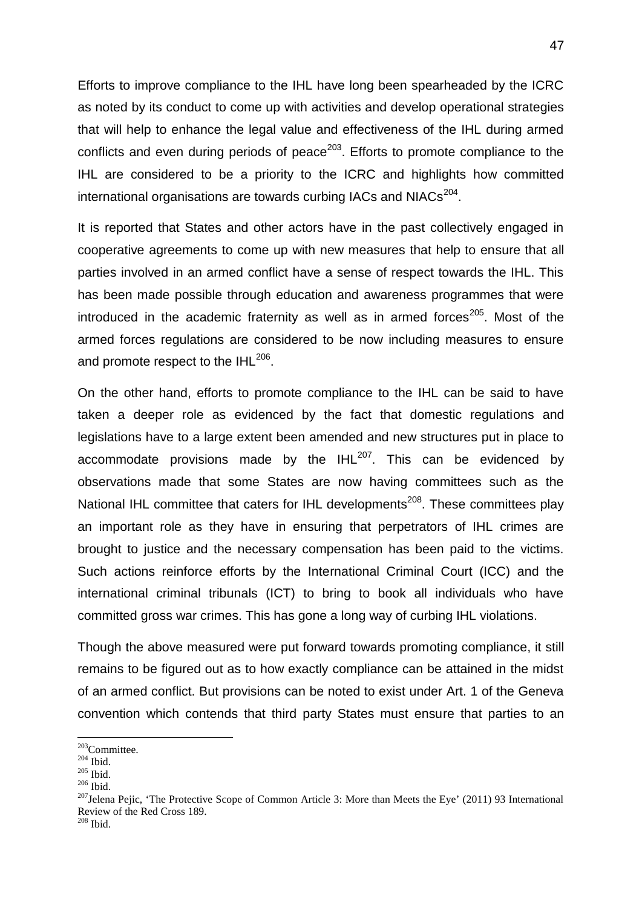Efforts to improve compliance to the IHL have long been spearheaded by the ICRC as noted by its conduct to come up with activities and develop operational strategies that will help to enhance the legal value and effectiveness of the IHL during armed conflicts and even during periods of peace[203]. Efforts to promote compliance to the IHL are considered to be a priority to the ICRC and highlights how committed international organisations are towards curbing IACs and NIACs[204].

It is reported that States and other actors have in the past collectively engaged in cooperative agreements to come up with new measures that help to ensure that all parties involved in an armed conflict have a sense of respect towards the IHL. This has been made possible through education and awareness programmes that were introduced in the academic fraternity as well as in armed forces[205]. Most of the armed forces regulations are considered to be now including measures to ensure and promote respect to the IHL[206].

On the other hand, efforts to promote compliance to the IHL can be said to have taken a deeper role as evidenced by the fact that domestic regulations and legislations have to a large extent been amended and new structures put in place to accommodate provisions made by the IHL[207]. This can be evidenced by observations made that some States are now having committees such as the National IHL committee that caters for IHL developments[208]. These committees play an important role as they have in ensuring that perpetrators of IHL crimes are brought to justice and the necessary compensation has been paid to the victims. Such actions reinforce efforts by the International Criminal Court (ICC) and the international criminal tribunals (ICT) to bring to book all individuals who have committed gross war crimes. This has gone a long way of curbing IHL violations.

Though the above measured were put forward towards promoting compliance, it still remains to be figured out as to how exactly compliance can be attained in the midst of an armed conflict. But provisions can be noted to exist under Art. 1 of the Geneva convention which contends that third party States must ensure that parties to an

---

[203] Committee.

[204] Ibid.

[205] Ibid.

[206] Ibid.

[207] Jelena Pejic, 'The Protective Scope of Common Article 3: More than Meets the Eye' (2011) 93 International Review of the Red Cross 189.

[208] Ibid.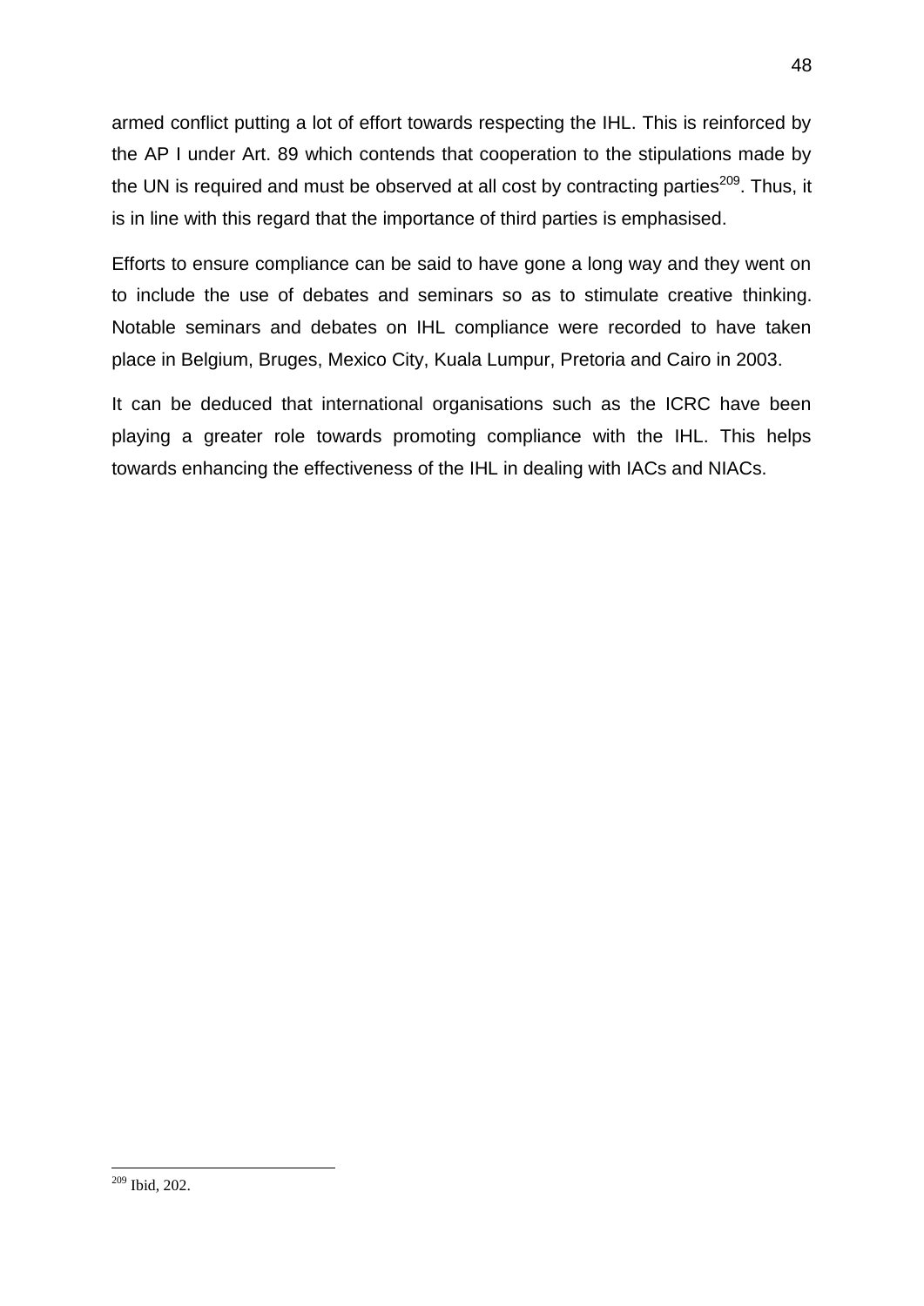armed conflict putting a lot of effort towards respecting the IHL. This is reinforced by the AP I under Art. 89 which contends that cooperation to the stipulations made by the UN is required and must be observed at all cost by contracting parties[209]. Thus, it is in line with this regard that the importance of third parties is emphasised.

Efforts to ensure compliance can be said to have gone a long way and they went on to include the use of debates and seminars so as to stimulate creative thinking. Notable seminars and debates on IHL compliance were recorded to have taken place in Belgium, Bruges, Mexico City, Kuala Lumpur, Pretoria and Cairo in 2003.

It can be deduced that international organisations such as the ICRC have been playing a greater role towards promoting compliance with the IHL. This helps towards enhancing the effectiveness of the IHL in dealing with IACs and NIACs.

---

[209] Ibid, 202.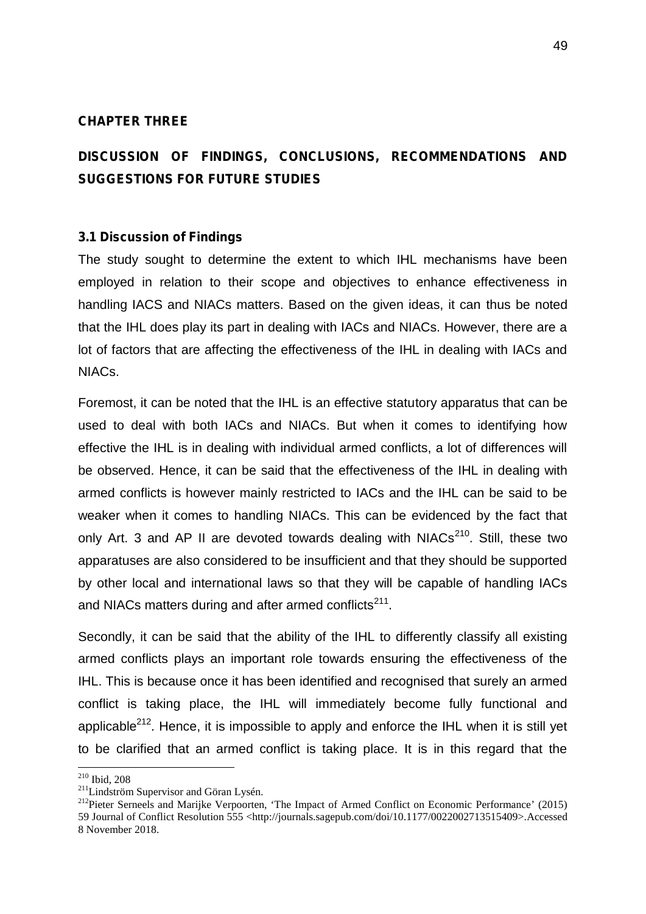## CHAPTER THREE

## DISCUSSION OF FINDINGS, CONCLUSIONS, RECOMMENDATIONS AND SUGGESTIONS FOR FUTURE STUDIES

### 3.1 Discussion of Findings

The study sought to determine the extent to which IHL mechanisms have been employed in relation to their scope and objectives to enhance effectiveness in handling IACS and NIACs matters. Based on the given ideas, it can thus be noted that the IHL does play its part in dealing with IACs and NIACs. However, there are a lot of factors that are affecting the effectiveness of the IHL in dealing with IACs and NIACs.

Foremost, it can be noted that the IHL is an effective statutory apparatus that can be used to deal with both IACs and NIACs. But when it comes to identifying how effective the IHL is in dealing with individual armed conflicts, a lot of differences will be observed. Hence, it can be said that the effectiveness of the IHL in dealing with armed conflicts is however mainly restricted to IACs and the IHL can be said to be weaker when it comes to handling NIACs. This can be evidenced by the fact that only Art. 3 and AP II are devoted towards dealing with NIACs[210]. Still, these two apparatuses are also considered to be insufficient and that they should be supported by other local and international laws so that they will be capable of handling IACs and NIACs matters during and after armed conflicts[211].

Secondly, it can be said that the ability of the IHL to differently classify all existing armed conflicts plays an important role towards ensuring the effectiveness of the IHL. This is because once it has been identified and recognised that surely an armed conflict is taking place, the IHL will immediately become fully functional and applicable[212]. Hence, it is impossible to apply and enforce the IHL when it is still yet to be clarified that an armed conflict is taking place. It is in this regard that the

---

[210] Ibid, 208

[211] Lindström Supervisor and Göran Lysén.

[212] Pieter Serneels and Marijke Verpoorten, 'The Impact of Armed Conflict on Economic Performance' (2015) 59 Journal of Conflict Resolution 555 <http://journals.sagepub.com/doi/10.1177/0022002713515409>.Accessed 8 November 2018.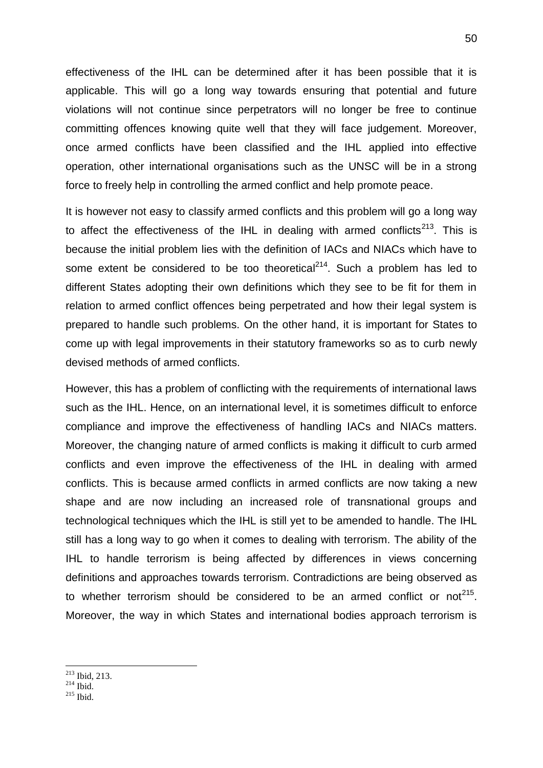effectiveness of the IHL can be determined after it has been possible that it is applicable. This will go a long way towards ensuring that potential and future violations will not continue since perpetrators will no longer be free to continue committing offences knowing quite well that they will face judgement. Moreover, once armed conflicts have been classified and the IHL applied into effective operation, other international organisations such as the UNSC will be in a strong force to freely help in controlling the armed conflict and help promote peace.

It is however not easy to classify armed conflicts and this problem will go a long way to affect the effectiveness of the IHL in dealing with armed conflicts[213]. This is because the initial problem lies with the definition of IACs and NIACs which have to some extent be considered to be too theoretical[214]. Such a problem has led to different States adopting their own definitions which they see to be fit for them in relation to armed conflict offences being perpetrated and how their legal system is prepared to handle such problems. On the other hand, it is important for States to come up with legal improvements in their statutory frameworks so as to curb newly devised methods of armed conflicts.

However, this has a problem of conflicting with the requirements of international laws such as the IHL. Hence, on an international level, it is sometimes difficult to enforce compliance and improve the effectiveness of handling IACs and NIACs matters. Moreover, the changing nature of armed conflicts is making it difficult to curb armed conflicts and even improve the effectiveness of the IHL in dealing with armed conflicts. This is because armed conflicts in armed conflicts are now taking a new shape and are now including an increased role of transnational groups and technological techniques which the IHL is still yet to be amended to handle. The IHL still has a long way to go when it comes to dealing with terrorism. The ability of the IHL to handle terrorism is being affected by differences in views concerning definitions and approaches towards terrorism. Contradictions are being observed as to whether terrorism should be considered to be an armed conflict or not[215]. Moreover, the way in which States and international bodies approach terrorism is

---

[213] Ibid, 213.
[214] Ibid.
[215] Ibid.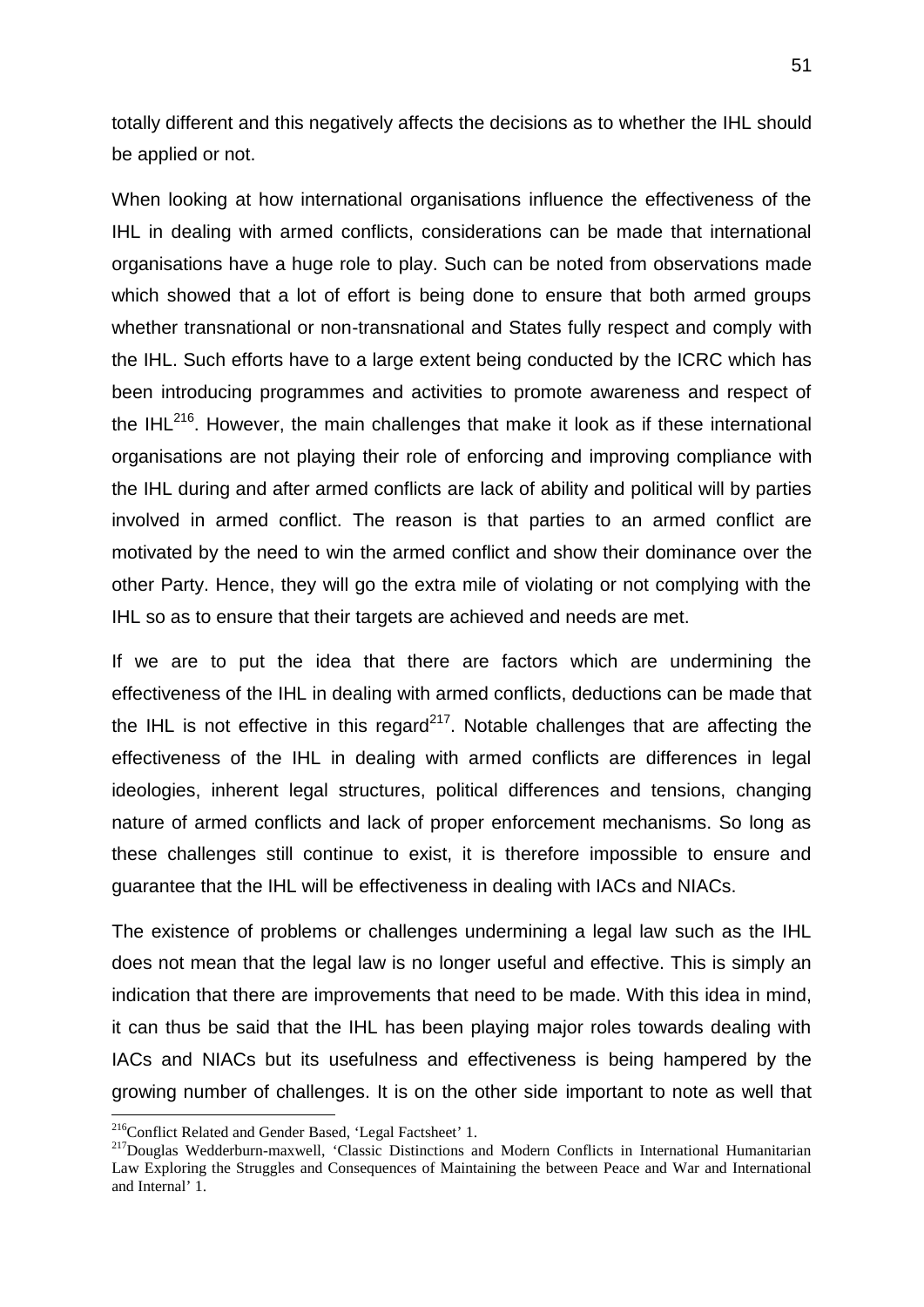totally different and this negatively affects the decisions as to whether the IHL should be applied or not.

When looking at how international organisations influence the effectiveness of the IHL in dealing with armed conflicts, considerations can be made that international organisations have a huge role to play. Such can be noted from observations made which showed that a lot of effort is being done to ensure that both armed groups whether transnational or non-transnational and States fully respect and comply with the IHL. Such efforts have to a large extent being conducted by the ICRC which has been introducing programmes and activities to promote awareness and respect of the IHL[216]. However, the main challenges that make it look as if these international organisations are not playing their role of enforcing and improving compliance with the IHL during and after armed conflicts are lack of ability and political will by parties involved in armed conflict. The reason is that parties to an armed conflict are motivated by the need to win the armed conflict and show their dominance over the other Party. Hence, they will go the extra mile of violating or not complying with the IHL so as to ensure that their targets are achieved and needs are met.

If we are to put the idea that there are factors which are undermining the effectiveness of the IHL in dealing with armed conflicts, deductions can be made that the IHL is not effective in this regard[217]. Notable challenges that are affecting the effectiveness of the IHL in dealing with armed conflicts are differences in legal ideologies, inherent legal structures, political differences and tensions, changing nature of armed conflicts and lack of proper enforcement mechanisms. So long as these challenges still continue to exist, it is therefore impossible to ensure and guarantee that the IHL will be effectiveness in dealing with IACs and NIACs.

The existence of problems or challenges undermining a legal law such as the IHL does not mean that the legal law is no longer useful and effective. This is simply an indication that there are improvements that need to be made. With this idea in mind, it can thus be said that the IHL has been playing major roles towards dealing with IACs and NIACs but its usefulness and effectiveness is being hampered by the growing number of challenges. It is on the other side important to note as well that

---

[216] Conflict Related and Gender Based, 'Legal Factsheet' 1.

[217] Douglas Wedderburn-maxwell, 'Classic Distinctions and Modern Conflicts in International Humanitarian Law Exploring the Struggles and Consequences of Maintaining the between Peace and War and International and Internal' 1.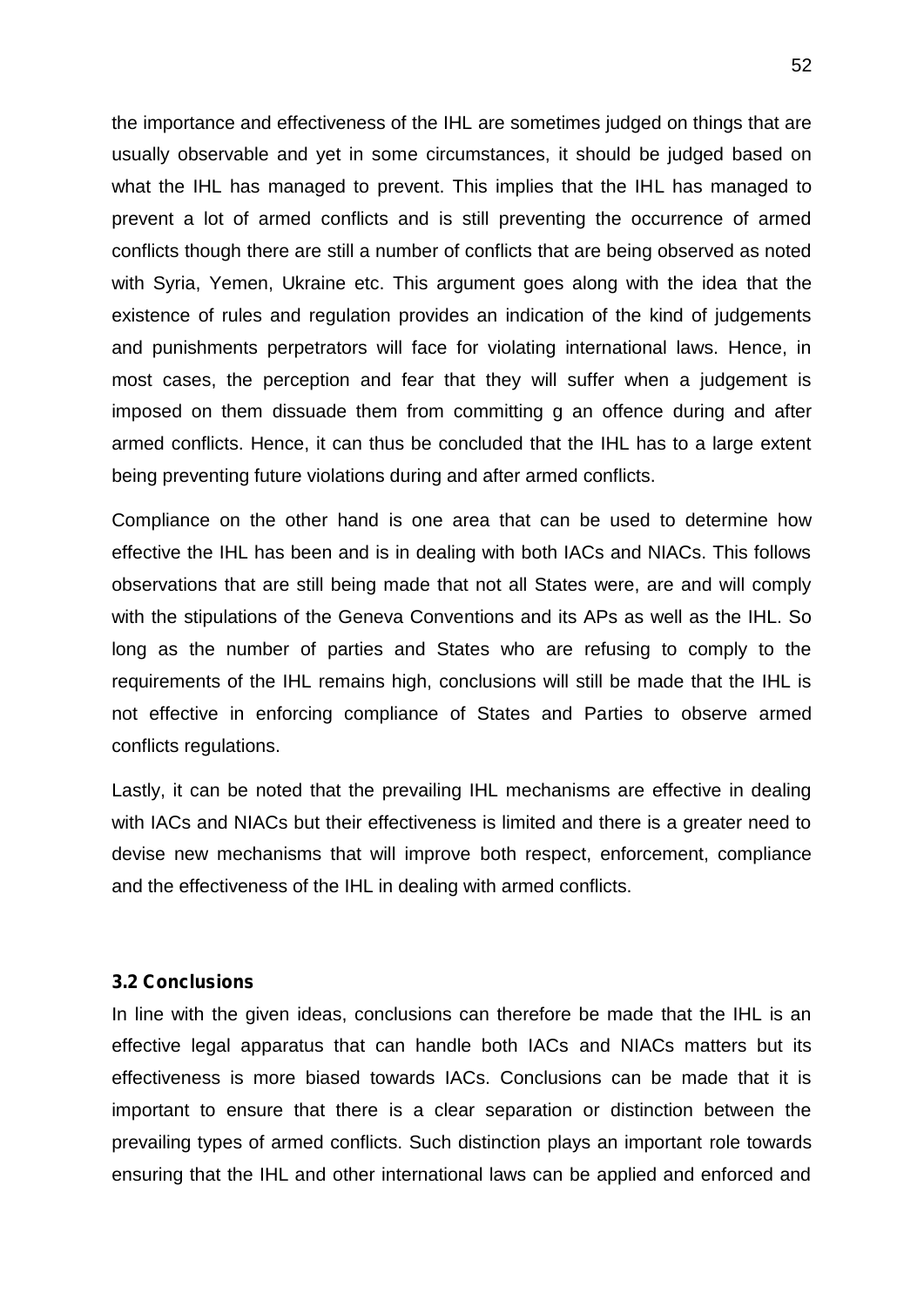the importance and effectiveness of the IHL are sometimes judged on things that are usually observable and yet in some circumstances, it should be judged based on what the IHL has managed to prevent. This implies that the IHL has managed to prevent a lot of armed conflicts and is still preventing the occurrence of armed conflicts though there are still a number of conflicts that are being observed as noted with Syria, Yemen, Ukraine etc. This argument goes along with the idea that the existence of rules and regulation provides an indication of the kind of judgements and punishments perpetrators will face for violating international laws. Hence, in most cases, the perception and fear that they will suffer when a judgement is imposed on them dissuade them from committing g an offence during and after armed conflicts. Hence, it can thus be concluded that the IHL has to a large extent being preventing future violations during and after armed conflicts.

Compliance on the other hand is one area that can be used to determine how effective the IHL has been and is in dealing with both IACs and NIACs. This follows observations that are still being made that not all States were, are and will comply with the stipulations of the Geneva Conventions and its APs as well as the IHL. So long as the number of parties and States who are refusing to comply to the requirements of the IHL remains high, conclusions will still be made that the IHL is not effective in enforcing compliance of States and Parties to observe armed conflicts regulations.

Lastly, it can be noted that the prevailing IHL mechanisms are effective in dealing with IACs and NIACs but their effectiveness is limited and there is a greater need to devise new mechanisms that will improve both respect, enforcement, compliance and the effectiveness of the IHL in dealing with armed conflicts.

### 3.2 Conclusions

In line with the given ideas, conclusions can therefore be made that the IHL is an effective legal apparatus that can handle both IACs and NIACs matters but its effectiveness is more biased towards IACs. Conclusions can be made that it is important to ensure that there is a clear separation or distinction between the prevailing types of armed conflicts. Such distinction plays an important role towards ensuring that the IHL and other international laws can be applied and enforced and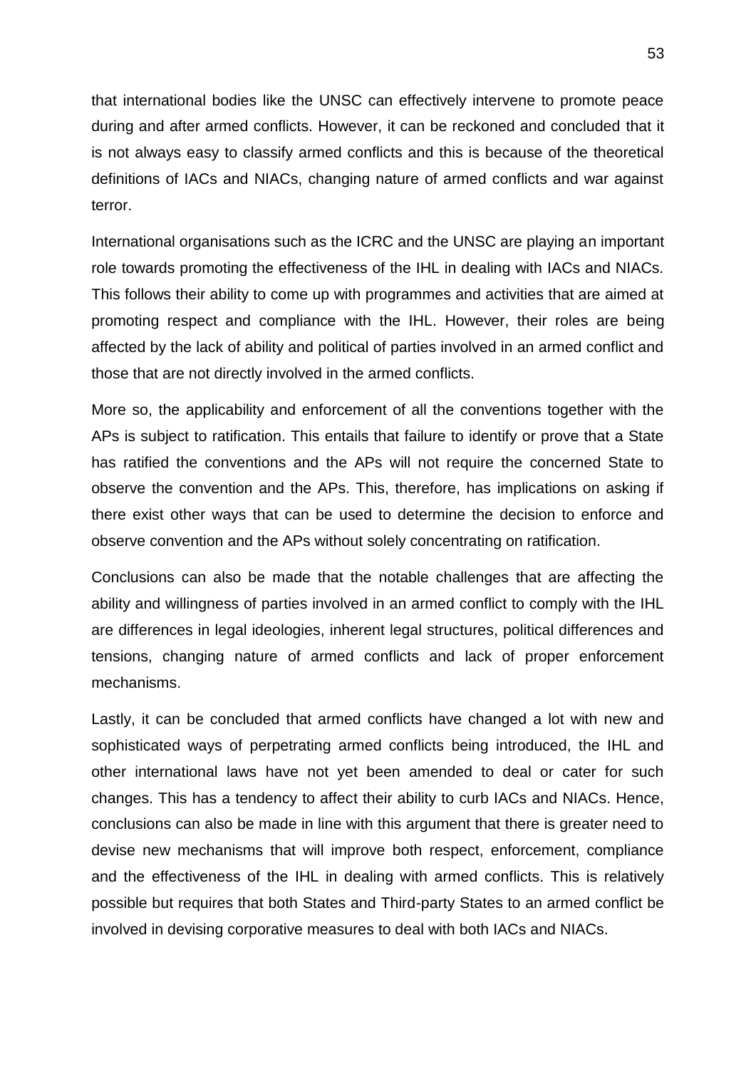that international bodies like the UNSC can effectively intervene to promote peace during and after armed conflicts. However, it can be reckoned and concluded that it is not always easy to classify armed conflicts and this is because of the theoretical definitions of IACs and NIACs, changing nature of armed conflicts and war against terror.

International organisations such as the ICRC and the UNSC are playing an important role towards promoting the effectiveness of the IHL in dealing with IACs and NIACs. This follows their ability to come up with programmes and activities that are aimed at promoting respect and compliance with the IHL. However, their roles are being affected by the lack of ability and political of parties involved in an armed conflict and those that are not directly involved in the armed conflicts.

More so, the applicability and enforcement of all the conventions together with the APs is subject to ratification. This entails that failure to identify or prove that a State has ratified the conventions and the APs will not require the concerned State to observe the convention and the APs. This, therefore, has implications on asking if there exist other ways that can be used to determine the decision to enforce and observe convention and the APs without solely concentrating on ratification.

Conclusions can also be made that the notable challenges that are affecting the ability and willingness of parties involved in an armed conflict to comply with the IHL are differences in legal ideologies, inherent legal structures, political differences and tensions, changing nature of armed conflicts and lack of proper enforcement mechanisms.

Lastly, it can be concluded that armed conflicts have changed a lot with new and sophisticated ways of perpetrating armed conflicts being introduced, the IHL and other international laws have not yet been amended to deal or cater for such changes. This has a tendency to affect their ability to curb IACs and NIACs. Hence, conclusions can also be made in line with this argument that there is greater need to devise new mechanisms that will improve both respect, enforcement, compliance and the effectiveness of the IHL in dealing with armed conflicts. This is relatively possible but requires that both States and Third-party States to an armed conflict be involved in devising corporative measures to deal with both IACs and NIACs.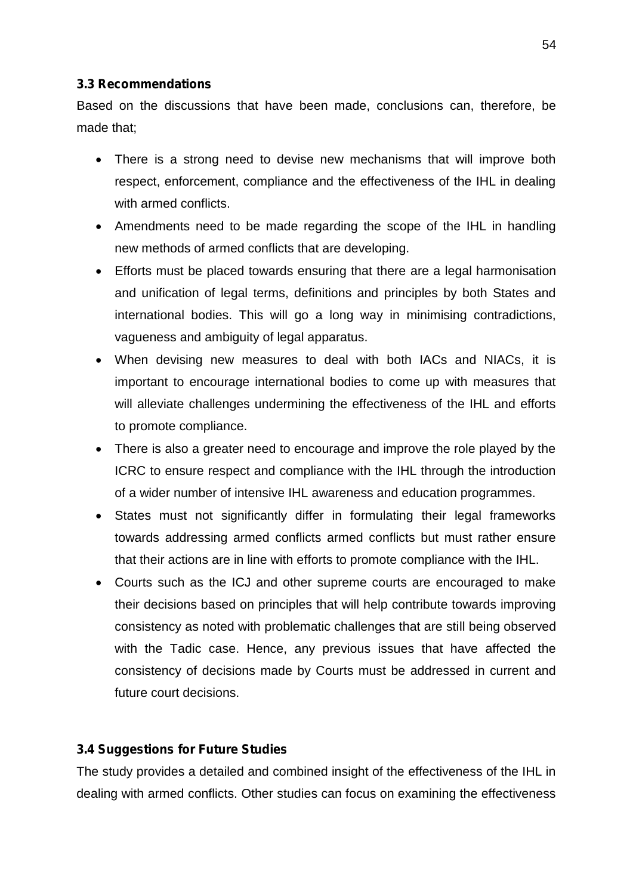### 3.3 Recommendations

Based on the discussions that have been made, conclusions can, therefore, be made that;

- There is a strong need to devise new mechanisms that will improve both respect, enforcement, compliance and the effectiveness of the IHL in dealing with armed conflicts.
- Amendments need to be made regarding the scope of the IHL in handling new methods of armed conflicts that are developing.
- Efforts must be placed towards ensuring that there are a legal harmonisation and unification of legal terms, definitions and principles by both States and international bodies. This will go a long way in minimising contradictions, vagueness and ambiguity of legal apparatus.
- When devising new measures to deal with both IACs and NIACs, it is important to encourage international bodies to come up with measures that will alleviate challenges undermining the effectiveness of the IHL and efforts to promote compliance.
- There is also a greater need to encourage and improve the role played by the ICRC to ensure respect and compliance with the IHL through the introduction of a wider number of intensive IHL awareness and education programmes.
- States must not significantly differ in formulating their legal frameworks towards addressing armed conflicts armed conflicts but must rather ensure that their actions are in line with efforts to promote compliance with the IHL.
- Courts such as the ICJ and other supreme courts are encouraged to make their decisions based on principles that will help contribute towards improving consistency as noted with problematic challenges that are still being observed with the Tadic case. Hence, any previous issues that have affected the consistency of decisions made by Courts must be addressed in current and future court decisions.

### 3.4 Suggestions for Future Studies

The study provides a detailed and combined insight of the effectiveness of the IHL in dealing with armed conflicts. Other studies can focus on examining the effectiveness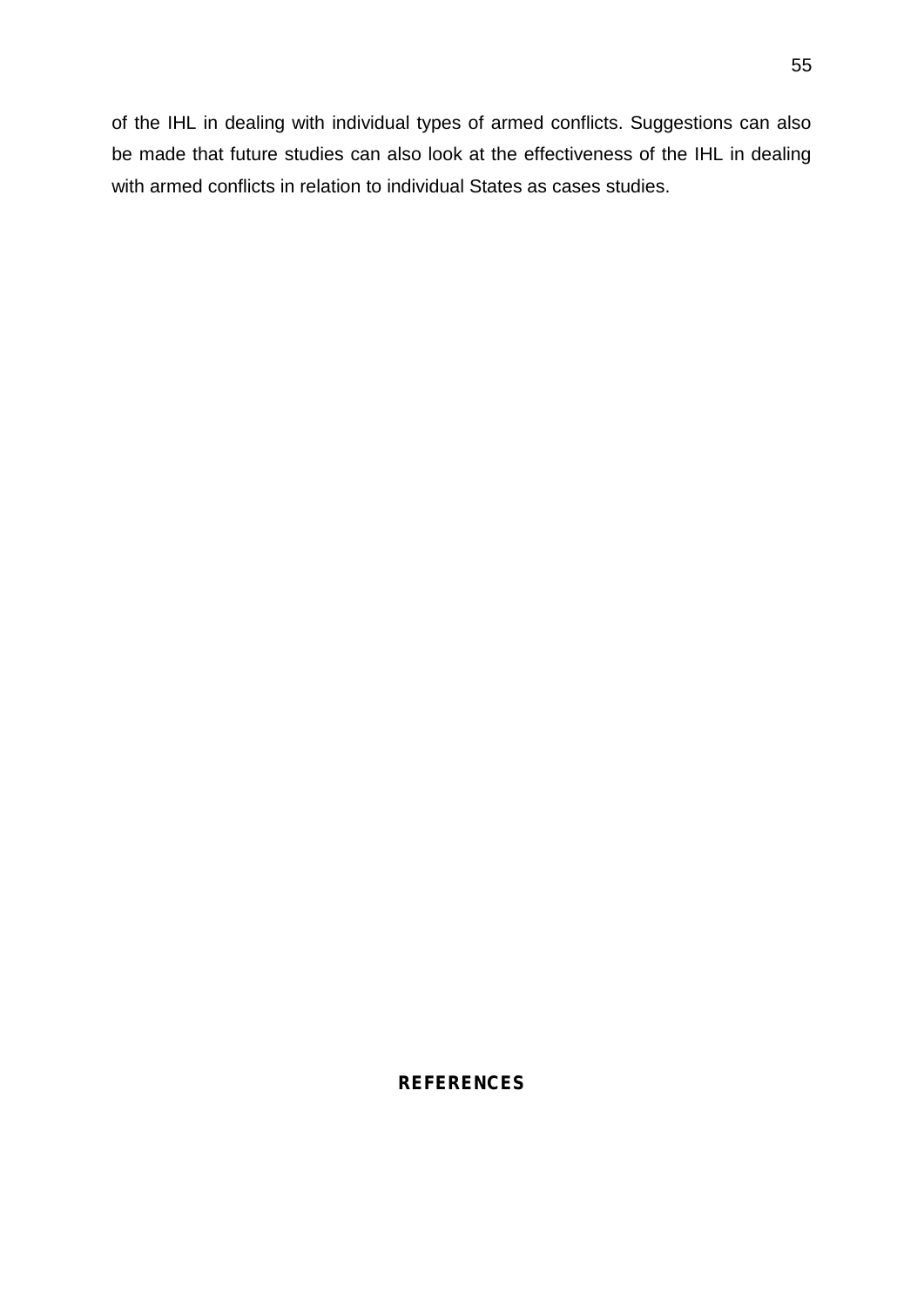of the IHL in dealing with individual types of armed conflicts. Suggestions can also be made that future studies can also look at the effectiveness of the IHL in dealing with armed conflicts in relation to individual States as cases studies.

## REFERENCES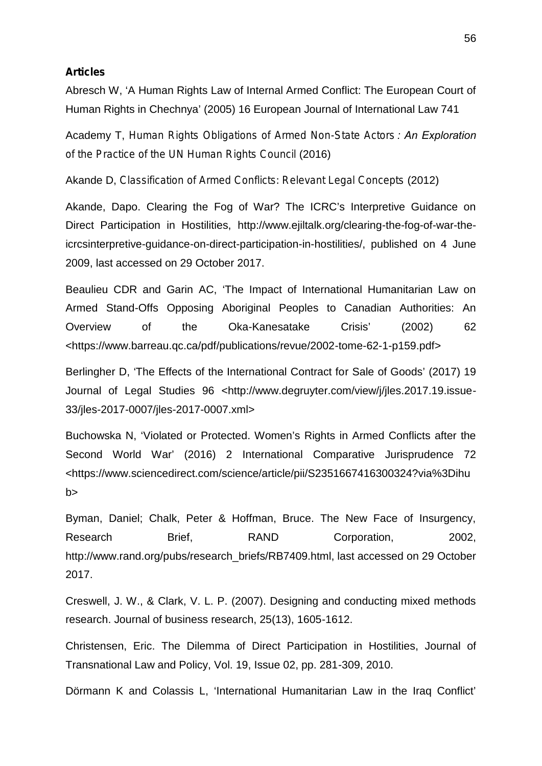**Articles**

Abresch W, 'A Human Rights Law of Internal Armed Conflict: The European Court of Human Rights in Chechnya' (2005) 16 European Journal of International Law 741

Academy T, *Human Rights Obligations of Armed Non-State Actors : An Exploration of the Practice of the UN Human Rights Council* (2016)

Akande D, *Classification of Armed Conflicts: Relevant Legal Concepts* (2012)

Akande, Dapo. Clearing the Fog of War? The ICRC's Interpretive Guidance on Direct Participation in Hostilities, http://www.ejiltalk.org/clearing-the-fog-of-war-the-icrcsinterpretive-guidance-on-direct-participation-in-hostilities/, published on 4 June 2009, last accessed on 29 October 2017.

Beaulieu CDR and Garin AC, 'The Impact of International Humanitarian Law on Armed Stand-Offs Opposing Aboriginal Peoples to Canadian Authorities: An Overview of the Oka-Kanesatake Crisis' (2002) 62 <https://www.barreau.qc.ca/pdf/publications/revue/2002-tome-62-1-p159.pdf>

Berlingher D, 'The Effects of the International Contract for Sale of Goods' (2017) 19 Journal of Legal Studies 96 <http://www.degruyter.com/view/j/jles.2017.19.issue-33/jles-2017-0007/jles-2017-0007.xml>

Buchowska N, 'Violated or Protected. Women's Rights in Armed Conflicts after the Second World War' (2016) 2 International Comparative Jurisprudence 72 <https://www.sciencedirect.com/science/article/pii/S2351667416300324?via%3Dihub>

Byman, Daniel; Chalk, Peter & Hoffman, Bruce. The New Face of Insurgency, Research Brief, RAND Corporation, 2002, http://www.rand.org/pubs/research_briefs/RB7409.html, last accessed on 29 October 2017.

Creswell, J. W., & Clark, V. L. P. (2007). Designing and conducting mixed methods research. Journal of business research, 25(13), 1605-1612.

Christensen, Eric. The Dilemma of Direct Participation in Hostilities, Journal of Transnational Law and Policy, Vol. 19, Issue 02, pp. 281-309, 2010.

Dörmann K and Colassis L, 'International Humanitarian Law in the Iraq Conflict'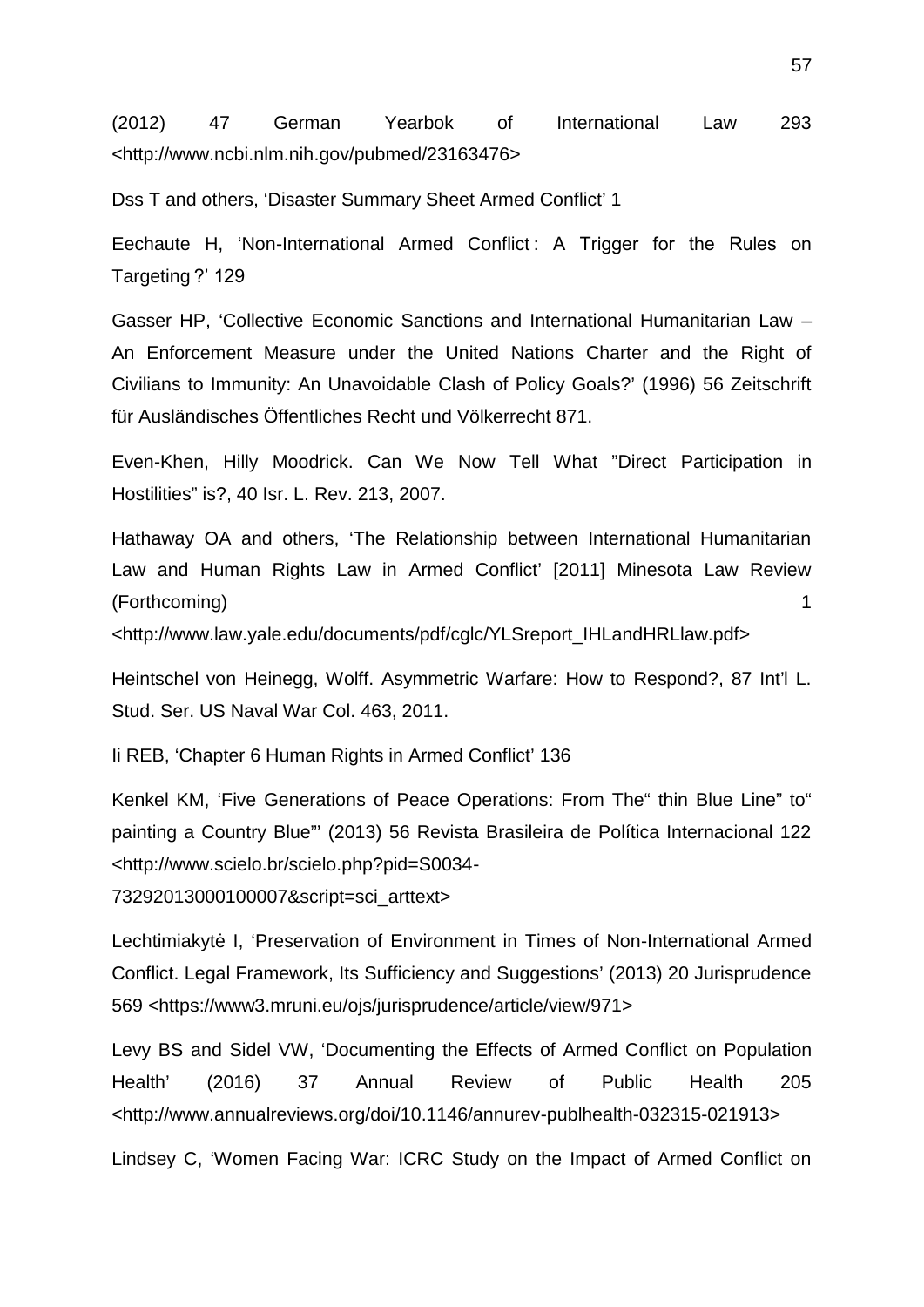(2012) 47 German Yearbok of International Law 293 <http://www.ncbi.nlm.nih.gov/pubmed/23163476>

Dss T and others, 'Disaster Summary Sheet Armed Conflict' 1

Eechaute H, 'Non-International Armed Conflict : A Trigger for the Rules on Targeting ?' 129

Gasser HP, 'Collective Economic Sanctions and International Humanitarian Law – An Enforcement Measure under the United Nations Charter and the Right of Civilians to Immunity: An Unavoidable Clash of Policy Goals?' (1996) 56 Zeitschrift für Ausländisches Öffentliches Recht und Völkerrecht 871.

Even-Khen, Hilly Moodrick. Can We Now Tell What "Direct Participation in Hostilities" is?, 40 Isr. L. Rev. 213, 2007.

Hathaway OA and others, 'The Relationship between International Humanitarian Law and Human Rights Law in Armed Conflict' [2011] Minesota Law Review (Forthcoming) 1 <http://www.law.yale.edu/documents/pdf/cglc/YLSreport_IHLandHRLlaw.pdf>

Heintschel von Heinegg, Wolff. Asymmetric Warfare: How to Respond?, 87 Int'l L. Stud. Ser. US Naval War Col. 463, 2011.

Ii REB, 'Chapter 6 Human Rights in Armed Conflict' 136

Kenkel KM, 'Five Generations of Peace Operations: From The" thin Blue Line" to" painting a Country Blue"' (2013) 56 Revista Brasileira de Política Internacional 122 <http://www.scielo.br/scielo.php?pid=S0034-73292013000100007&script=sci_arttext>

Lechtimiakytė I, 'Preservation of Environment in Times of Non-International Armed Conflict. Legal Framework, Its Sufficiency and Suggestions' (2013) 20 Jurisprudence 569 <https://www3.mruni.eu/ojs/jurisprudence/article/view/971>

Levy BS and Sidel VW, 'Documenting the Effects of Armed Conflict on Population Health' (2016) 37 Annual Review of Public Health 205 <http://www.annualreviews.org/doi/10.1146/annurev-publhealth-032315-021913>

Lindsey C, 'Women Facing War: ICRC Study on the Impact of Armed Conflict on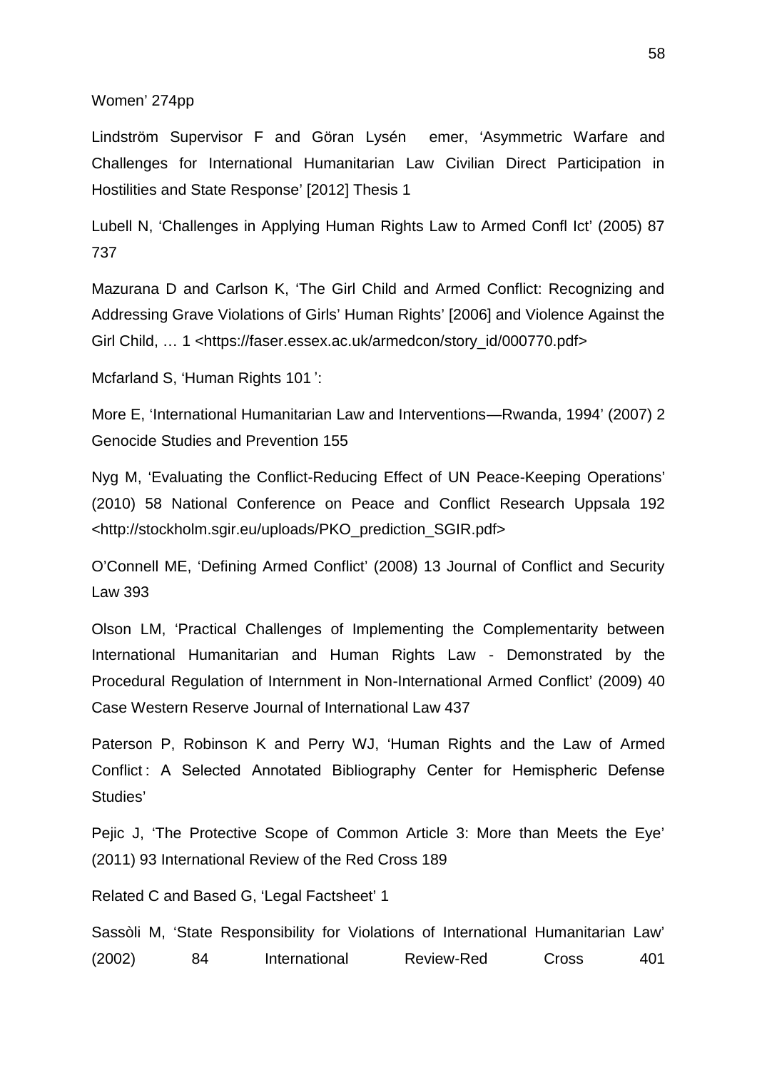Women' 274pp

Lindström Supervisor F and Göran Lysén emer, 'Asymmetric Warfare and Challenges for International Humanitarian Law Civilian Direct Participation in Hostilities and State Response' [2012] Thesis 1

Lubell N, 'Challenges in Applying Human Rights Law to Armed Confl Ict' (2005) 87 737

Mazurana D and Carlson K, 'The Girl Child and Armed Conflict: Recognizing and Addressing Grave Violations of Girls' Human Rights' [2006] and Violence Against the Girl Child, … 1 <https://faser.essex.ac.uk/armedcon/story_id/000770.pdf>

Mcfarland S, 'Human Rights 101 ':

More E, 'International Humanitarian Law and Interventions—Rwanda, 1994' (2007) 2 Genocide Studies and Prevention 155

Nyg M, 'Evaluating the Conflict-Reducing Effect of UN Peace-Keeping Operations' (2010) 58 National Conference on Peace and Conflict Research Uppsala 192 <http://stockholm.sgir.eu/uploads/PKO_prediction_SGIR.pdf>

O'Connell ME, 'Defining Armed Conflict' (2008) 13 Journal of Conflict and Security Law 393

Olson LM, 'Practical Challenges of Implementing the Complementarity between International Humanitarian and Human Rights Law - Demonstrated by the Procedural Regulation of Internment in Non-International Armed Conflict' (2009) 40 Case Western Reserve Journal of International Law 437

Paterson P, Robinson K and Perry WJ, 'Human Rights and the Law of Armed Conflict : A Selected Annotated Bibliography Center for Hemispheric Defense Studies'

Pejic J, 'The Protective Scope of Common Article 3: More than Meets the Eye' (2011) 93 International Review of the Red Cross 189

Related C and Based G, 'Legal Factsheet' 1

Sassòli M, 'State Responsibility for Violations of International Humanitarian Law' (2002) 84 International Review-Red Cross 401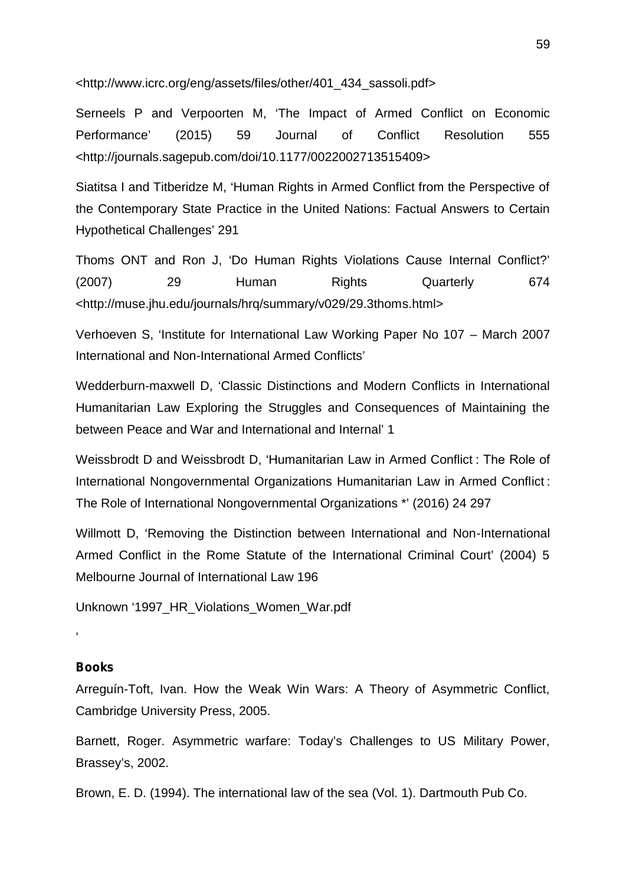<http://www.icrc.org/eng/assets/files/other/401_434_sassoli.pdf>

Serneels P and Verpoorten M, 'The Impact of Armed Conflict on Economic Performance' (2015) 59 Journal of Conflict Resolution 555 <http://journals.sagepub.com/doi/10.1177/0022002713515409>

Siatitsa I and Titberidze M, 'Human Rights in Armed Conflict from the Perspective of the Contemporary State Practice in the United Nations: Factual Answers to Certain Hypothetical Challenges' 291

Thoms ONT and Ron J, 'Do Human Rights Violations Cause Internal Conflict?' (2007) 29 Human Rights Quarterly 674 <http://muse.jhu.edu/journals/hrq/summary/v029/29.3thoms.html>

Verhoeven S, 'Institute for International Law Working Paper No 107 – March 2007 International and Non-International Armed Conflicts'

Wedderburn-maxwell D, 'Classic Distinctions and Modern Conflicts in International Humanitarian Law Exploring the Struggles and Consequences of Maintaining the between Peace and War and International and Internal' 1

Weissbrodt D and Weissbrodt D, 'Humanitarian Law in Armed Conflict : The Role of International Nongovernmental Organizations Humanitarian Law in Armed Conflict : The Role of International Nongovernmental Organizations *' (2016) 24 297

Willmott D, 'Removing the Distinction between International and Non-International Armed Conflict in the Rome Statute of the International Criminal Court' (2004) 5 Melbourne Journal of International Law 196

Unknown '1997_HR_Violations_Women_War.pdf

'

**Books**

Arreguín-Toft, Ivan. How the Weak Win Wars: A Theory of Asymmetric Conflict, Cambridge University Press, 2005.

Barnett, Roger. Asymmetric warfare: Today's Challenges to US Military Power, Brassey's, 2002.

Brown, E. D. (1994). The international law of the sea (Vol. 1). Dartmouth Pub Co.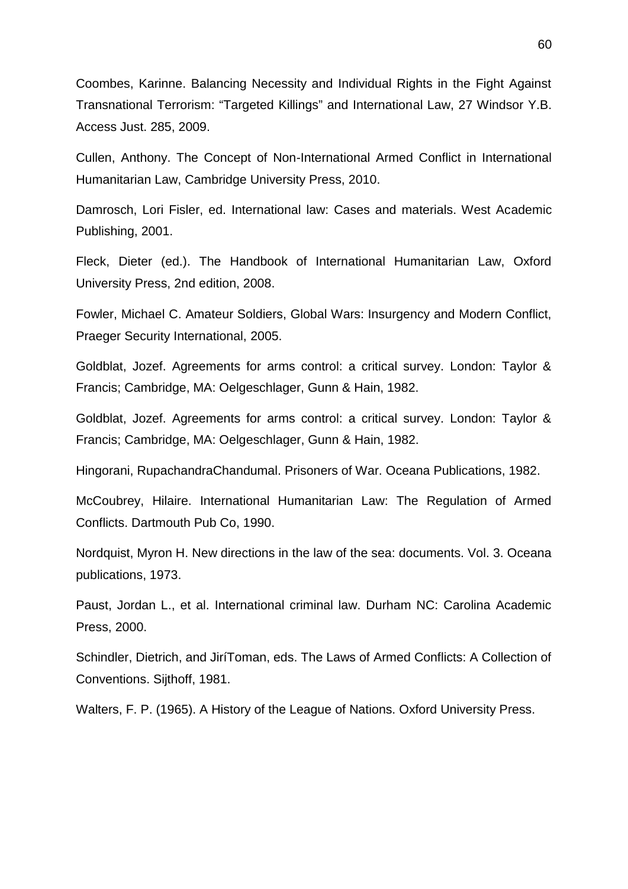Coombes, Karinne. Balancing Necessity and Individual Rights in the Fight Against Transnational Terrorism: "Targeted Killings" and International Law, 27 Windsor Y.B. Access Just. 285, 2009.

Cullen, Anthony. The Concept of Non-International Armed Conflict in International Humanitarian Law, Cambridge University Press, 2010.

Damrosch, Lori Fisler, ed. International law: Cases and materials. West Academic Publishing, 2001.

Fleck, Dieter (ed.). The Handbook of International Humanitarian Law, Oxford University Press, 2nd edition, 2008.

Fowler, Michael C. Amateur Soldiers, Global Wars: Insurgency and Modern Conflict, Praeger Security International, 2005.

Goldblat, Jozef. Agreements for arms control: a critical survey. London: Taylor & Francis; Cambridge, MA: Oelgeschlager, Gunn & Hain, 1982.

Goldblat, Jozef. Agreements for arms control: a critical survey. London: Taylor & Francis; Cambridge, MA: Oelgeschlager, Gunn & Hain, 1982.

Hingorani, RupachandraChandumal. Prisoners of War. Oceana Publications, 1982.

McCoubrey, Hilaire. International Humanitarian Law: The Regulation of Armed Conflicts. Dartmouth Pub Co, 1990.

Nordquist, Myron H. New directions in the law of the sea: documents. Vol. 3. Oceana publications, 1973.

Paust, Jordan L., et al. International criminal law. Durham NC: Carolina Academic Press, 2000.

Schindler, Dietrich, and JiríToman, eds. The Laws of Armed Conflicts: A Collection of Conventions. Sijthoff, 1981.

Walters, F. P. (1965). A History of the League of Nations. Oxford University Press.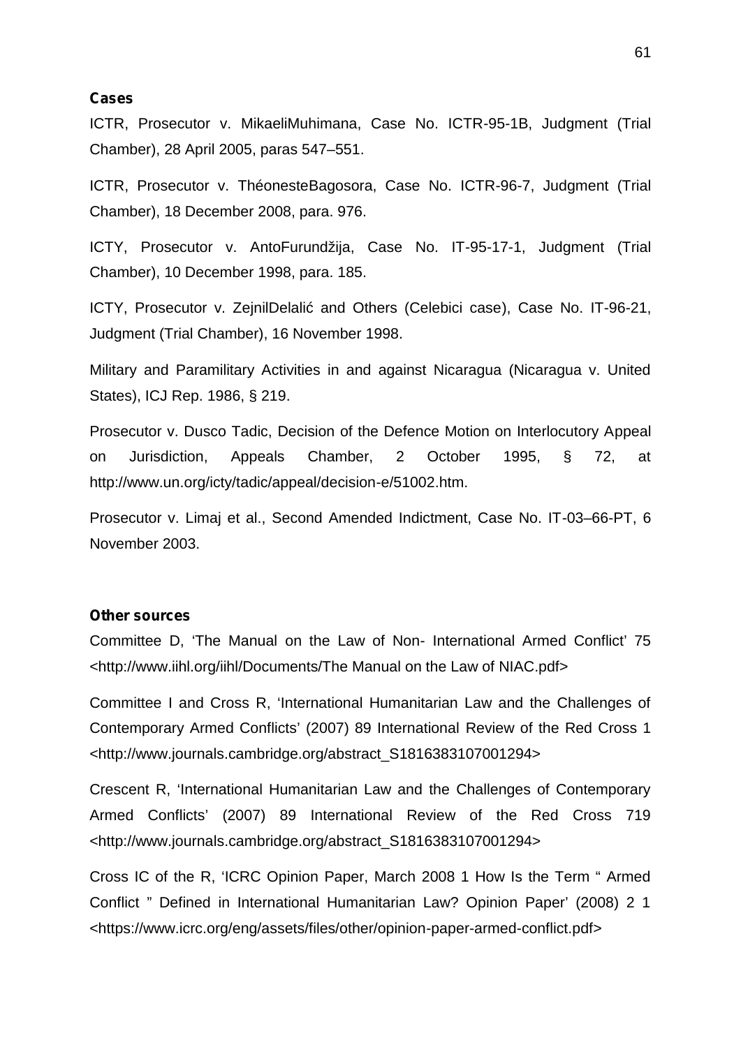**Cases**

ICTR, Prosecutor v. MikaeliMuhimana, Case No. ICTR-95-1B, Judgment (Trial Chamber), 28 April 2005, paras 547–551.

ICTR, Prosecutor v. ThéonesteBagosora, Case No. ICTR-96-7, Judgment (Trial Chamber), 18 December 2008, para. 976.

ICTY, Prosecutor v. AntoFurundžija, Case No. IT-95-17-1, Judgment (Trial Chamber), 10 December 1998, para. 185.

ICTY, Prosecutor v. ZejnilDelalić and Others (Celebici case), Case No. IT-96-21, Judgment (Trial Chamber), 16 November 1998.

Military and Paramilitary Activities in and against Nicaragua (Nicaragua v. United States), ICJ Rep. 1986, § 219.

Prosecutor v. Dusco Tadic, Decision of the Defence Motion on Interlocutory Appeal on Jurisdiction, Appeals Chamber, 2 October 1995, § 72, at http://www.un.org/icty/tadic/appeal/decision-e/51002.htm.

Prosecutor v. Limaj et al., Second Amended Indictment, Case No. IT-03–66-PT, 6 November 2003.

**Other sources**

Committee D, 'The Manual on the Law of Non- International Armed Conflict' 75 <http://www.iihl.org/iihl/Documents/The Manual on the Law of NIAC.pdf>

Committee I and Cross R, 'International Humanitarian Law and the Challenges of Contemporary Armed Conflicts' (2007) 89 International Review of the Red Cross 1 <http://www.journals.cambridge.org/abstract_S1816383107001294>

Crescent R, 'International Humanitarian Law and the Challenges of Contemporary Armed Conflicts' (2007) 89 International Review of the Red Cross 719 <http://www.journals.cambridge.org/abstract_S1816383107001294>

Cross IC of the R, 'ICRC Opinion Paper, March 2008 1 How Is the Term " Armed Conflict " Defined in International Humanitarian Law? Opinion Paper' (2008) 2 1 <https://www.icrc.org/eng/assets/files/other/opinion-paper-armed-conflict.pdf>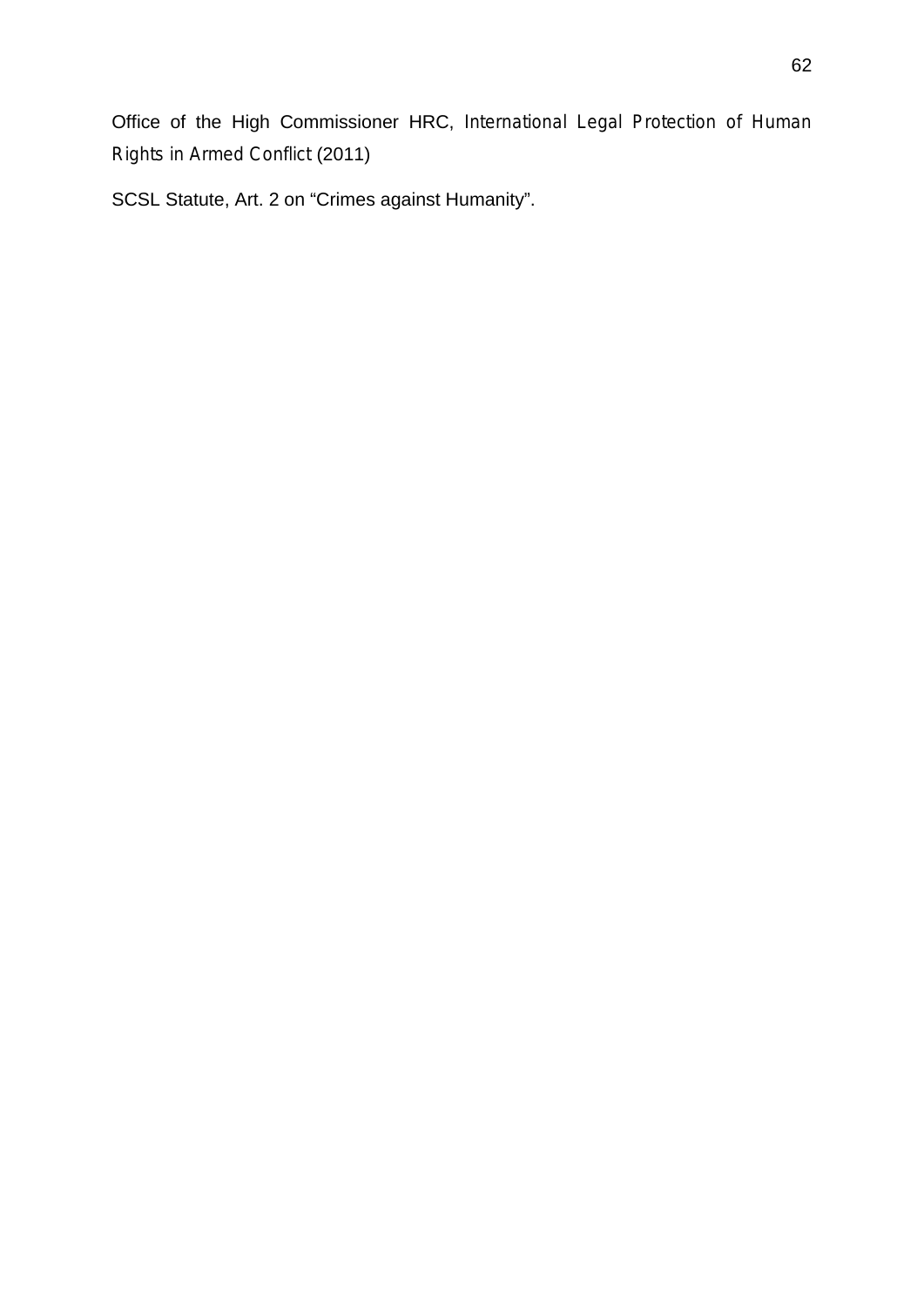Office of the High Commissioner HRC, *International Legal Protection of Human Rights in Armed Conflict* (2011)

SCSL Statute, Art. 2 on “Crimes against Humanity”.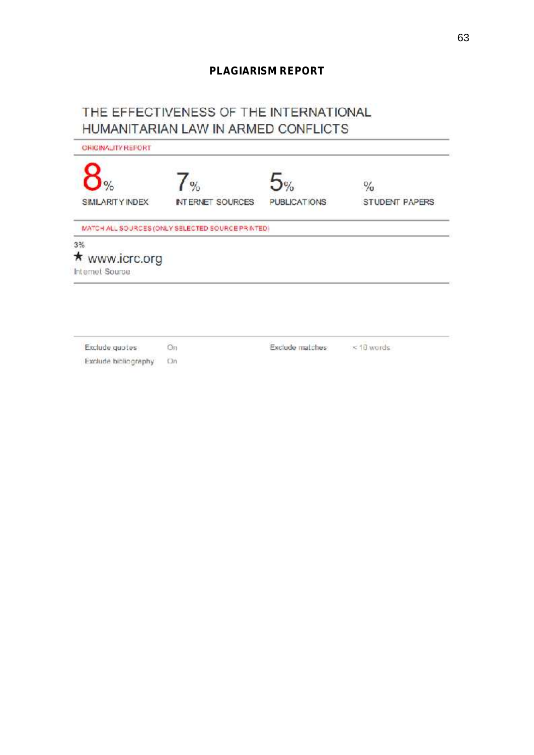## PLAGIARISM REPORT

### THE EFFECTIVENESS OF THE INTERNATIONAL HUMANITARIAN LAW IN ARMED CONFLICTS

ORIGINALITY REPORT

| 8% | 7% | 5% | % |
|---|---|---|---|
| SIMILARITY INDEX | INTERNET SOURCES | PUBLICATIONS | STUDENT PAPERS |

MATCH ALL SOURCES (ONLY SELECTED SOURCE PRINTED)

3%

★ www.icrc.org

Internet Source

| Exclude quotes | On | Exclude matches | < 10 words |
|---|---|---|---|
| Exclude bibliography | On | | |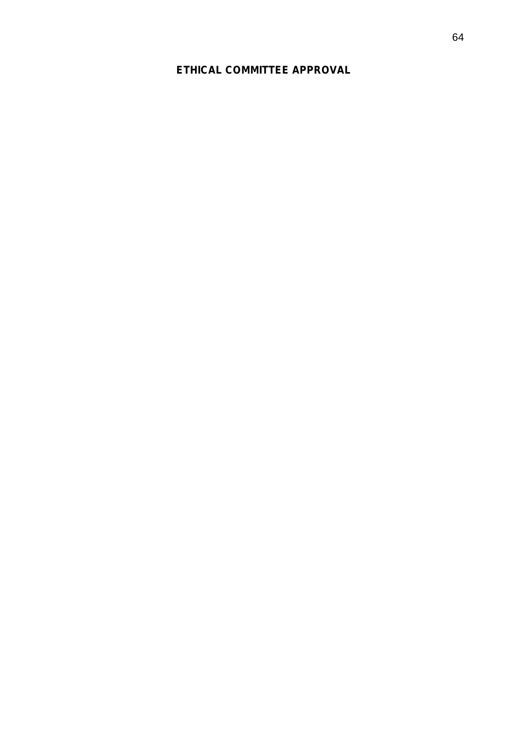## ETHICAL COMMITTEE APPROVAL